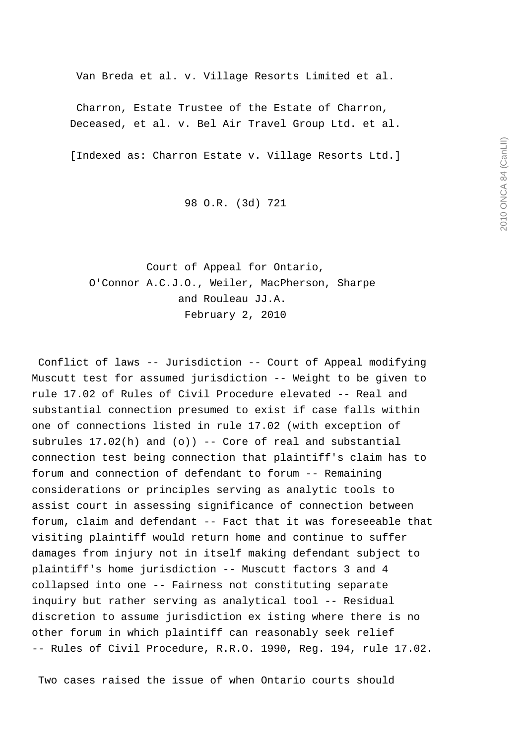Van Breda et al. v. Village Resorts Limited et al.

Charron, Estate Trustee of the Estate of Charron, Deceased, et al. v. Bel Air Travel Group Ltd. et al.

[Indexed as: Charron Estate v. Village Resorts Ltd.]

98 O.R. (3d) 721

Court of Appeal for Ontario,
O'Connor A.C.J.O., Weiler, MacPherson, Sharpe and Rouleau JJ.A.
February 2, 2010

Conflict of laws -- Jurisdiction -- Court of Appeal modifying Muscutt test for assumed jurisdiction -- Weight to be given to rule 17.02 of Rules of Civil Procedure elevated -- Real and substantial connection presumed to exist if case falls within one of connections listed in rule 17.02 (with exception of subrules 17.02(h) and (o)) -- Core of real and substantial connection test being connection that plaintiff's claim has to forum and connection of defendant to forum -- Remaining considerations or principles serving as analytic tools to assist court in assessing significance of connection between forum, claim and defendant -- Fact that it was foreseeable that visiting plaintiff would return home and continue to suffer damages from injury not in itself making defendant subject to plaintiff's home jurisdiction -- Muscutt factors 3 and 4 collapsed into one -- Fairness not constituting separate inquiry but rather serving as analytical tool -- Residual discretion to assume jurisdiction ex isting where there is no other forum in which plaintiff can reasonably seek relief -- Rules of Civil Procedure, R.R.O. 1990, Reg. 194, rule 17.02.

Two cases raised the issue of when Ontario courts should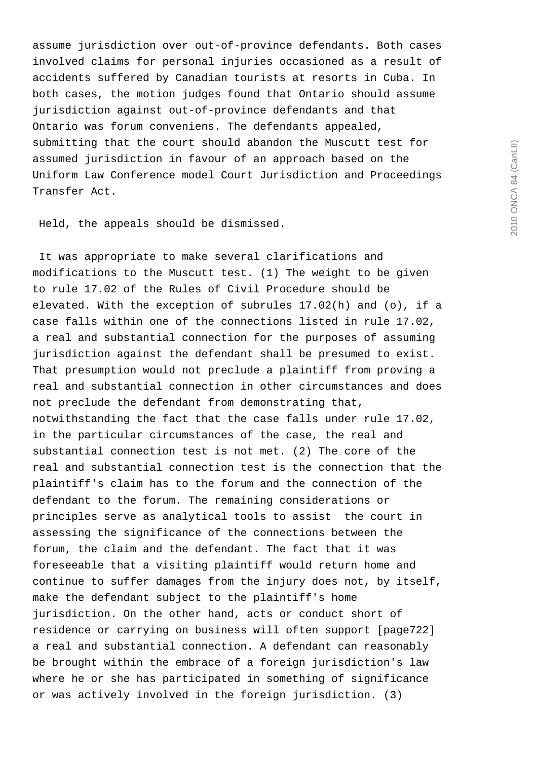assume jurisdiction over out-of-province defendants. Both cases involved claims for personal injuries occasioned as a result of accidents suffered by Canadian tourists at resorts in Cuba. In both cases, the motion judges found that Ontario should assume jurisdiction against out-of-province defendants and that Ontario was forum conveniens. The defendants appealed, submitting that the court should abandon the Muscutt test for assumed jurisdiction in favour of an approach based on the Uniform Law Conference model Court Jurisdiction and Proceedings Transfer Act.

Held, the appeals should be dismissed.

It was appropriate to make several clarifications and modifications to the Muscutt test. (1) The weight to be given to rule 17.02 of the Rules of Civil Procedure should be elevated. With the exception of subrules 17.02(h) and (o), if a case falls within one of the connections listed in rule 17.02, a real and substantial connection for the purposes of assuming jurisdiction against the defendant shall be presumed to exist. That presumption would not preclude a plaintiff from proving a real and substantial connection in other circumstances and does not preclude the defendant from demonstrating that, notwithstanding the fact that the case falls under rule 17.02, in the particular circumstances of the case, the real and substantial connection test is not met. (2) The core of the real and substantial connection test is the connection that the plaintiff's claim has to the forum and the connection of the defendant to the forum. The remaining considerations or principles serve as analytical tools to assist the court in assessing the significance of the connections between the forum, the claim and the defendant. The fact that it was foreseeable that a visiting plaintiff would return home and continue to suffer damages from the injury does not, by itself, make the defendant subject to the plaintiff's home jurisdiction. On the other hand, acts or conduct short of residence or carrying on business will often support [page722] a real and substantial connection. A defendant can reasonably be brought within the embrace of a foreign jurisdiction's law where he or she has participated in something of significance or was actively involved in the foreign jurisdiction. (3)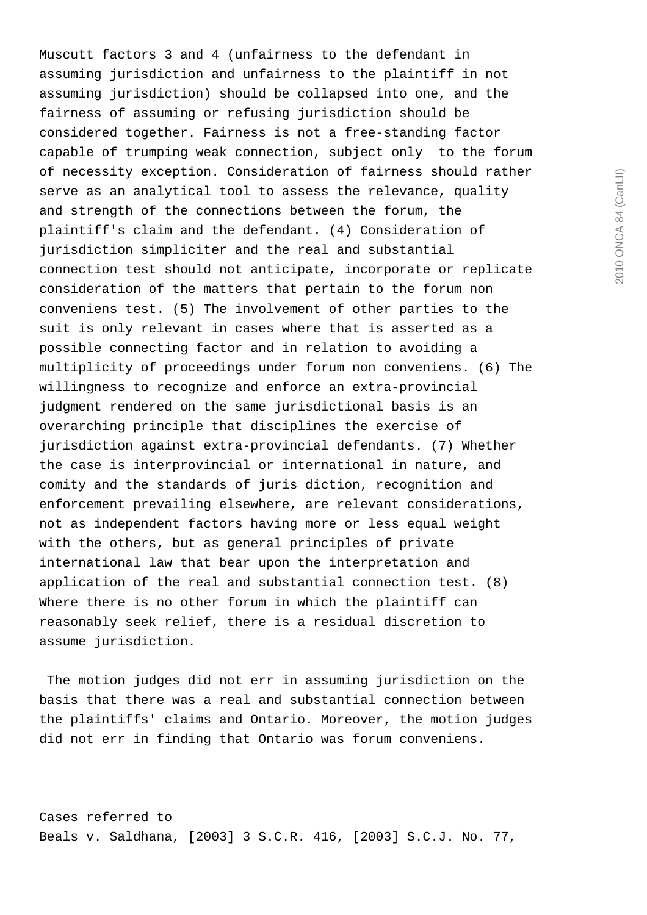Muscutt factors 3 and 4 (unfairness to the defendant in assuming jurisdiction and unfairness to the plaintiff in not assuming jurisdiction) should be collapsed into one, and the fairness of assuming or refusing jurisdiction should be considered together. Fairness is not a free-standing factor capable of trumping weak connection, subject only to the forum of necessity exception. Consideration of fairness should rather serve as an analytical tool to assess the relevance, quality and strength of the connections between the forum, the plaintiff's claim and the defendant. (4) Consideration of jurisdiction simpliciter and the real and substantial connection test should not anticipate, incorporate or replicate consideration of the matters that pertain to the forum non conveniens test. (5) The involvement of other parties to the suit is only relevant in cases where that is asserted as a possible connecting factor and in relation to avoiding a multiplicity of proceedings under forum non conveniens. (6) The willingness to recognize and enforce an extra-provincial judgment rendered on the same jurisdictional basis is an overarching principle that disciplines the exercise of jurisdiction against extra-provincial defendants. (7) Whether the case is interprovincial or international in nature, and comity and the standards of juris diction, recognition and enforcement prevailing elsewhere, are relevant considerations, not as independent factors having more or less equal weight with the others, but as general principles of private international law that bear upon the interpretation and application of the real and substantial connection test. (8) Where there is no other forum in which the plaintiff can reasonably seek relief, there is a residual discretion to assume jurisdiction.

The motion judges did not err in assuming jurisdiction on the basis that there was a real and substantial connection between the plaintiffs' claims and Ontario. Moreover, the motion judges did not err in finding that Ontario was forum conveniens.

Cases referred to

Beals v. Saldhana, [2003] 3 S.C.R. 416, [2003] S.C.J. No. 77,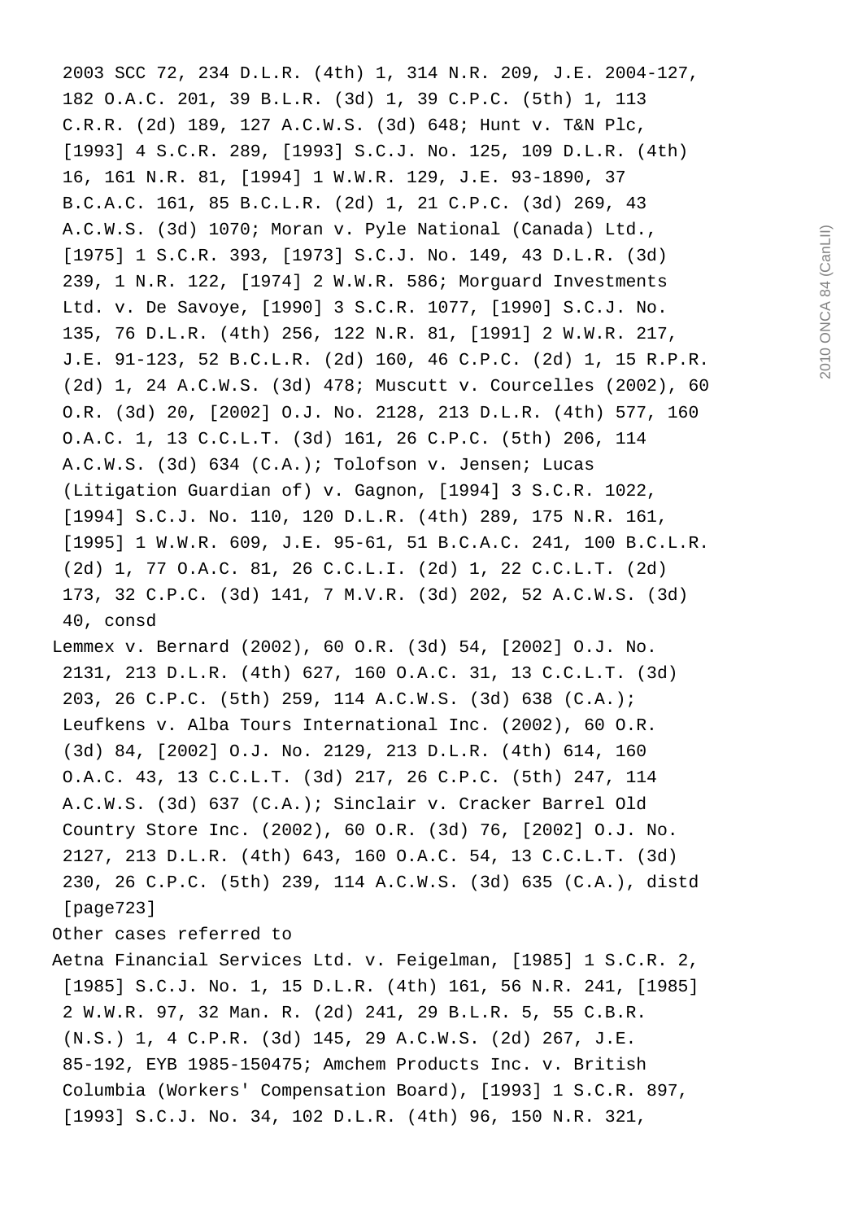2003 SCC 72, 234 D.L.R. (4th) 1, 314 N.R. 209, J.E. 2004-127, 182 O.A.C. 201, 39 B.L.R. (3d) 1, 39 C.P.C. (5th) 1, 113 C.R.R. (2d) 189, 127 A.C.W.S. (3d) 648; Hunt v. T&N Plc, [1993] 4 S.C.R. 289, [1993] S.C.J. No. 125, 109 D.L.R. (4th) 16, 161 N.R. 81, [1994] 1 W.W.R. 129, J.E. 93-1890, 37 B.C.A.C. 161, 85 B.C.L.R. (2d) 1, 21 C.P.C. (3d) 269, 43 A.C.W.S. (3d) 1070; Moran v. Pyle National (Canada) Ltd., [1975] 1 S.C.R. 393, [1973] S.C.J. No. 149, 43 D.L.R. (3d) 239, 1 N.R. 122, [1974] 2 W.W.R. 586; Morguard Investments Ltd. v. De Savoye, [1990] 3 S.C.R. 1077, [1990] S.C.J. No. 135, 76 D.L.R. (4th) 256, 122 N.R. 81, [1991] 2 W.W.R. 217, J.E. 91-123, 52 B.C.L.R. (2d) 160, 46 C.P.C. (2d) 1, 15 R.P.R. (2d) 1, 24 A.C.W.S. (3d) 478; Muscutt v. Courcelles (2002), 60 O.R. (3d) 20, [2002] O.J. No. 2128, 213 D.L.R. (4th) 577, 160 O.A.C. 1, 13 C.C.L.T. (3d) 161, 26 C.P.C. (5th) 206, 114 A.C.W.S. (3d) 634 (C.A.); Tolofson v. Jensen; Lucas (Litigation Guardian of) v. Gagnon, [1994] 3 S.C.R. 1022, [1994] S.C.J. No. 110, 120 D.L.R. (4th) 289, 175 N.R. 161, [1995] 1 W.W.R. 609, J.E. 95-61, 51 B.C.A.C. 241, 100 B.C.L.R. (2d) 1, 77 O.A.C. 81, 26 C.C.L.I. (2d) 1, 22 C.C.L.T. (2d) 173, 32 C.P.C. (3d) 141, 7 M.V.R. (3d) 202, 52 A.C.W.S. (3d) 40, consd

Lemmex v. Bernard (2002), 60 O.R. (3d) 54, [2002] O.J. No. 2131, 213 D.L.R. (4th) 627, 160 O.A.C. 31, 13 C.C.L.T. (3d) 203, 26 C.P.C. (5th) 259, 114 A.C.W.S. (3d) 638 (C.A.); Leufkens v. Alba Tours International Inc. (2002), 60 O.R. (3d) 84, [2002] O.J. No. 2129, 213 D.L.R. (4th) 614, 160 O.A.C. 43, 13 C.C.L.T. (3d) 217, 26 C.P.C. (5th) 247, 114 A.C.W.S. (3d) 637 (C.A.); Sinclair v. Cracker Barrel Old Country Store Inc. (2002), 60 O.R. (3d) 76, [2002] O.J. No. 2127, 213 D.L.R. (4th) 643, 160 O.A.C. 54, 13 C.C.L.T. (3d) 230, 26 C.P.C. (5th) 239, 114 A.C.W.S. (3d) 635 (C.A.), distd [page723]

Other cases referred to

Aetna Financial Services Ltd. v. Feigelman, [1985] 1 S.C.R. 2, [1985] S.C.J. No. 1, 15 D.L.R. (4th) 161, 56 N.R. 241, [1985] 2 W.W.R. 97, 32 Man. R. (2d) 241, 29 B.L.R. 5, 55 C.B.R. (N.S.) 1, 4 C.P.R. (3d) 145, 29 A.C.W.S. (2d) 267, J.E. 85-192, EYB 1985-150475; Amchem Products Inc. v. British Columbia (Workers' Compensation Board), [1993] 1 S.C.R. 897, [1993] S.C.J. No. 34, 102 D.L.R. (4th) 96, 150 N.R. 321,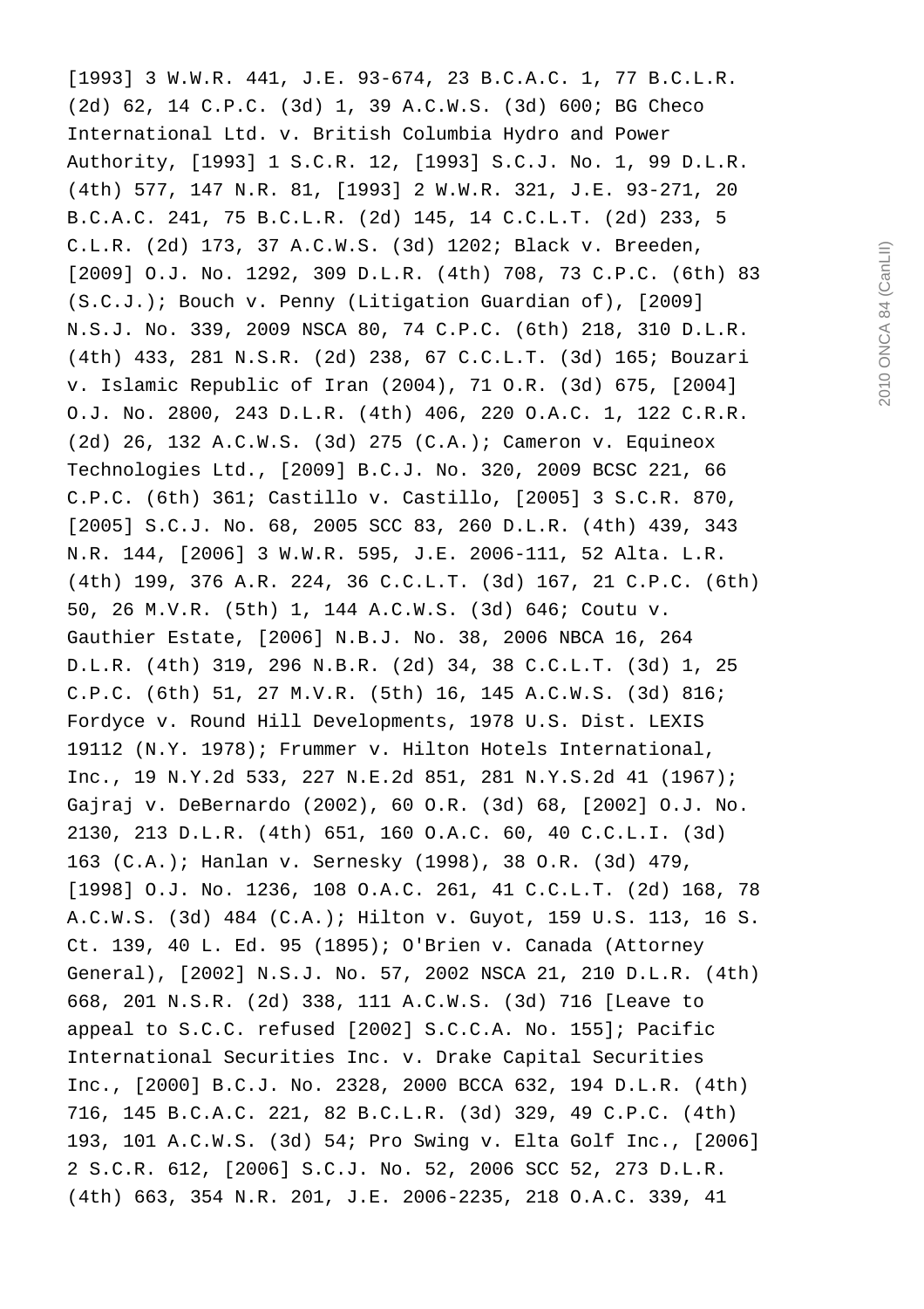[1993] 3 W.W.R. 441, J.E. 93-674, 23 B.C.A.C. 1, 77 B.C.L.R. (2d) 62, 14 C.P.C. (3d) 1, 39 A.C.W.S. (3d) 600; BG Checo International Ltd. v. British Columbia Hydro and Power Authority, [1993] 1 S.C.R. 12, [1993] S.C.J. No. 1, 99 D.L.R. (4th) 577, 147 N.R. 81, [1993] 2 W.W.R. 321, J.E. 93-271, 20 B.C.A.C. 241, 75 B.C.L.R. (2d) 145, 14 C.C.L.T. (2d) 233, 5 C.L.R. (2d) 173, 37 A.C.W.S. (3d) 1202; Black v. Breeden, [2009] O.J. No. 1292, 309 D.L.R. (4th) 708, 73 C.P.C. (6th) 83 (S.C.J.); Bouch v. Penny (Litigation Guardian of), [2009] N.S.J. No. 339, 2009 NSCA 80, 74 C.P.C. (6th) 218, 310 D.L.R. (4th) 433, 281 N.S.R. (2d) 238, 67 C.C.L.T. (3d) 165; Bouzari v. Islamic Republic of Iran (2004), 71 O.R. (3d) 675, [2004] O.J. No. 2800, 243 D.L.R. (4th) 406, 220 O.A.C. 1, 122 C.R.R. (2d) 26, 132 A.C.W.S. (3d) 275 (C.A.); Cameron v. Equineox Technologies Ltd., [2009] B.C.J. No. 320, 2009 BCSC 221, 66 C.P.C. (6th) 361; Castillo v. Castillo, [2005] 3 S.C.R. 870, [2005] S.C.J. No. 68, 2005 SCC 83, 260 D.L.R. (4th) 439, 343 N.R. 144, [2006] 3 W.W.R. 595, J.E. 2006-111, 52 Alta. L.R. (4th) 199, 376 A.R. 224, 36 C.C.L.T. (3d) 167, 21 C.P.C. (6th) 50, 26 M.V.R. (5th) 1, 144 A.C.W.S. (3d) 646; Coutu v. Gauthier Estate, [2006] N.B.J. No. 38, 2006 NBCA 16, 264 D.L.R. (4th) 319, 296 N.B.R. (2d) 34, 38 C.C.L.T. (3d) 1, 25 C.P.C. (6th) 51, 27 M.V.R. (5th) 16, 145 A.C.W.S. (3d) 816; Fordyce v. Round Hill Developments, 1978 U.S. Dist. LEXIS 19112 (N.Y. 1978); Frummer v. Hilton Hotels International, Inc., 19 N.Y.2d 533, 227 N.E.2d 851, 281 N.Y.S.2d 41 (1967); Gajraj v. DeBernardo (2002), 60 O.R. (3d) 68, [2002] O.J. No. 2130, 213 D.L.R. (4th) 651, 160 O.A.C. 60, 40 C.C.L.I. (3d) 163 (C.A.); Hanlan v. Sernesky (1998), 38 O.R. (3d) 479, [1998] O.J. No. 1236, 108 O.A.C. 261, 41 C.C.L.T. (2d) 168, 78 A.C.W.S. (3d) 484 (C.A.); Hilton v. Guyot, 159 U.S. 113, 16 S. Ct. 139, 40 L. Ed. 95 (1895); O'Brien v. Canada (Attorney General), [2002] N.S.J. No. 57, 2002 NSCA 21, 210 D.L.R. (4th) 668, 201 N.S.R. (2d) 338, 111 A.C.W.S. (3d) 716 [Leave to appeal to S.C.C. refused [2002] S.C.C.A. No. 155]; Pacific International Securities Inc. v. Drake Capital Securities Inc., [2000] B.C.J. No. 2328, 2000 BCCA 632, 194 D.L.R. (4th) 716, 145 B.C.A.C. 221, 82 B.C.L.R. (3d) 329, 49 C.P.C. (4th) 193, 101 A.C.W.S. (3d) 54; Pro Swing v. Elta Golf Inc., [2006] 2 S.C.R. 612, [2006] S.C.J. No. 52, 2006 SCC 52, 273 D.L.R. (4th) 663, 354 N.R. 201, J.E. 2006-2235, 218 O.A.C. 339, 41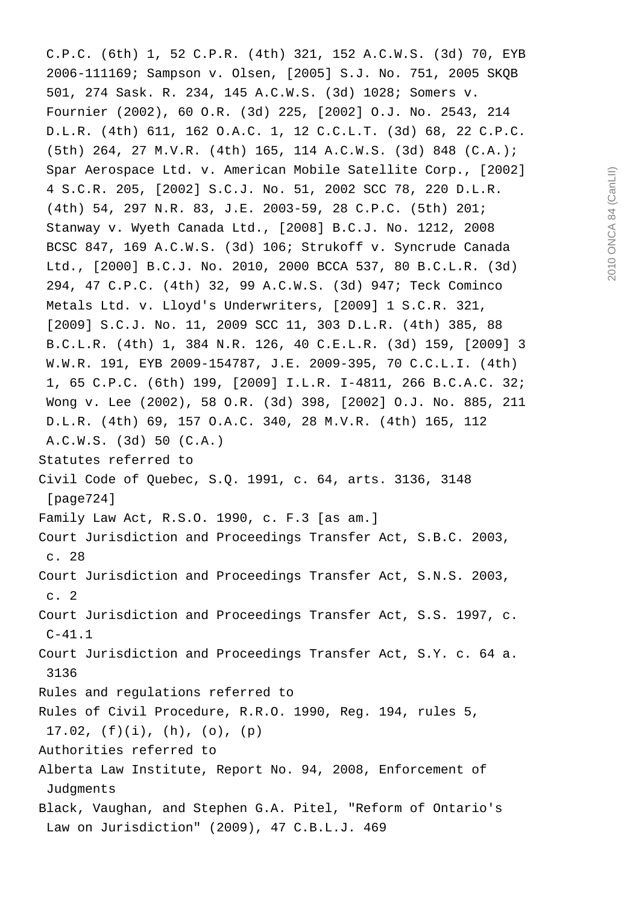C.P.C. (6th) 1, 52 C.P.R. (4th) 321, 152 A.C.W.S. (3d) 70, EYB 2006-111169; Sampson v. Olsen, [2005] S.J. No. 751, 2005 SKQB 501, 274 Sask. R. 234, 145 A.C.W.S. (3d) 1028; Somers v. Fournier (2002), 60 O.R. (3d) 225, [2002] O.J. No. 2543, 214 D.L.R. (4th) 611, 162 O.A.C. 1, 12 C.C.L.T. (3d) 68, 22 C.P.C. (5th) 264, 27 M.V.R. (4th) 165, 114 A.C.W.S. (3d) 848 (C.A.); Spar Aerospace Ltd. v. American Mobile Satellite Corp., [2002] 4 S.C.R. 205, [2002] S.C.J. No. 51, 2002 SCC 78, 220 D.L.R. (4th) 54, 297 N.R. 83, J.E. 2003-59, 28 C.P.C. (5th) 201; Stanway v. Wyeth Canada Ltd., [2008] B.C.J. No. 1212, 2008 BCSC 847, 169 A.C.W.S. (3d) 106; Strukoff v. Syncrude Canada Ltd., [2000] B.C.J. No. 2010, 2000 BCCA 537, 80 B.C.L.R. (3d) 294, 47 C.P.C. (4th) 32, 99 A.C.W.S. (3d) 947; Teck Cominco Metals Ltd. v. Lloyd's Underwriters, [2009] 1 S.C.R. 321, [2009] S.C.J. No. 11, 2009 SCC 11, 303 D.L.R. (4th) 385, 88 B.C.L.R. (4th) 1, 384 N.R. 126, 40 C.E.L.R. (3d) 159, [2009] 3 W.W.R. 191, EYB 2009-154787, J.E. 2009-395, 70 C.C.L.I. (4th) 1, 65 C.P.C. (6th) 199, [2009] I.L.R. I-4811, 266 B.C.A.C. 32; Wong v. Lee (2002), 58 O.R. (3d) 398, [2002] O.J. No. 885, 211 D.L.R. (4th) 69, 157 O.A.C. 340, 28 M.V.R. (4th) 165, 112 A.C.W.S. (3d) 50 (C.A.)

Statutes referred to

Civil Code of Quebec, S.Q. 1991, c. 64, arts. 3136, 3148 [page724]

Family Law Act, R.S.O. 1990, c. F.3 [as am.]

Court Jurisdiction and Proceedings Transfer Act, S.B.C. 2003, c. 28

Court Jurisdiction and Proceedings Transfer Act, S.N.S. 2003, c. 2

Court Jurisdiction and Proceedings Transfer Act, S.S. 1997, c. C-41.1

Court Jurisdiction and Proceedings Transfer Act, S.Y. c. 64 a. 3136

Rules and regulations referred to

Rules of Civil Procedure, R.R.O. 1990, Reg. 194, rules 5, 17.02, (f)(i), (h), (o), (p)

Authorities referred to

Alberta Law Institute, Report No. 94, 2008, Enforcement of Judgments

Black, Vaughan, and Stephen G.A. Pitel, "Reform of Ontario's Law on Jurisdiction" (2009), 47 C.B.L.J. 469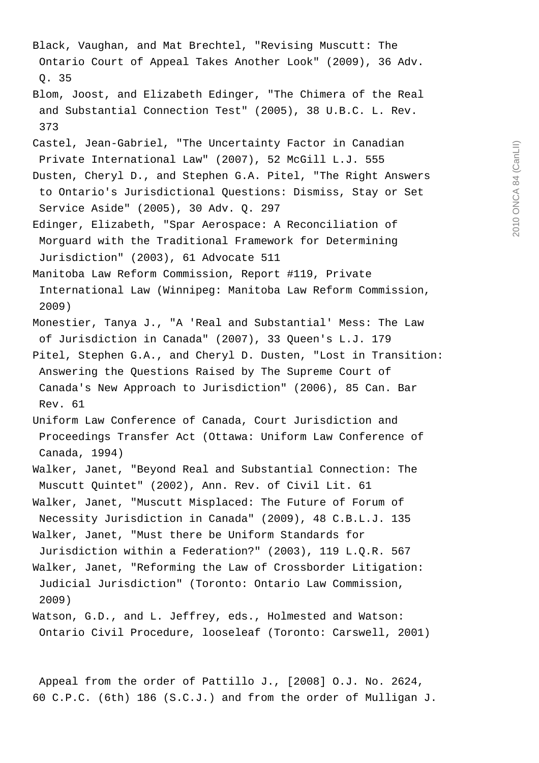Black, Vaughan, and Mat Brechtel, "Revising Muscutt: The Ontario Court of Appeal Takes Another Look" (2009), 36 Adv. Q. 35

Blom, Joost, and Elizabeth Edinger, "The Chimera of the Real and Substantial Connection Test" (2005), 38 U.B.C. L. Rev. 373

Castel, Jean-Gabriel, "The Uncertainty Factor in Canadian Private International Law" (2007), 52 McGill L.J. 555

Dusten, Cheryl D., and Stephen G.A. Pitel, "The Right Answers to Ontario's Jurisdictional Questions: Dismiss, Stay or Set Service Aside" (2005), 30 Adv. Q. 297

Edinger, Elizabeth, "Spar Aerospace: A Reconciliation of Morguard with the Traditional Framework for Determining Jurisdiction" (2003), 61 Advocate 511

Manitoba Law Reform Commission, Report #119, Private International Law (Winnipeg: Manitoba Law Reform Commission, 2009)

Monestier, Tanya J., "A 'Real and Substantial' Mess: The Law of Jurisdiction in Canada" (2007), 33 Queen's L.J. 179

Pitel, Stephen G.A., and Cheryl D. Dusten, "Lost in Transition: Answering the Questions Raised by The Supreme Court of Canada's New Approach to Jurisdiction" (2006), 85 Can. Bar Rev. 61

Uniform Law Conference of Canada, Court Jurisdiction and Proceedings Transfer Act (Ottawa: Uniform Law Conference of Canada, 1994)

Walker, Janet, "Beyond Real and Substantial Connection: The Muscutt Quintet" (2002), Ann. Rev. of Civil Lit. 61

Walker, Janet, "Muscutt Misplaced: The Future of Forum of Necessity Jurisdiction in Canada" (2009), 48 C.B.L.J. 135

Walker, Janet, "Must there be Uniform Standards for Jurisdiction within a Federation?" (2003), 119 L.Q.R. 567

Walker, Janet, "Reforming the Law of Crossborder Litigation: Judicial Jurisdiction" (Toronto: Ontario Law Commission, 2009)

Watson, G.D., and L. Jeffrey, eds., Holmested and Watson: Ontario Civil Procedure, looseleaf (Toronto: Carswell, 2001)

Appeal from the order of Pattillo J., [2008] O.J. No. 2624, 60 C.P.C. (6th) 186 (S.C.J.) and from the order of Mulligan J.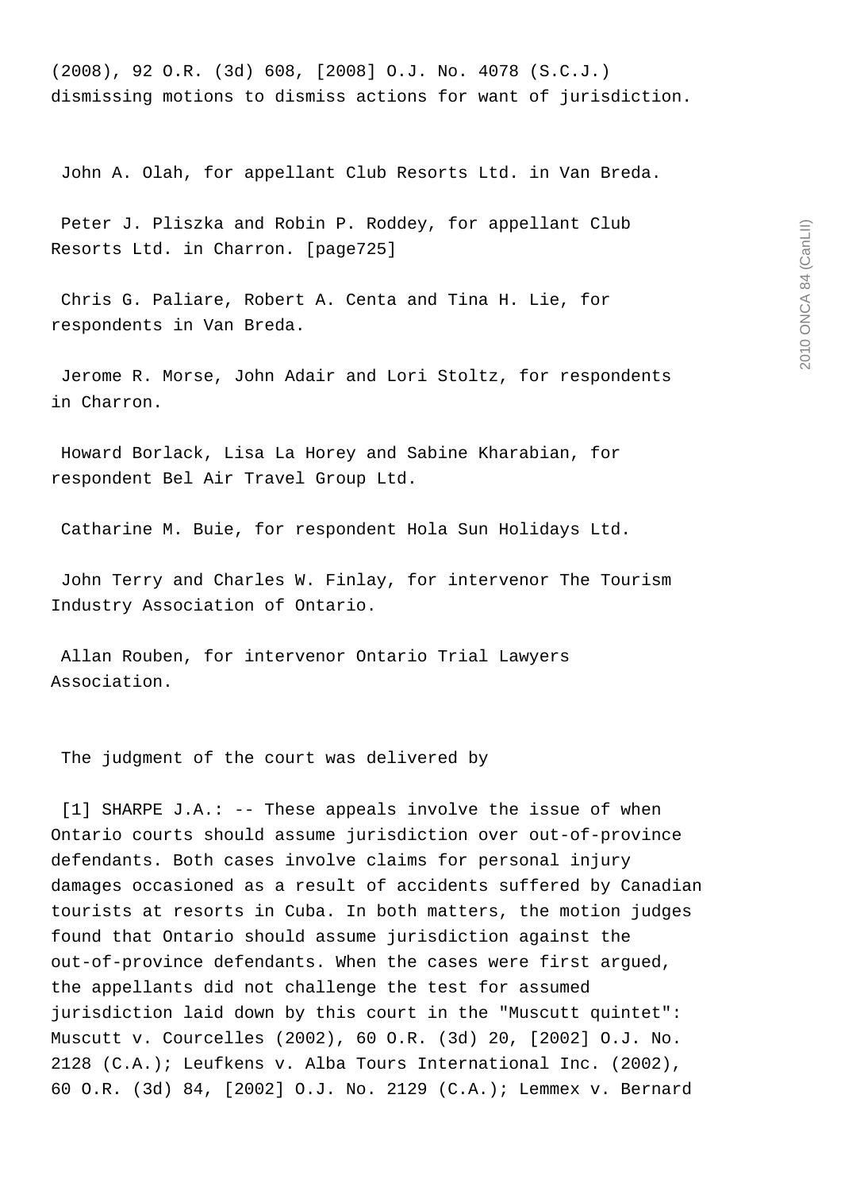(2008), 92 O.R. (3d) 608, [2008] O.J. No. 4078 (S.C.J.) dismissing motions to dismiss actions for want of jurisdiction.

John A. Olah, for appellant Club Resorts Ltd. in Van Breda.

Peter J. Pliszka and Robin P. Roddey, for appellant Club Resorts Ltd. in Charron. [page725]

Chris G. Paliare, Robert A. Centa and Tina H. Lie, for respondents in Van Breda.

Jerome R. Morse, John Adair and Lori Stoltz, for respondents in Charron.

Howard Borlack, Lisa La Horey and Sabine Kharabian, for respondent Bel Air Travel Group Ltd.

Catharine M. Buie, for respondent Hola Sun Holidays Ltd.

John Terry and Charles W. Finlay, for intervenor The Tourism Industry Association of Ontario.

Allan Rouben, for intervenor Ontario Trial Lawyers Association.

The judgment of the court was delivered by

[1] SHARPE J.A.: -- These appeals involve the issue of when Ontario courts should assume jurisdiction over out-of-province defendants. Both cases involve claims for personal injury damages occasioned as a result of accidents suffered by Canadian tourists at resorts in Cuba. In both matters, the motion judges found that Ontario should assume jurisdiction against the out-of-province defendants. When the cases were first argued, the appellants did not challenge the test for assumed jurisdiction laid down by this court in the "Muscutt quintet": Muscutt v. Courcelles (2002), 60 O.R. (3d) 20, [2002] O.J. No. 2128 (C.A.); Leufkens v. Alba Tours International Inc. (2002), 60 O.R. (3d) 84, [2002] O.J. No. 2129 (C.A.); Lemmex v. Bernard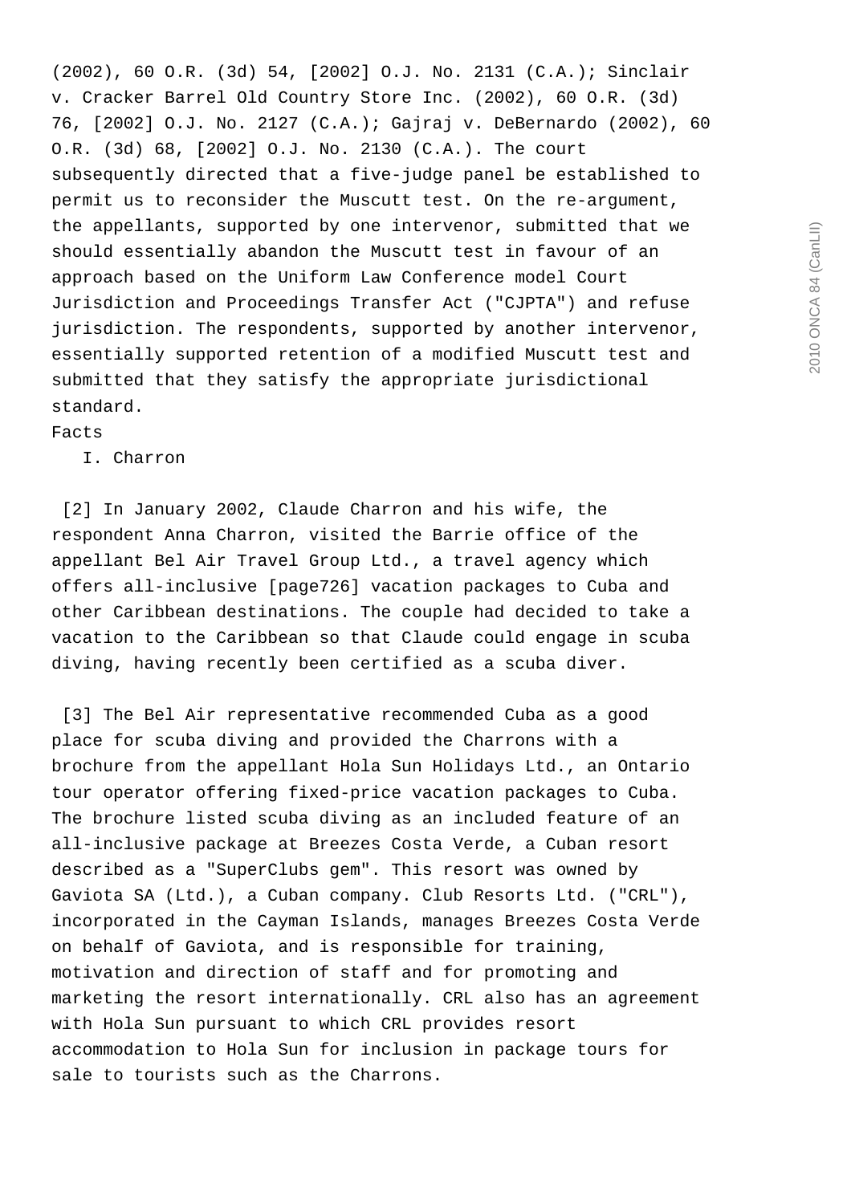(2002), 60 O.R. (3d) 54, [2002] O.J. No. 2131 (C.A.); Sinclair v. Cracker Barrel Old Country Store Inc. (2002), 60 O.R. (3d) 76, [2002] O.J. No. 2127 (C.A.); Gajraj v. DeBernardo (2002), 60 O.R. (3d) 68, [2002] O.J. No. 2130 (C.A.). The court subsequently directed that a five-judge panel be established to permit us to reconsider the Muscutt test. On the re-argument, the appellants, supported by one intervenor, submitted that we should essentially abandon the Muscutt test in favour of an approach based on the Uniform Law Conference model Court Jurisdiction and Proceedings Transfer Act ("CJPTA") and refuse jurisdiction. The respondents, supported by another intervenor, essentially supported retention of a modified Muscutt test and submitted that they satisfy the appropriate jurisdictional standard.

## Facts

### I. Charron

[2] In January 2002, Claude Charron and his wife, the respondent Anna Charron, visited the Barrie office of the appellant Bel Air Travel Group Ltd., a travel agency which offers all-inclusive [page726] vacation packages to Cuba and other Caribbean destinations. The couple had decided to take a vacation to the Caribbean so that Claude could engage in scuba diving, having recently been certified as a scuba diver.

[3] The Bel Air representative recommended Cuba as a good place for scuba diving and provided the Charrons with a brochure from the appellant Hola Sun Holidays Ltd., an Ontario tour operator offering fixed-price vacation packages to Cuba. The brochure listed scuba diving as an included feature of an all-inclusive package at Breezes Costa Verde, a Cuban resort described as a "SuperClubs gem". This resort was owned by Gaviota SA (Ltd.), a Cuban company. Club Resorts Ltd. ("CRL"), incorporated in the Cayman Islands, manages Breezes Costa Verde on behalf of Gaviota, and is responsible for training, motivation and direction of staff and for promoting and marketing the resort internationally. CRL also has an agreement with Hola Sun pursuant to which CRL provides resort accommodation to Hola Sun for inclusion in package tours for sale to tourists such as the Charrons.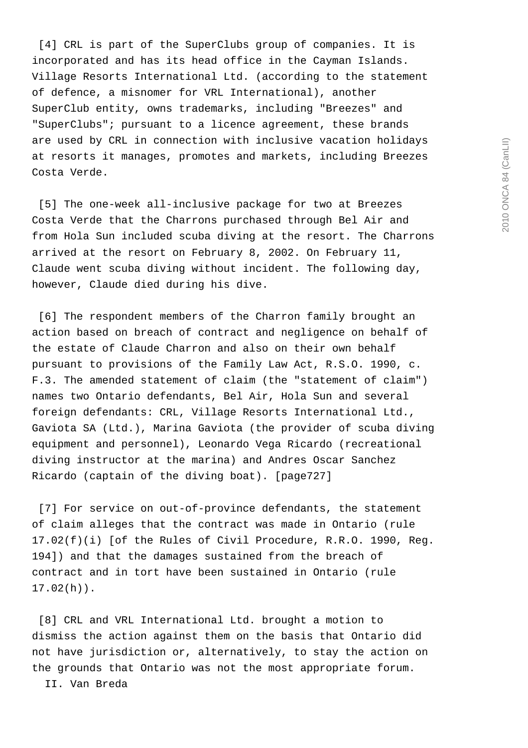[4] CRL is part of the SuperClubs group of companies. It is incorporated and has its head office in the Cayman Islands. Village Resorts International Ltd. (according to the statement of defence, a misnomer for VRL International), another SuperClub entity, owns trademarks, including "Breezes" and "SuperClubs"; pursuant to a licence agreement, these brands are used by CRL in connection with inclusive vacation holidays at resorts it manages, promotes and markets, including Breezes Costa Verde.

[5] The one-week all-inclusive package for two at Breezes Costa Verde that the Charrons purchased through Bel Air and from Hola Sun included scuba diving at the resort. The Charrons arrived at the resort on February 8, 2002. On February 11, Claude went scuba diving without incident. The following day, however, Claude died during his dive.

[6] The respondent members of the Charron family brought an action based on breach of contract and negligence on behalf of the estate of Claude Charron and also on their own behalf pursuant to provisions of the Family Law Act, R.S.O. 1990, c. F.3. The amended statement of claim (the "statement of claim") names two Ontario defendants, Bel Air, Hola Sun and several foreign defendants: CRL, Village Resorts International Ltd., Gaviota SA (Ltd.), Marina Gaviota (the provider of scuba diving equipment and personnel), Leonardo Vega Ricardo (recreational diving instructor at the marina) and Andres Oscar Sanchez Ricardo (captain of the diving boat). [page727]

[7] For service on out-of-province defendants, the statement of claim alleges that the contract was made in Ontario (rule 17.02(f)(i) [of the Rules of Civil Procedure, R.R.O. 1990, Reg. 194]) and that the damages sustained from the breach of contract and in tort have been sustained in Ontario (rule 17.02(h)).

[8] CRL and VRL International Ltd. brought a motion to dismiss the action against them on the basis that Ontario did not have jurisdiction or, alternatively, to stay the action on the grounds that Ontario was not the most appropriate forum.

## II. Van Breda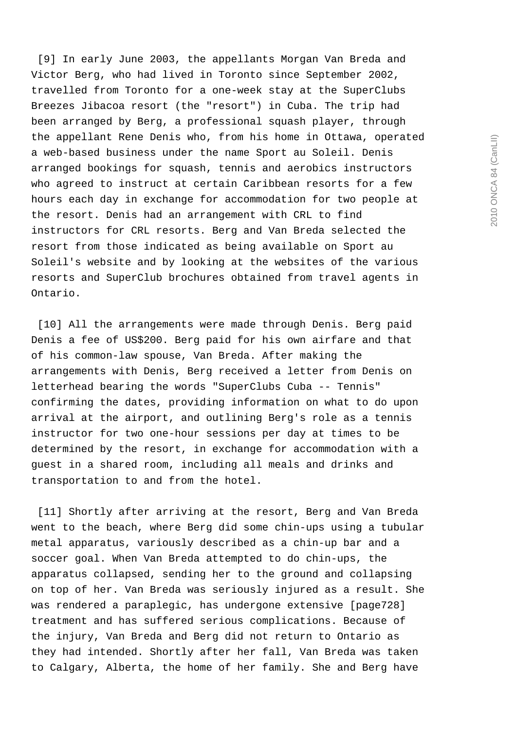[9] In early June 2003, the appellants Morgan Van Breda and Victor Berg, who had lived in Toronto since September 2002, travelled from Toronto for a one-week stay at the SuperClubs Breezes Jibacoa resort (the "resort") in Cuba. The trip had been arranged by Berg, a professional squash player, through the appellant Rene Denis who, from his home in Ottawa, operated a web-based business under the name Sport au Soleil. Denis arranged bookings for squash, tennis and aerobics instructors who agreed to instruct at certain Caribbean resorts for a few hours each day in exchange for accommodation for two people at the resort. Denis had an arrangement with CRL to find instructors for CRL resorts. Berg and Van Breda selected the resort from those indicated as being available on Sport au Soleil's website and by looking at the websites of the various resorts and SuperClub brochures obtained from travel agents in Ontario.

[10] All the arrangements were made through Denis. Berg paid Denis a fee of US$200. Berg paid for his own airfare and that of his common-law spouse, Van Breda. After making the arrangements with Denis, Berg received a letter from Denis on letterhead bearing the words "SuperClubs Cuba -- Tennis" confirming the dates, providing information on what to do upon arrival at the airport, and outlining Berg's role as a tennis instructor for two one-hour sessions per day at times to be determined by the resort, in exchange for accommodation with a guest in a shared room, including all meals and drinks and transportation to and from the hotel.

[11] Shortly after arriving at the resort, Berg and Van Breda went to the beach, where Berg did some chin-ups using a tubular metal apparatus, variously described as a chin-up bar and a soccer goal. When Van Breda attempted to do chin-ups, the apparatus collapsed, sending her to the ground and collapsing on top of her. Van Breda was seriously injured as a result. She was rendered a paraplegic, has undergone extensive [page728] treatment and has suffered serious complications. Because of the injury, Van Breda and Berg did not return to Ontario as they had intended. Shortly after her fall, Van Breda was taken to Calgary, Alberta, the home of her family. She and Berg have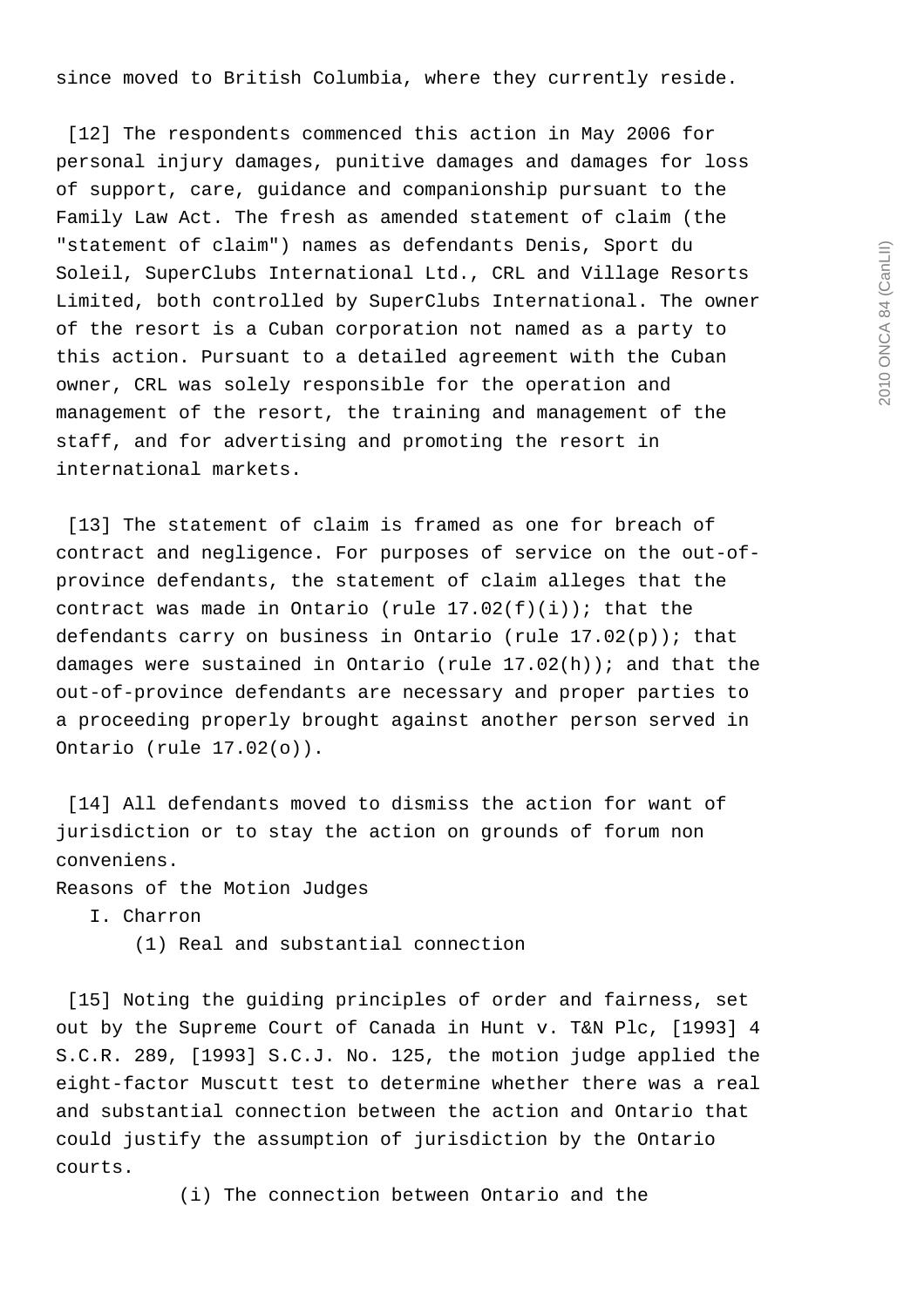since moved to British Columbia, where they currently reside.

[12] The respondents commenced this action in May 2006 for personal injury damages, punitive damages and damages for loss of support, care, guidance and companionship pursuant to the Family Law Act. The fresh as amended statement of claim (the "statement of claim") names as defendants Denis, Sport du Soleil, SuperClubs International Ltd., CRL and Village Resorts Limited, both controlled by SuperClubs International. The owner of the resort is a Cuban corporation not named as a party to this action. Pursuant to a detailed agreement with the Cuban owner, CRL was solely responsible for the operation and management of the resort, the training and management of the staff, and for advertising and promoting the resort in international markets.

[13] The statement of claim is framed as one for breach of contract and negligence. For purposes of service on the out-of-province defendants, the statement of claim alleges that the contract was made in Ontario (rule 17.02(f)(i)); that the defendants carry on business in Ontario (rule 17.02(p)); that damages were sustained in Ontario (rule 17.02(h)); and that the out-of-province defendants are necessary and proper parties to a proceeding properly brought against another person served in Ontario (rule 17.02(o)).

[14] All defendants moved to dismiss the action for want of jurisdiction or to stay the action on grounds of forum non conveniens.

## Reasons of the Motion Judges

### I. Charron

#### (1) Real and substantial connection

[15] Noting the guiding principles of order and fairness, set out by the Supreme Court of Canada in Hunt v. T&N Plc, [1993] 4 S.C.R. 289, [1993] S.C.J. No. 125, the motion judge applied the eight-factor Muscutt test to determine whether there was a real and substantial connection between the action and Ontario that could justify the assumption of jurisdiction by the Ontario courts.

(i) The connection between Ontario and the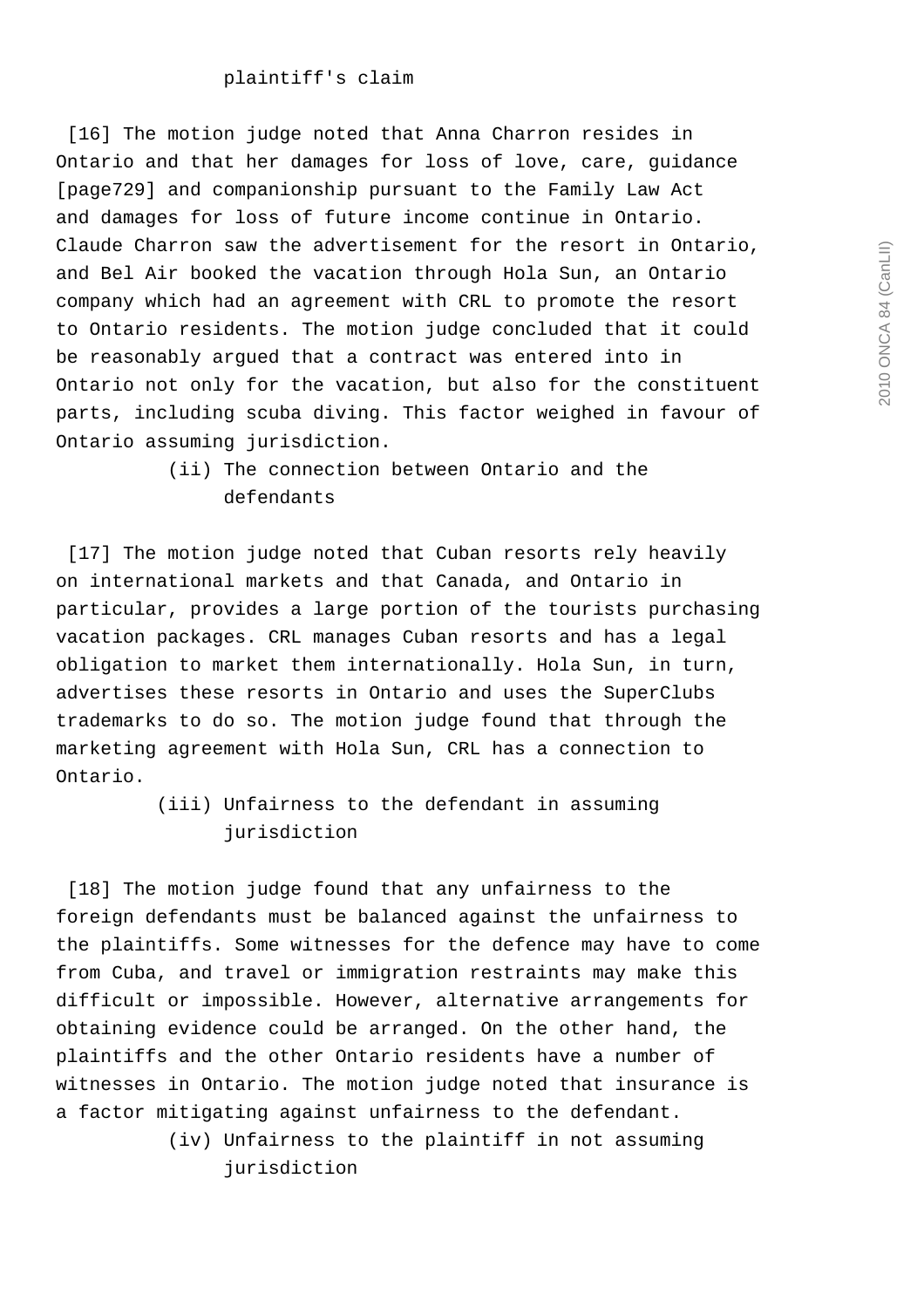plaintiff's claim

[16] The motion judge noted that Anna Charron resides in Ontario and that her damages for loss of love, care, guidance [page729] and companionship pursuant to the Family Law Act and damages for loss of future income continue in Ontario. Claude Charron saw the advertisement for the resort in Ontario, and Bel Air booked the vacation through Hola Sun, an Ontario company which had an agreement with CRL to promote the resort to Ontario residents. The motion judge concluded that it could be reasonably argued that a contract was entered into in Ontario not only for the vacation, but also for the constituent parts, including scuba diving. This factor weighed in favour of Ontario assuming jurisdiction.

(ii) The connection between Ontario and the defendants

[17] The motion judge noted that Cuban resorts rely heavily on international markets and that Canada, and Ontario in particular, provides a large portion of the tourists purchasing vacation packages. CRL manages Cuban resorts and has a legal obligation to market them internationally. Hola Sun, in turn, advertises these resorts in Ontario and uses the SuperClubs trademarks to do so. The motion judge found that through the marketing agreement with Hola Sun, CRL has a connection to Ontario.

(iii) Unfairness to the defendant in assuming jurisdiction

[18] The motion judge found that any unfairness to the foreign defendants must be balanced against the unfairness to the plaintiffs. Some witnesses for the defence may have to come from Cuba, and travel or immigration restraints may make this difficult or impossible. However, alternative arrangements for obtaining evidence could be arranged. On the other hand, the plaintiffs and the other Ontario residents have a number of witnesses in Ontario. The motion judge noted that insurance is a factor mitigating against unfairness to the defendant.

(iv) Unfairness to the plaintiff in not assuming jurisdiction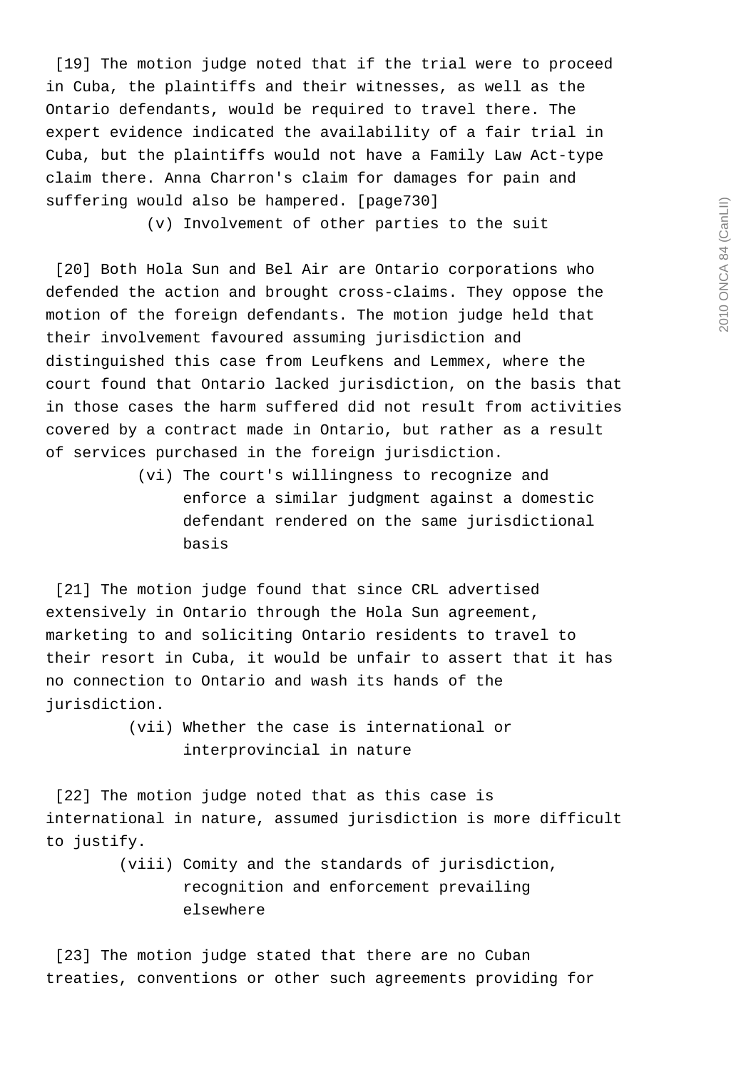[19] The motion judge noted that if the trial were to proceed in Cuba, the plaintiffs and their witnesses, as well as the Ontario defendants, would be required to travel there. The expert evidence indicated the availability of a fair trial in Cuba, but the plaintiffs would not have a Family Law Act-type claim there. Anna Charron's claim for damages for pain and suffering would also be hampered. [page730]

(v) Involvement of other parties to the suit

[20] Both Hola Sun and Bel Air are Ontario corporations who defended the action and brought cross-claims. They oppose the motion of the foreign defendants. The motion judge held that their involvement favoured assuming jurisdiction and distinguished this case from Leufkens and Lemmex, where the court found that Ontario lacked jurisdiction, on the basis that in those cases the harm suffered did not result from activities covered by a contract made in Ontario, but rather as a result of services purchased in the foreign jurisdiction.

(vi) The court's willingness to recognize and enforce a similar judgment against a domestic defendant rendered on the same jurisdictional basis

[21] The motion judge found that since CRL advertised extensively in Ontario through the Hola Sun agreement, marketing to and soliciting Ontario residents to travel to their resort in Cuba, it would be unfair to assert that it has no connection to Ontario and wash its hands of the jurisdiction.

(vii) Whether the case is international or interprovincial in nature

[22] The motion judge noted that as this case is international in nature, assumed jurisdiction is more difficult to justify.

(viii) Comity and the standards of jurisdiction, recognition and enforcement prevailing elsewhere

[23] The motion judge stated that there are no Cuban treaties, conventions or other such agreements providing for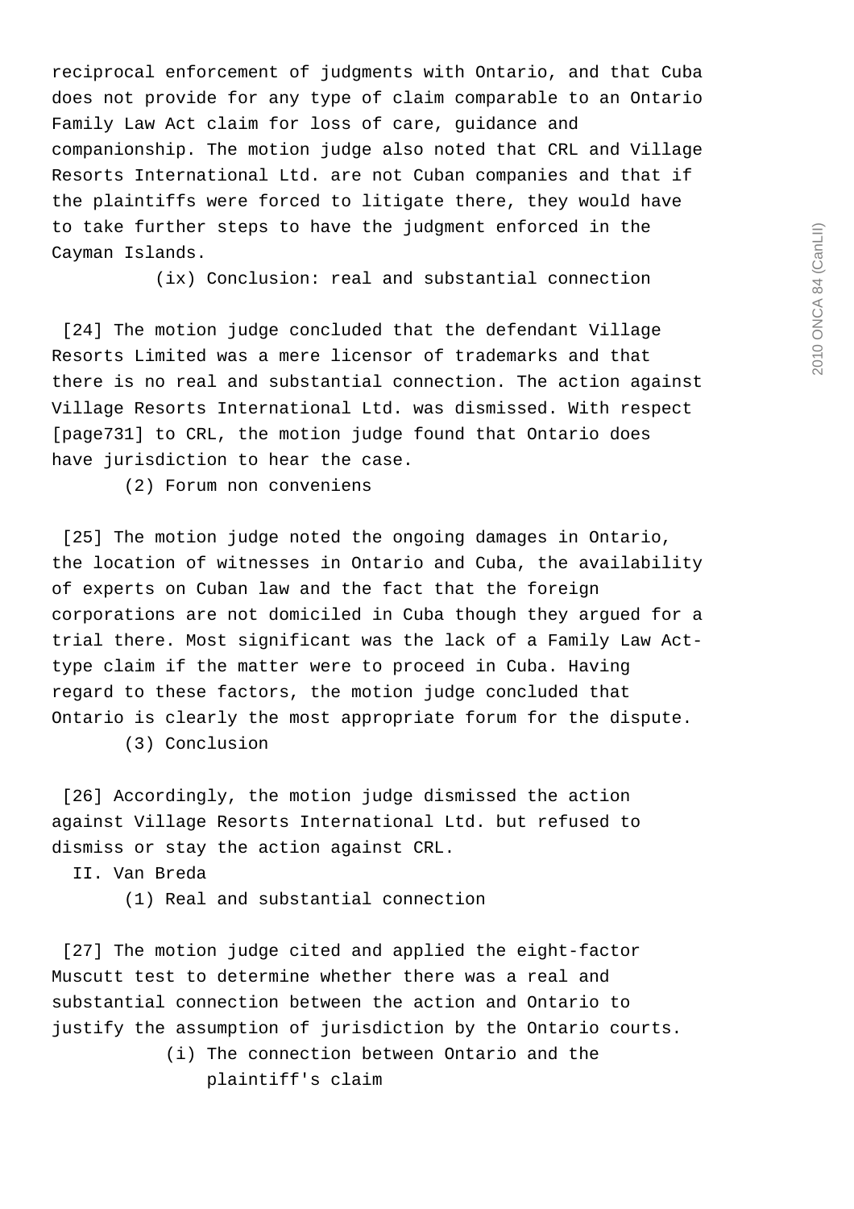reciprocal enforcement of judgments with Ontario, and that Cuba does not provide for any type of claim comparable to an Ontario Family Law Act claim for loss of care, guidance and companionship. The motion judge also noted that CRL and Village Resorts International Ltd. are not Cuban companies and that if the plaintiffs were forced to litigate there, they would have to take further steps to have the judgment enforced in the Cayman Islands.

(ix) Conclusion: real and substantial connection

[24] The motion judge concluded that the defendant Village Resorts Limited was a mere licensor of trademarks and that there is no real and substantial connection. The action against Village Resorts International Ltd. was dismissed. With respect [page731] to CRL, the motion judge found that Ontario does have jurisdiction to hear the case.

(2) Forum non conveniens

[25] The motion judge noted the ongoing damages in Ontario, the location of witnesses in Ontario and Cuba, the availability of experts on Cuban law and the fact that the foreign corporations are not domiciled in Cuba though they argued for a trial there. Most significant was the lack of a Family Law Act-type claim if the matter were to proceed in Cuba. Having regard to these factors, the motion judge concluded that Ontario is clearly the most appropriate forum for the dispute.

(3) Conclusion

[26] Accordingly, the motion judge dismissed the action against Village Resorts International Ltd. but refused to dismiss or stay the action against CRL.

II. Van Breda

(1) Real and substantial connection

[27] The motion judge cited and applied the eight-factor Muscutt test to determine whether there was a real and substantial connection between the action and Ontario to justify the assumption of jurisdiction by the Ontario courts.

(i) The connection between Ontario and the plaintiff's claim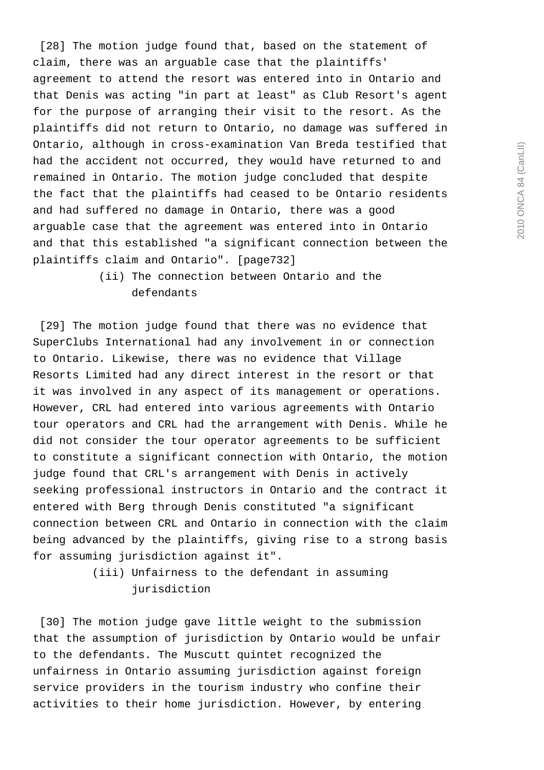[28] The motion judge found that, based on the statement of claim, there was an arguable case that the plaintiffs' agreement to attend the resort was entered into in Ontario and that Denis was acting "in part at least" as Club Resort's agent for the purpose of arranging their visit to the resort. As the plaintiffs did not return to Ontario, no damage was suffered in Ontario, although in cross-examination Van Breda testified that had the accident not occurred, they would have returned to and remained in Ontario. The motion judge concluded that despite the fact that the plaintiffs had ceased to be Ontario residents and had suffered no damage in Ontario, there was a good arguable case that the agreement was entered into in Ontario and that this established "a significant connection between the plaintiffs claim and Ontario". [page732]

(ii) The connection between Ontario and the defendants

[29] The motion judge found that there was no evidence that SuperClubs International had any involvement in or connection to Ontario. Likewise, there was no evidence that Village Resorts Limited had any direct interest in the resort or that it was involved in any aspect of its management or operations. However, CRL had entered into various agreements with Ontario tour operators and CRL had the arrangement with Denis. While he did not consider the tour operator agreements to be sufficient to constitute a significant connection with Ontario, the motion judge found that CRL's arrangement with Denis in actively seeking professional instructors in Ontario and the contract it entered with Berg through Denis constituted "a significant connection between CRL and Ontario in connection with the claim being advanced by the plaintiffs, giving rise to a strong basis for assuming jurisdiction against it".

(iii) Unfairness to the defendant in assuming jurisdiction

[30] The motion judge gave little weight to the submission that the assumption of jurisdiction by Ontario would be unfair to the defendants. The Muscutt quintet recognized the unfairness in Ontario assuming jurisdiction against foreign service providers in the tourism industry who confine their activities to their home jurisdiction. However, by entering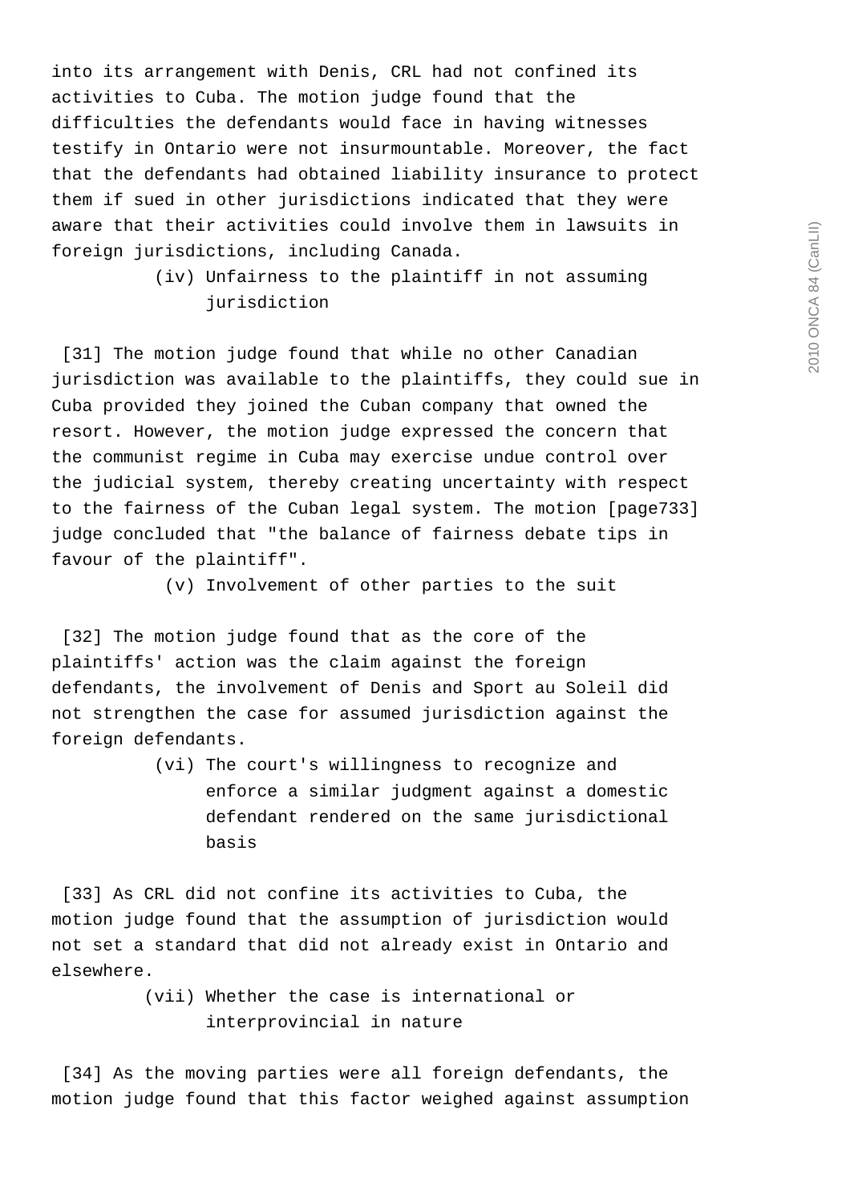into its arrangement with Denis, CRL had not confined its activities to Cuba. The motion judge found that the difficulties the defendants would face in having witnesses testify in Ontario were not insurmountable. Moreover, the fact that the defendants had obtained liability insurance to protect them if sued in other jurisdictions indicated that they were aware that their activities could involve them in lawsuits in foreign jurisdictions, including Canada.

(iv) Unfairness to the plaintiff in not assuming jurisdiction

[31] The motion judge found that while no other Canadian jurisdiction was available to the plaintiffs, they could sue in Cuba provided they joined the Cuban company that owned the resort. However, the motion judge expressed the concern that the communist regime in Cuba may exercise undue control over the judicial system, thereby creating uncertainty with respect to the fairness of the Cuban legal system. The motion [page733] judge concluded that "the balance of fairness debate tips in favour of the plaintiff".

(v) Involvement of other parties to the suit

[32] The motion judge found that as the core of the plaintiffs' action was the claim against the foreign defendants, the involvement of Denis and Sport au Soleil did not strengthen the case for assumed jurisdiction against the foreign defendants.

(vi) The court's willingness to recognize and enforce a similar judgment against a domestic defendant rendered on the same jurisdictional basis

[33] As CRL did not confine its activities to Cuba, the motion judge found that the assumption of jurisdiction would not set a standard that did not already exist in Ontario and elsewhere.

(vii) Whether the case is international or interprovincial in nature

[34] As the moving parties were all foreign defendants, the motion judge found that this factor weighed against assumption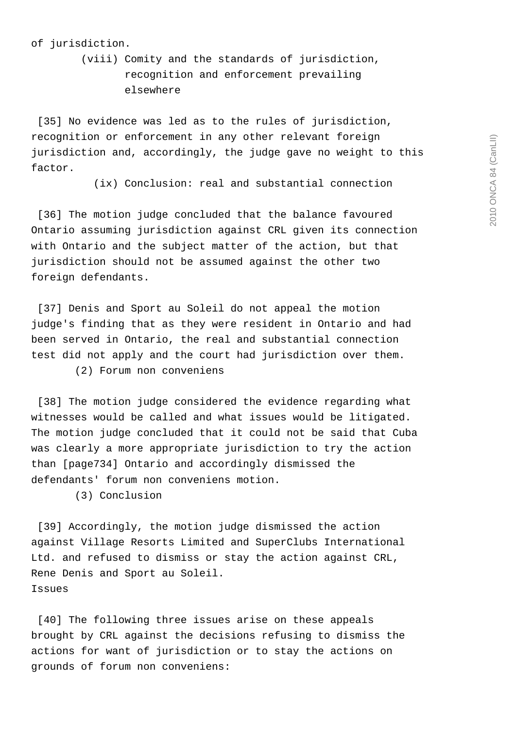of jurisdiction.

(viii) Comity and the standards of jurisdiction, recognition and enforcement prevailing elsewhere

[35] No evidence was led as to the rules of jurisdiction, recognition or enforcement in any other relevant foreign jurisdiction and, accordingly, the judge gave no weight to this factor.

(ix) Conclusion: real and substantial connection

[36] The motion judge concluded that the balance favoured Ontario assuming jurisdiction against CRL given its connection with Ontario and the subject matter of the action, but that jurisdiction should not be assumed against the other two foreign defendants.

[37] Denis and Sport au Soleil do not appeal the motion judge's finding that as they were resident in Ontario and had been served in Ontario, the real and substantial connection test did not apply and the court had jurisdiction over them.

(2) Forum non conveniens

[38] The motion judge considered the evidence regarding what witnesses would be called and what issues would be litigated. The motion judge concluded that it could not be said that Cuba was clearly a more appropriate jurisdiction to try the action than [page734] Ontario and accordingly dismissed the defendants' forum non conveniens motion.

(3) Conclusion

[39] Accordingly, the motion judge dismissed the action against Village Resorts Limited and SuperClubs International Ltd. and refused to dismiss or stay the action against CRL, Rene Denis and Sport au Soleil.

Issues

[40] The following three issues arise on these appeals brought by CRL against the decisions refusing to dismiss the actions for want of jurisdiction or to stay the actions on grounds of forum non conveniens: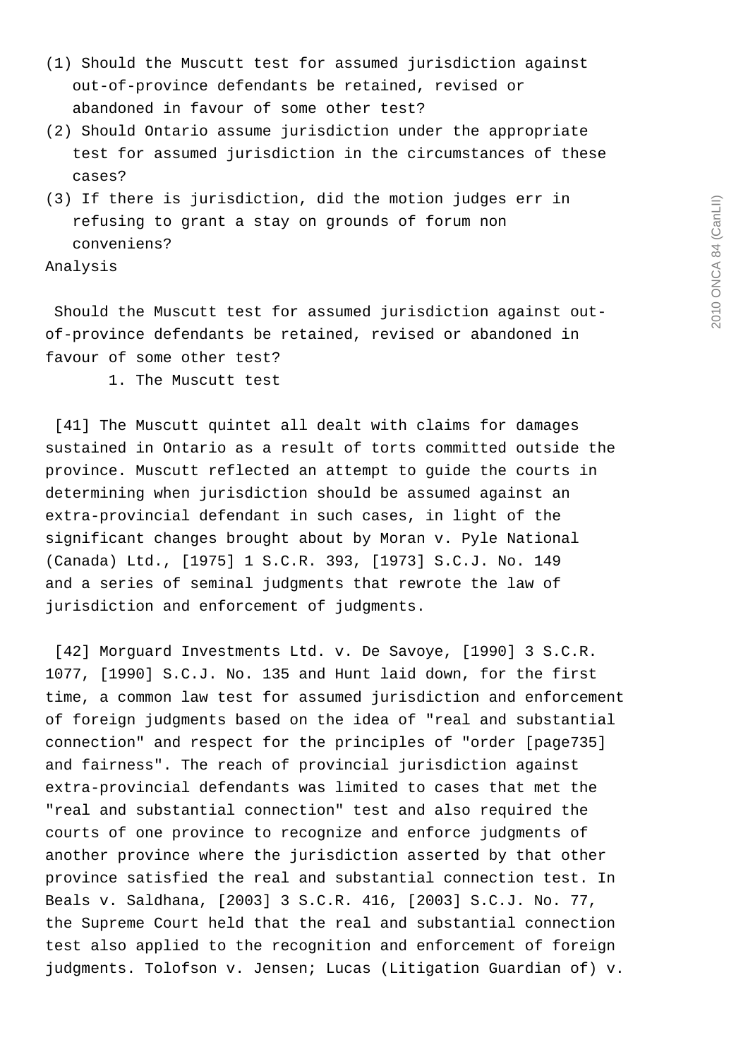(1) Should the Muscutt test for assumed jurisdiction against out-of-province defendants be retained, revised or abandoned in favour of some other test?

(2) Should Ontario assume jurisdiction under the appropriate test for assumed jurisdiction in the circumstances of these cases?

(3) If there is jurisdiction, did the motion judges err in refusing to grant a stay on grounds of forum non conveniens?

## Analysis

### Should the Muscutt test for assumed jurisdiction against out-of-province defendants be retained, revised or abandoned in favour of some other test?

#### 1. The Muscutt test

[41] The Muscutt quintet all dealt with claims for damages sustained in Ontario as a result of torts committed outside the province. Muscutt reflected an attempt to guide the courts in determining when jurisdiction should be assumed against an extra-provincial defendant in such cases, in light of the significant changes brought about by Moran v. Pyle National (Canada) Ltd., [1975] 1 S.C.R. 393, [1973] S.C.J. No. 149 and a series of seminal judgments that rewrote the law of jurisdiction and enforcement of judgments.

[42] Morguard Investments Ltd. v. De Savoye, [1990] 3 S.C.R. 1077, [1990] S.C.J. No. 135 and Hunt laid down, for the first time, a common law test for assumed jurisdiction and enforcement of foreign judgments based on the idea of "real and substantial connection" and respect for the principles of "order [page735] and fairness". The reach of provincial jurisdiction against extra-provincial defendants was limited to cases that met the "real and substantial connection" test and also required the courts of one province to recognize and enforce judgments of another province where the jurisdiction asserted by that other province satisfied the real and substantial connection test. In Beals v. Saldhana, [2003] 3 S.C.R. 416, [2003] S.C.J. No. 77, the Supreme Court held that the real and substantial connection test also applied to the recognition and enforcement of foreign judgments. Tolofson v. Jensen; Lucas (Litigation Guardian of) v.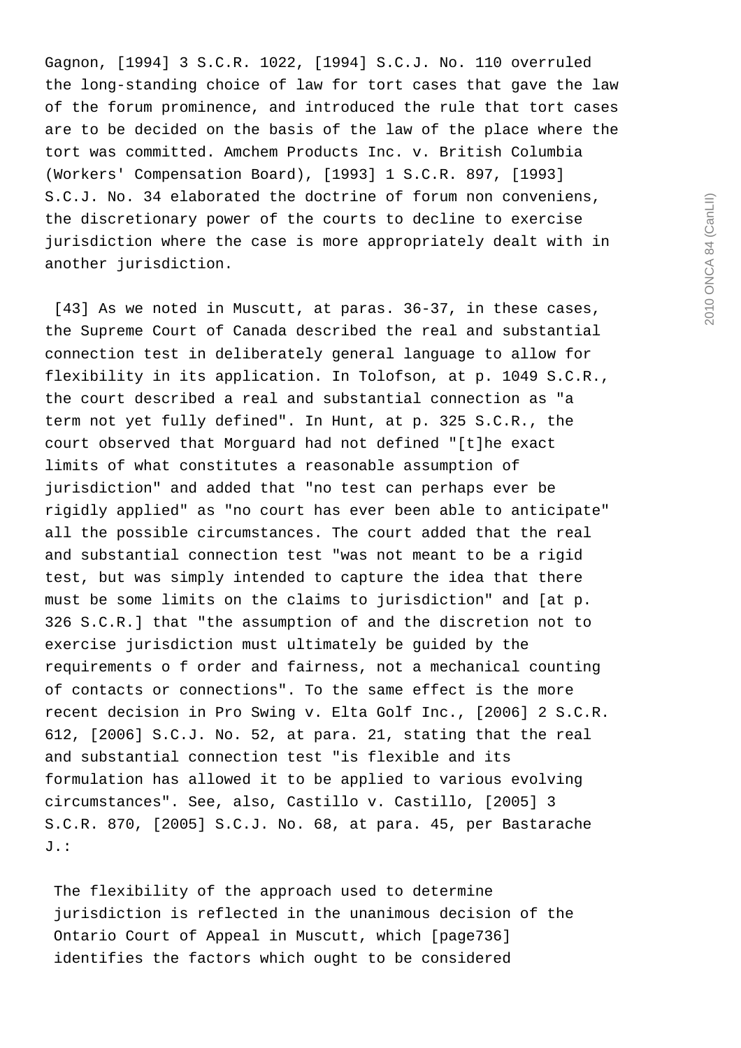Gagnon, [1994] 3 S.C.R. 1022, [1994] S.C.J. No. 110 overruled the long-standing choice of law for tort cases that gave the law of the forum prominence, and introduced the rule that tort cases are to be decided on the basis of the law of the place where the tort was committed. Amchem Products Inc. v. British Columbia (Workers' Compensation Board), [1993] 1 S.C.R. 897, [1993] S.C.J. No. 34 elaborated the doctrine of forum non conveniens, the discretionary power of the courts to decline to exercise jurisdiction where the case is more appropriately dealt with in another jurisdiction.

[43] As we noted in Muscutt, at paras. 36-37, in these cases, the Supreme Court of Canada described the real and substantial connection test in deliberately general language to allow for flexibility in its application. In Tolofson, at p. 1049 S.C.R., the court described a real and substantial connection as "a term not yet fully defined". In Hunt, at p. 325 S.C.R., the court observed that Morguard had not defined "[t]he exact limits of what constitutes a reasonable assumption of jurisdiction" and added that "no test can perhaps ever be rigidly applied" as "no court has ever been able to anticipate" all the possible circumstances. The court added that the real and substantial connection test "was not meant to be a rigid test, but was simply intended to capture the idea that there must be some limits on the claims to jurisdiction" and [at p. 326 S.C.R.] that "the assumption of and the discretion not to exercise jurisdiction must ultimately be guided by the requirements o f order and fairness, not a mechanical counting of contacts or connections". To the same effect is the more recent decision in Pro Swing v. Elta Golf Inc., [2006] 2 S.C.R. 612, [2006] S.C.J. No. 52, at para. 21, stating that the real and substantial connection test "is flexible and its formulation has allowed it to be applied to various evolving circumstances". See, also, Castillo v. Castillo, [2005] 3 S.C.R. 870, [2005] S.C.J. No. 68, at para. 45, per Bastarache J.:

> The flexibility of the approach used to determine jurisdiction is reflected in the unanimous decision of the Ontario Court of Appeal in Muscutt, which [page736] identifies the factors which ought to be considered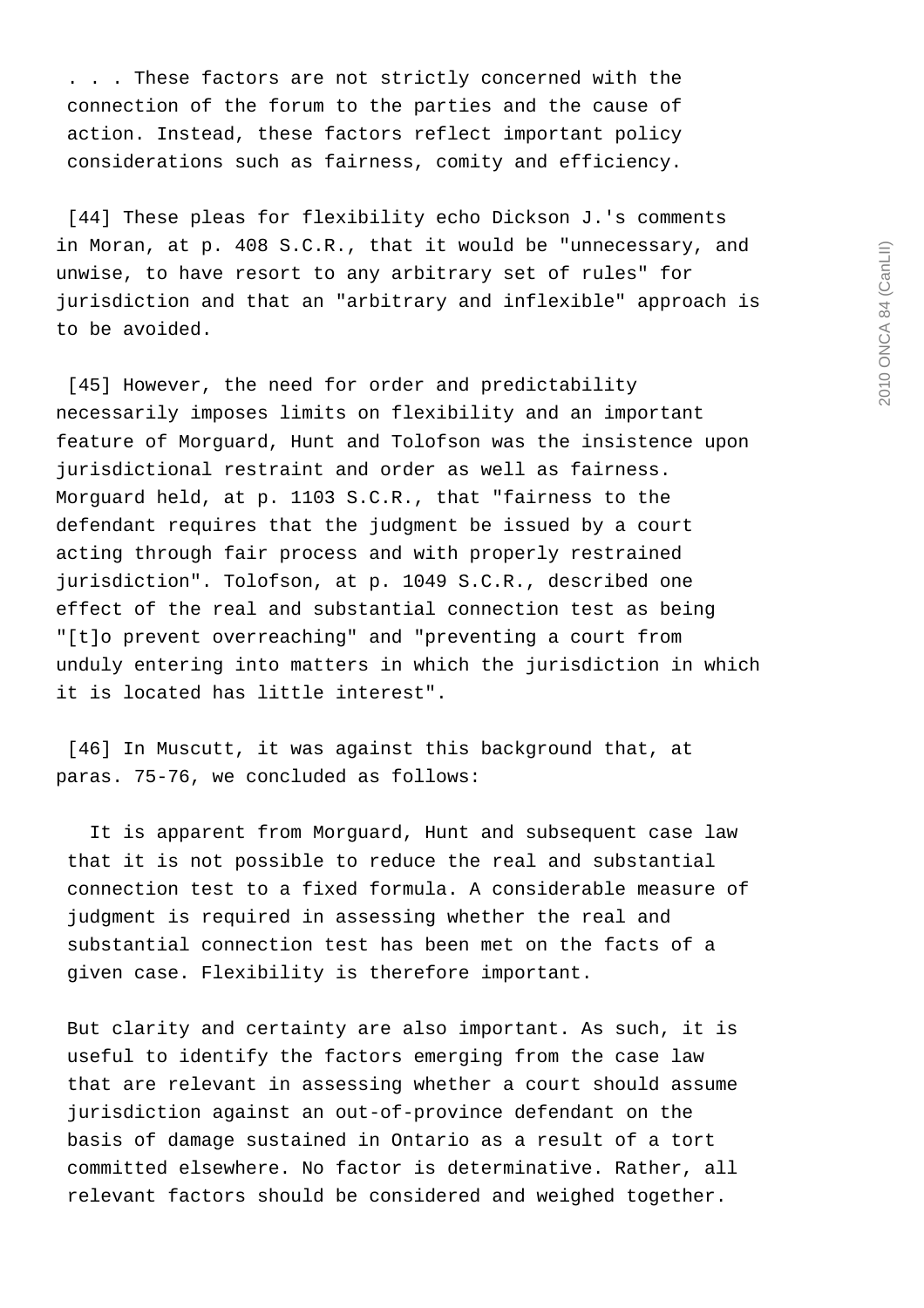> . . . These factors are not strictly concerned with the connection of the forum to the parties and the cause of action. Instead, these factors reflect important policy considerations such as fairness, comity and efficiency.

[44] These pleas for flexibility echo Dickson J.'s comments in Moran, at p. 408 S.C.R., that it would be "unnecessary, and unwise, to have resort to any arbitrary set of rules" for jurisdiction and that an "arbitrary and inflexible" approach is to be avoided.

[45] However, the need for order and predictability necessarily imposes limits on flexibility and an important feature of Morguard, Hunt and Tolofson was the insistence upon jurisdictional restraint and order as well as fairness. Morguard held, at p. 1103 S.C.R., that "fairness to the defendant requires that the judgment be issued by a court acting through fair process and with properly restrained jurisdiction". Tolofson, at p. 1049 S.C.R., described one effect of the real and substantial connection test as being "[t]o prevent overreaching" and "preventing a court from unduly entering into matters in which the jurisdiction in which it is located has little interest".

[46] In Muscutt, it was against this background that, at paras. 75-76, we concluded as follows:

> It is apparent from Morguard, Hunt and subsequent case law that it is not possible to reduce the real and substantial connection test to a fixed formula. A considerable measure of judgment is required in assessing whether the real and substantial connection test has been met on the facts of a given case. Flexibility is therefore important.
>
> But clarity and certainty are also important. As such, it is useful to identify the factors emerging from the case law that are relevant in assessing whether a court should assume jurisdiction against an out-of-province defendant on the basis of damage sustained in Ontario as a result of a tort committed elsewhere. No factor is determinative. Rather, all relevant factors should be considered and weighed together.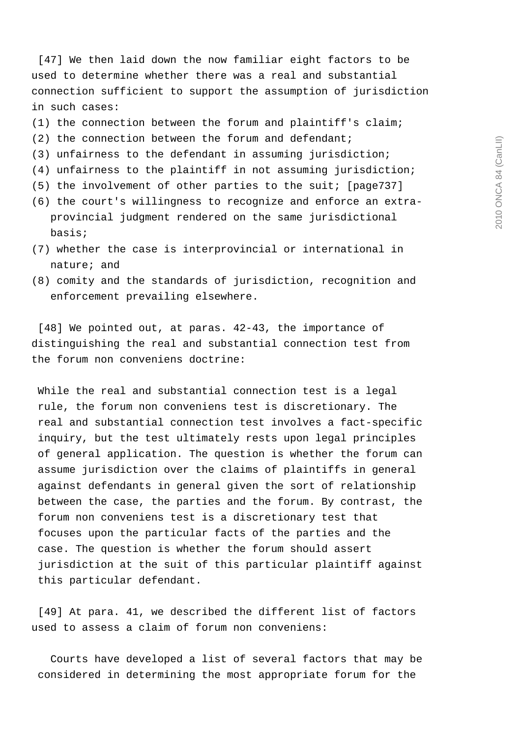[47] We then laid down the now familiar eight factors to be used to determine whether there was a real and substantial connection sufficient to support the assumption of jurisdiction in such cases:

(1) the connection between the forum and plaintiff's claim;
(2) the connection between the forum and defendant;
(3) unfairness to the defendant in assuming jurisdiction;
(4) unfairness to the plaintiff in not assuming jurisdiction;
(5) the involvement of other parties to the suit; [page737]
(6) the court's willingness to recognize and enforce an extra-provincial judgment rendered on the same jurisdictional basis;
(7) whether the case is interprovincial or international in nature; and
(8) comity and the standards of jurisdiction, recognition and enforcement prevailing elsewhere.

[48] We pointed out, at paras. 42-43, the importance of distinguishing the real and substantial connection test from the forum non conveniens doctrine:

> While the real and substantial connection test is a legal rule, the forum non conveniens test is discretionary. The real and substantial connection test involves a fact-specific inquiry, but the test ultimately rests upon legal principles of general application. The question is whether the forum can assume jurisdiction over the claims of plaintiffs in general against defendants in general given the sort of relationship between the case, the parties and the forum. By contrast, the forum non conveniens test is a discretionary test that focuses upon the particular facts of the parties and the case. The question is whether the forum should assert jurisdiction at the suit of this particular plaintiff against this particular defendant.

[49] At para. 41, we described the different list of factors used to assess a claim of forum non conveniens:

> Courts have developed a list of several factors that may be considered in determining the most appropriate forum for the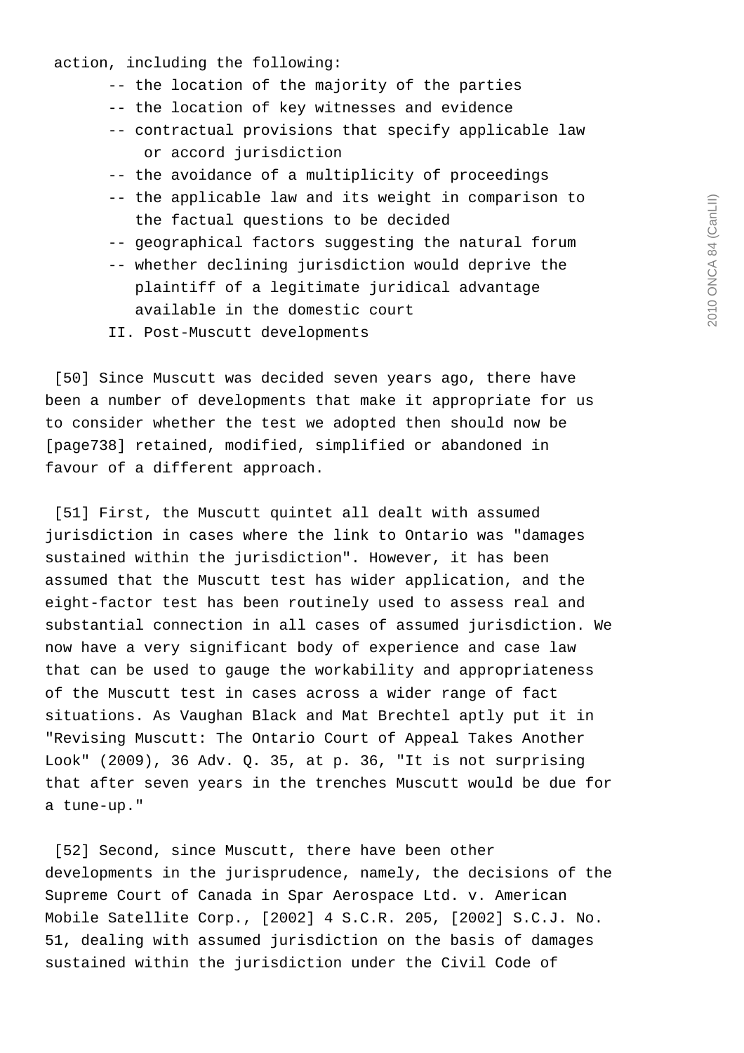action, including the following:

- the location of the majority of the parties
- the location of key witnesses and evidence
- contractual provisions that specify applicable law or accord jurisdiction
- the avoidance of a multiplicity of proceedings
- the applicable law and its weight in comparison to the factual questions to be decided
- geographical factors suggesting the natural forum
- whether declining jurisdiction would deprive the plaintiff of a legitimate juridical advantage available in the domestic court

II. Post-Muscutt developments

[50] Since Muscutt was decided seven years ago, there have been a number of developments that make it appropriate for us to consider whether the test we adopted then should now be [page738] retained, modified, simplified or abandoned in favour of a different approach.

[51] First, the Muscutt quintet all dealt with assumed jurisdiction in cases where the link to Ontario was "damages sustained within the jurisdiction". However, it has been assumed that the Muscutt test has wider application, and the eight-factor test has been routinely used to assess real and substantial connection in all cases of assumed jurisdiction. We now have a very significant body of experience and case law that can be used to gauge the workability and appropriateness of the Muscutt test in cases across a wider range of fact situations. As Vaughan Black and Mat Brechtel aptly put it in "Revising Muscutt: The Ontario Court of Appeal Takes Another Look" (2009), 36 Adv. Q. 35, at p. 36, "It is not surprising that after seven years in the trenches Muscutt would be due for a tune-up."

[52] Second, since Muscutt, there have been other developments in the jurisprudence, namely, the decisions of the Supreme Court of Canada in Spar Aerospace Ltd. v. American Mobile Satellite Corp., [2002] 4 S.C.R. 205, [2002] S.C.J. No. 51, dealing with assumed jurisdiction on the basis of damages sustained within the jurisdiction under the Civil Code of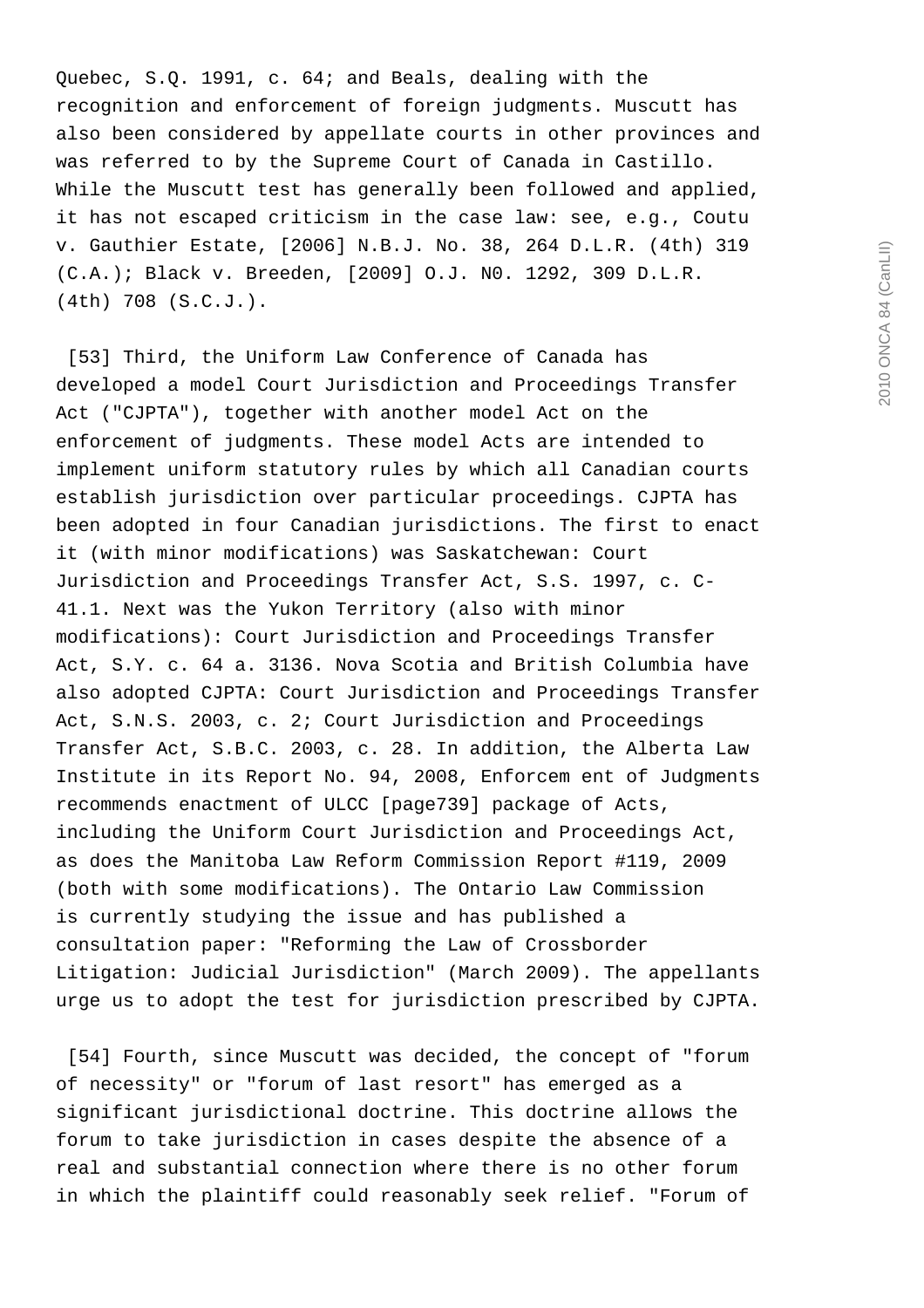Quebec, S.Q. 1991, c. 64; and Beals, dealing with the recognition and enforcement of foreign judgments. Muscutt has also been considered by appellate courts in other provinces and was referred to by the Supreme Court of Canada in Castillo. While the Muscutt test has generally been followed and applied, it has not escaped criticism in the case law: see, e.g., Coutu v. Gauthier Estate, [2006] N.B.J. No. 38, 264 D.L.R. (4th) 319 (C.A.); Black v. Breeden, [2009] O.J. N0. 1292, 309 D.L.R. (4th) 708 (S.C.J.).

[53] Third, the Uniform Law Conference of Canada has developed a model Court Jurisdiction and Proceedings Transfer Act ("CJPTA"), together with another model Act on the enforcement of judgments. These model Acts are intended to implement uniform statutory rules by which all Canadian courts establish jurisdiction over particular proceedings. CJPTA has been adopted in four Canadian jurisdictions. The first to enact it (with minor modifications) was Saskatchewan: Court Jurisdiction and Proceedings Transfer Act, S.S. 1997, c. C-41.1. Next was the Yukon Territory (also with minor modifications): Court Jurisdiction and Proceedings Transfer Act, S.Y. c. 64 a. 3136. Nova Scotia and British Columbia have also adopted CJPTA: Court Jurisdiction and Proceedings Transfer Act, S.N.S. 2003, c. 2; Court Jurisdiction and Proceedings Transfer Act, S.B.C. 2003, c. 28. In addition, the Alberta Law Institute in its Report No. 94, 2008, Enforcem ent of Judgments recommends enactment of ULCC [page739] package of Acts, including the Uniform Court Jurisdiction and Proceedings Act, as does the Manitoba Law Reform Commission Report #119, 2009 (both with some modifications). The Ontario Law Commission is currently studying the issue and has published a consultation paper: "Reforming the Law of Crossborder Litigation: Judicial Jurisdiction" (March 2009). The appellants urge us to adopt the test for jurisdiction prescribed by CJPTA.

[54] Fourth, since Muscutt was decided, the concept of "forum of necessity" or "forum of last resort" has emerged as a significant jurisdictional doctrine. This doctrine allows the forum to take jurisdiction in cases despite the absence of a real and substantial connection where there is no other forum in which the plaintiff could reasonably seek relief. "Forum of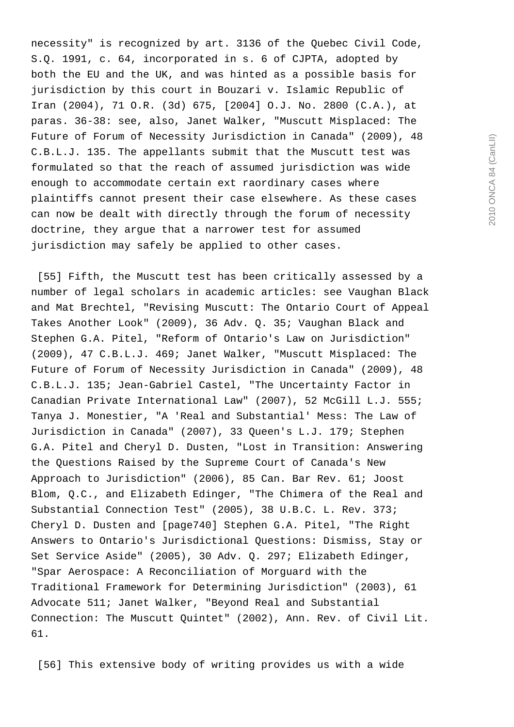necessity" is recognized by art. 3136 of the Quebec Civil Code, S.Q. 1991, c. 64, incorporated in s. 6 of CJPTA, adopted by both the EU and the UK, and was hinted as a possible basis for jurisdiction by this court in Bouzari v. Islamic Republic of Iran (2004), 71 O.R. (3d) 675, [2004] O.J. No. 2800 (C.A.), at paras. 36-38: see, also, Janet Walker, "Muscutt Misplaced: The Future of Forum of Necessity Jurisdiction in Canada" (2009), 48 C.B.L.J. 135. The appellants submit that the Muscutt test was formulated so that the reach of assumed jurisdiction was wide enough to accommodate certain ext raordinary cases where plaintiffs cannot present their case elsewhere. As these cases can now be dealt with directly through the forum of necessity doctrine, they argue that a narrower test for assumed jurisdiction may safely be applied to other cases.

[55] Fifth, the Muscutt test has been critically assessed by a number of legal scholars in academic articles: see Vaughan Black and Mat Brechtel, "Revising Muscutt: The Ontario Court of Appeal Takes Another Look" (2009), 36 Adv. Q. 35; Vaughan Black and Stephen G.A. Pitel, "Reform of Ontario's Law on Jurisdiction" (2009), 47 C.B.L.J. 469; Janet Walker, "Muscutt Misplaced: The Future of Forum of Necessity Jurisdiction in Canada" (2009), 48 C.B.L.J. 135; Jean-Gabriel Castel, "The Uncertainty Factor in Canadian Private International Law" (2007), 52 McGill L.J. 555; Tanya J. Monestier, "A 'Real and Substantial' Mess: The Law of Jurisdiction in Canada" (2007), 33 Queen's L.J. 179; Stephen G.A. Pitel and Cheryl D. Dusten, "Lost in Transition: Answering the Questions Raised by the Supreme Court of Canada's New Approach to Jurisdiction" (2006), 85 Can. Bar Rev. 61; Joost Blom, Q.C., and Elizabeth Edinger, "The Chimera of the Real and Substantial Connection Test" (2005), 38 U.B.C. L. Rev. 373; Cheryl D. Dusten and [page740] Stephen G.A. Pitel, "The Right Answers to Ontario's Jurisdictional Questions: Dismiss, Stay or Set Service Aside" (2005), 30 Adv. Q. 297; Elizabeth Edinger, "Spar Aerospace: A Reconciliation of Morguard with the Traditional Framework for Determining Jurisdiction" (2003), 61 Advocate 511; Janet Walker, "Beyond Real and Substantial Connection: The Muscutt Quintet" (2002), Ann. Rev. of Civil Lit. 61.

[56] This extensive body of writing provides us with a wide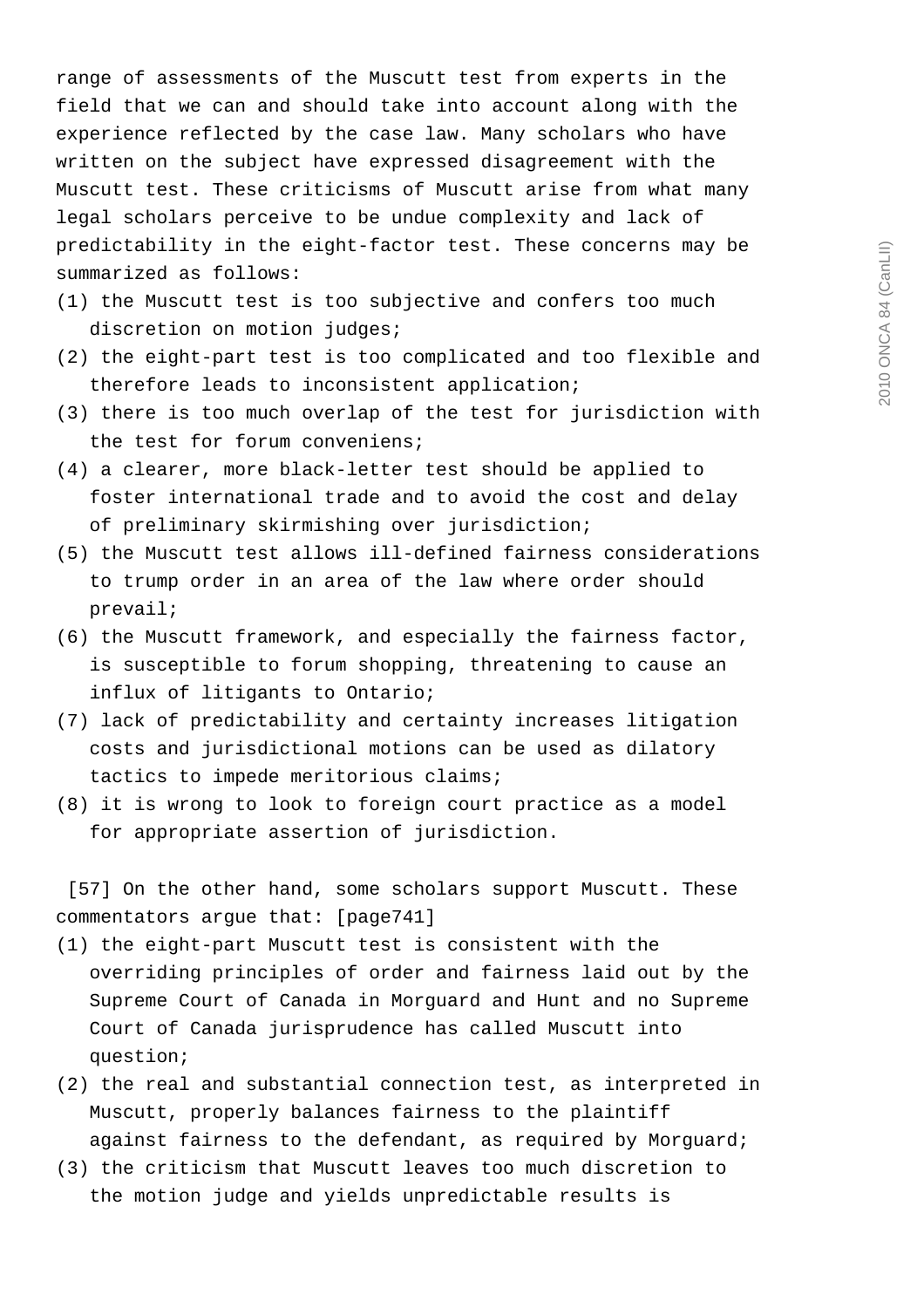range of assessments of the Muscutt test from experts in the field that we can and should take into account along with the experience reflected by the case law. Many scholars who have written on the subject have expressed disagreement with the Muscutt test. These criticisms of Muscutt arise from what many legal scholars perceive to be undue complexity and lack of predictability in the eight-factor test. These concerns may be summarized as follows:

(1) the Muscutt test is too subjective and confers too much discretion on motion judges;

(2) the eight-part test is too complicated and too flexible and therefore leads to inconsistent application;

(3) there is too much overlap of the test for jurisdiction with the test for forum conveniens;

(4) a clearer, more black-letter test should be applied to foster international trade and to avoid the cost and delay of preliminary skirmishing over jurisdiction;

(5) the Muscutt test allows ill-defined fairness considerations to trump order in an area of the law where order should prevail;

(6) the Muscutt framework, and especially the fairness factor, is susceptible to forum shopping, threatening to cause an influx of litigants to Ontario;

(7) lack of predictability and certainty increases litigation costs and jurisdictional motions can be used as dilatory tactics to impede meritorious claims;

(8) it is wrong to look to foreign court practice as a model for appropriate assertion of jurisdiction.

[57] On the other hand, some scholars support Muscutt. These commentators argue that: [page741]

(1) the eight-part Muscutt test is consistent with the overriding principles of order and fairness laid out by the Supreme Court of Canada in Morguard and Hunt and no Supreme Court of Canada jurisprudence has called Muscutt into question;

(2) the real and substantial connection test, as interpreted in Muscutt, properly balances fairness to the plaintiff against fairness to the defendant, as required by Morguard;

(3) the criticism that Muscutt leaves too much discretion to the motion judge and yields unpredictable results is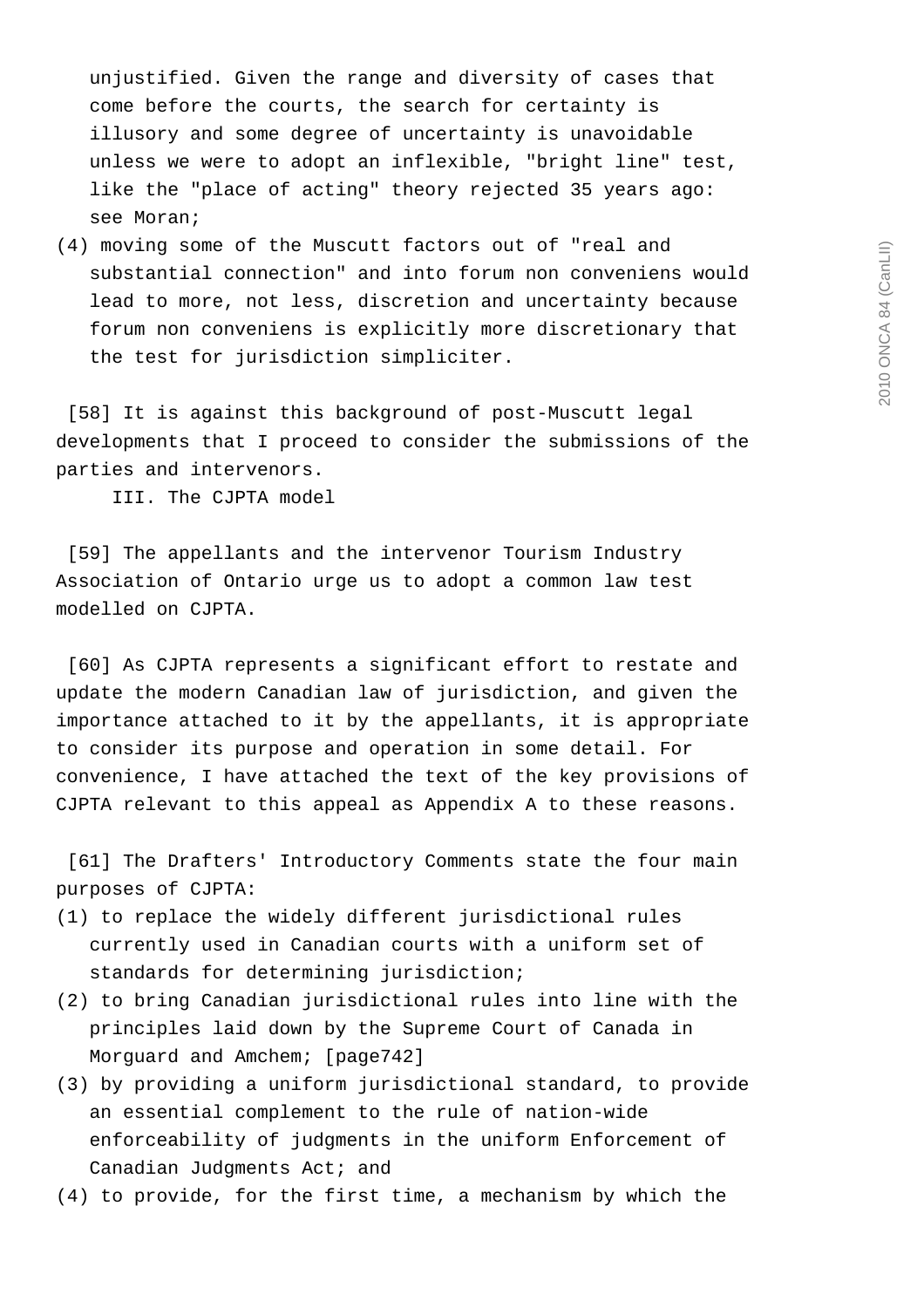unjustified. Given the range and diversity of cases that come before the courts, the search for certainty is illusory and some degree of uncertainty is unavoidable unless we were to adopt an inflexible, "bright line" test, like the "place of acting" theory rejected 35 years ago: see Moran;

(4) moving some of the Muscutt factors out of "real and substantial connection" and into forum non conveniens would lead to more, not less, discretion and uncertainty because forum non conveniens is explicitly more discretionary that the test for jurisdiction simpliciter.

[58] It is against this background of post-Muscutt legal developments that I proceed to consider the submissions of the parties and intervenors.

### III. The CJPTA model

[59] The appellants and the intervenor Tourism Industry Association of Ontario urge us to adopt a common law test modelled on CJPTA.

[60] As CJPTA represents a significant effort to restate and update the modern Canadian law of jurisdiction, and given the importance attached to it by the appellants, it is appropriate to consider its purpose and operation in some detail. For convenience, I have attached the text of the key provisions of CJPTA relevant to this appeal as Appendix A to these reasons.

[61] The Drafters' Introductory Comments state the four main purposes of CJPTA:

(1) to replace the widely different jurisdictional rules currently used in Canadian courts with a uniform set of standards for determining jurisdiction;

(2) to bring Canadian jurisdictional rules into line with the principles laid down by the Supreme Court of Canada in Morguard and Amchem; [page742]

(3) by providing a uniform jurisdictional standard, to provide an essential complement to the rule of nation-wide enforceability of judgments in the uniform Enforcement of Canadian Judgments Act; and

(4) to provide, for the first time, a mechanism by which the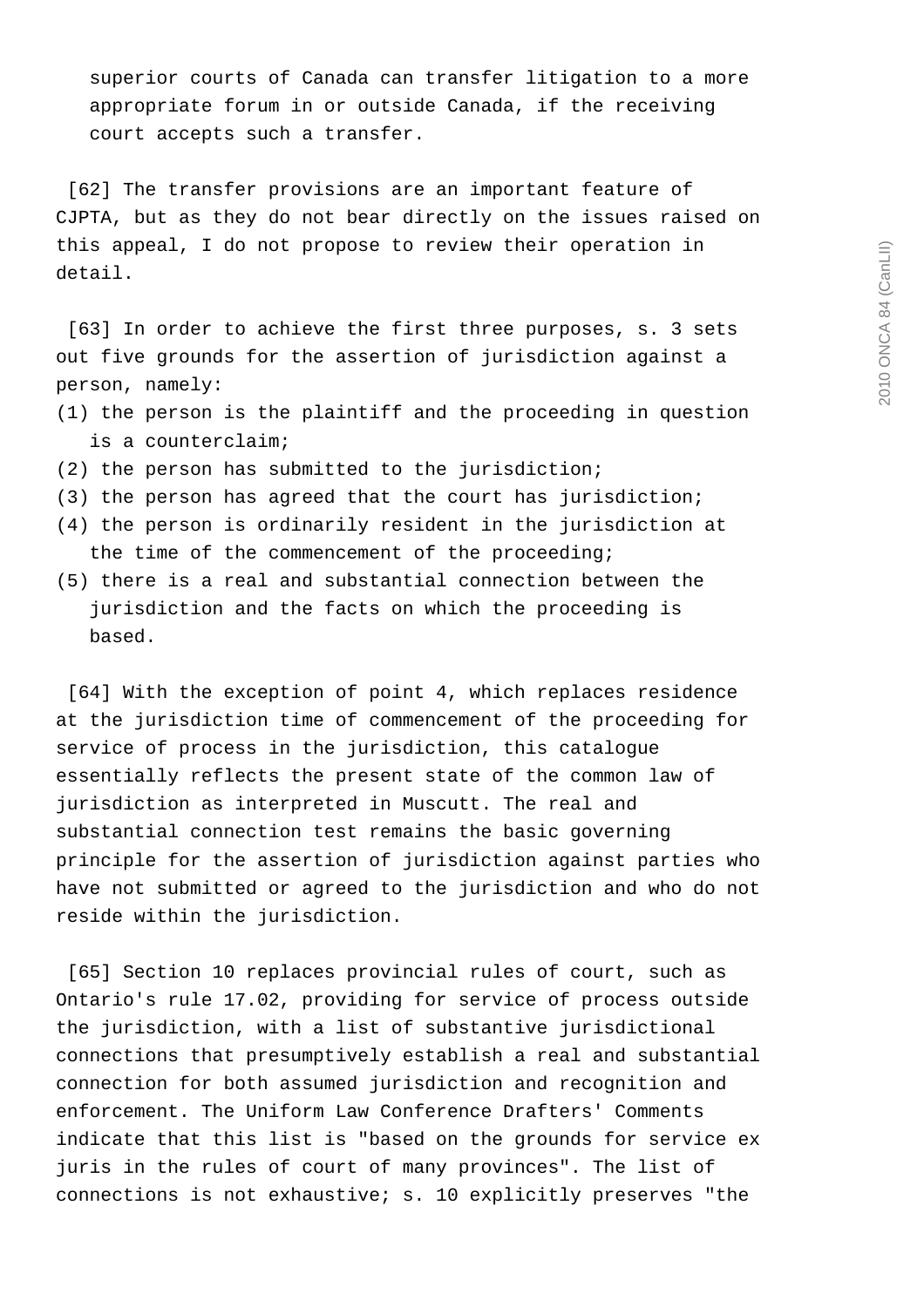superior courts of Canada can transfer litigation to a more appropriate forum in or outside Canada, if the receiving court accepts such a transfer.

[62] The transfer provisions are an important feature of CJPTA, but as they do not bear directly on the issues raised on this appeal, I do not propose to review their operation in detail.

[63] In order to achieve the first three purposes, s. 3 sets out five grounds for the assertion of jurisdiction against a person, namely:

(1) the person is the plaintiff and the proceeding in question is a counterclaim;
(2) the person has submitted to the jurisdiction;
(3) the person has agreed that the court has jurisdiction;
(4) the person is ordinarily resident in the jurisdiction at the time of the commencement of the proceeding;
(5) there is a real and substantial connection between the jurisdiction and the facts on which the proceeding is based.

[64] With the exception of point 4, which replaces residence at the jurisdiction time of commencement of the proceeding for service of process in the jurisdiction, this catalogue essentially reflects the present state of the common law of jurisdiction as interpreted in Muscutt. The real and substantial connection test remains the basic governing principle for the assertion of jurisdiction against parties who have not submitted or agreed to the jurisdiction and who do not reside within the jurisdiction.

[65] Section 10 replaces provincial rules of court, such as Ontario's rule 17.02, providing for service of process outside the jurisdiction, with a list of substantive jurisdictional connections that presumptively establish a real and substantial connection for both assumed jurisdiction and recognition and enforcement. The Uniform Law Conference Drafters' Comments indicate that this list is "based on the grounds for service ex juris in the rules of court of many provinces". The list of connections is not exhaustive; s. 10 explicitly preserves "the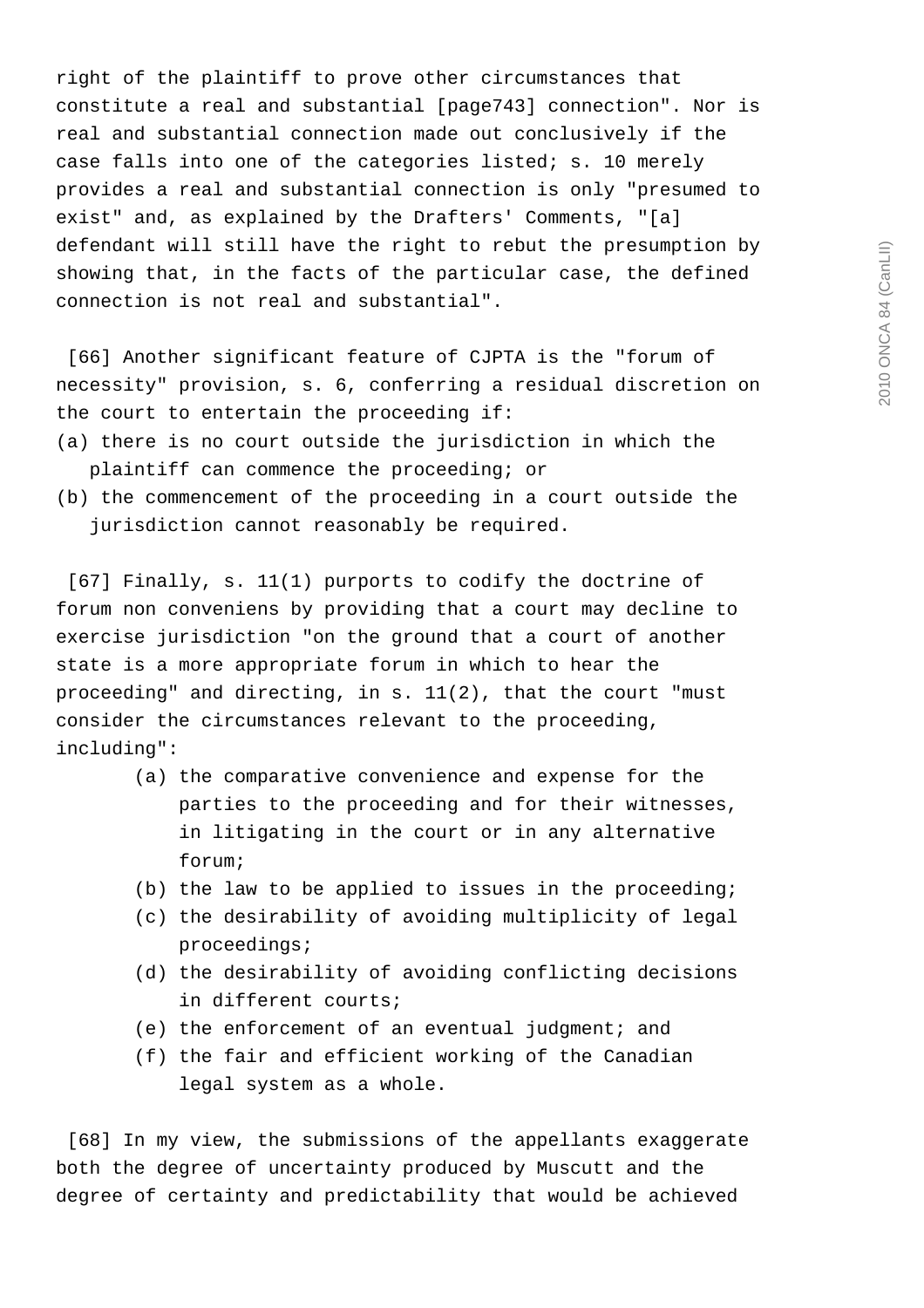right of the plaintiff to prove other circumstances that constitute a real and substantial [page743] connection". Nor is real and substantial connection made out conclusively if the case falls into one of the categories listed; s. 10 merely provides a real and substantial connection is only "presumed to exist" and, as explained by the Drafters' Comments, "[a] defendant will still have the right to rebut the presumption by showing that, in the facts of the particular case, the defined connection is not real and substantial".

[66] Another significant feature of CJPTA is the "forum of necessity" provision, s. 6, conferring a residual discretion on the court to entertain the proceeding if:

(a) there is no court outside the jurisdiction in which the plaintiff can commence the proceeding; or

(b) the commencement of the proceeding in a court outside the jurisdiction cannot reasonably be required.

[67] Finally, s. 11(1) purports to codify the doctrine of forum non conveniens by providing that a court may decline to exercise jurisdiction "on the ground that a court of another state is a more appropriate forum in which to hear the proceeding" and directing, in s. 11(2), that the court "must consider the circumstances relevant to the proceeding, including":

> (a) the comparative convenience and expense for the parties to the proceeding and for their witnesses, in litigating in the court or in any alternative forum;
>
> (b) the law to be applied to issues in the proceeding;
>
> (c) the desirability of avoiding multiplicity of legal proceedings;
>
> (d) the desirability of avoiding conflicting decisions in different courts;
>
> (e) the enforcement of an eventual judgment; and
>
> (f) the fair and efficient working of the Canadian legal system as a whole.

[68] In my view, the submissions of the appellants exaggerate both the degree of uncertainty produced by Muscutt and the degree of certainty and predictability that would be achieved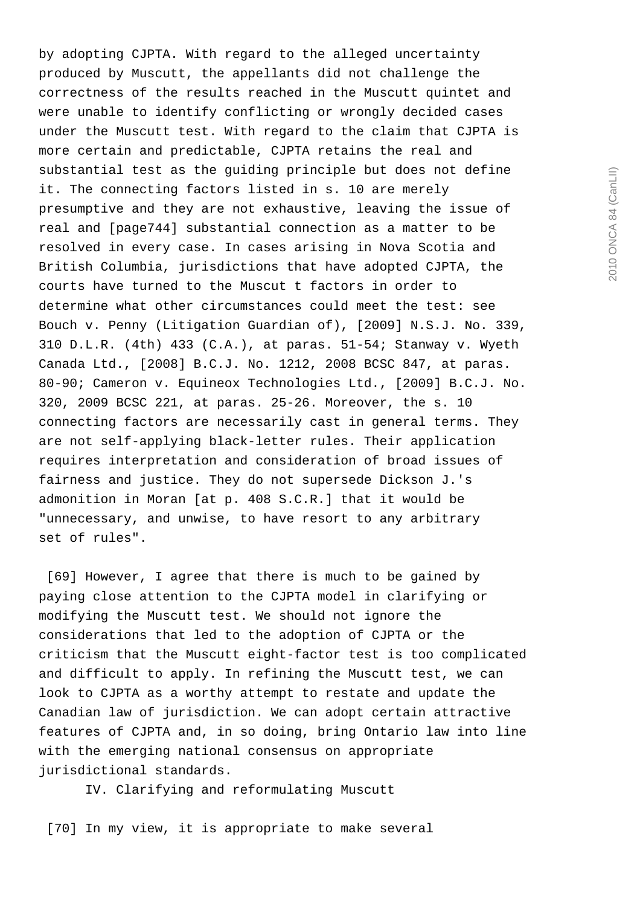by adopting CJPTA. With regard to the alleged uncertainty produced by Muscutt, the appellants did not challenge the correctness of the results reached in the Muscutt quintet and were unable to identify conflicting or wrongly decided cases under the Muscutt test. With regard to the claim that CJPTA is more certain and predictable, CJPTA retains the real and substantial test as the guiding principle but does not define it. The connecting factors listed in s. 10 are merely presumptive and they are not exhaustive, leaving the issue of real and [page744] substantial connection as a matter to be resolved in every case. In cases arising in Nova Scotia and British Columbia, jurisdictions that have adopted CJPTA, the courts have turned to the Muscut t factors in order to determine what other circumstances could meet the test: see Bouch v. Penny (Litigation Guardian of), [2009] N.S.J. No. 339, 310 D.L.R. (4th) 433 (C.A.), at paras. 51-54; Stanway v. Wyeth Canada Ltd., [2008] B.C.J. No. 1212, 2008 BCSC 847, at paras. 80-90; Cameron v. Equineox Technologies Ltd., [2009] B.C.J. No. 320, 2009 BCSC 221, at paras. 25-26. Moreover, the s. 10 connecting factors are necessarily cast in general terms. They are not self-applying black-letter rules. Their application requires interpretation and consideration of broad issues of fairness and justice. They do not supersede Dickson J.'s admonition in Moran [at p. 408 S.C.R.] that it would be "unnecessary, and unwise, to have resort to any arbitrary set of rules".

[69] However, I agree that there is much to be gained by paying close attention to the CJPTA model in clarifying or modifying the Muscutt test. We should not ignore the considerations that led to the adoption of CJPTA or the criticism that the Muscutt eight-factor test is too complicated and difficult to apply. In refining the Muscutt test, we can look to CJPTA as a worthy attempt to restate and update the Canadian law of jurisdiction. We can adopt certain attractive features of CJPTA and, in so doing, bring Ontario law into line with the emerging national consensus on appropriate jurisdictional standards.

## IV. Clarifying and reformulating Muscutt

[70] In my view, it is appropriate to make several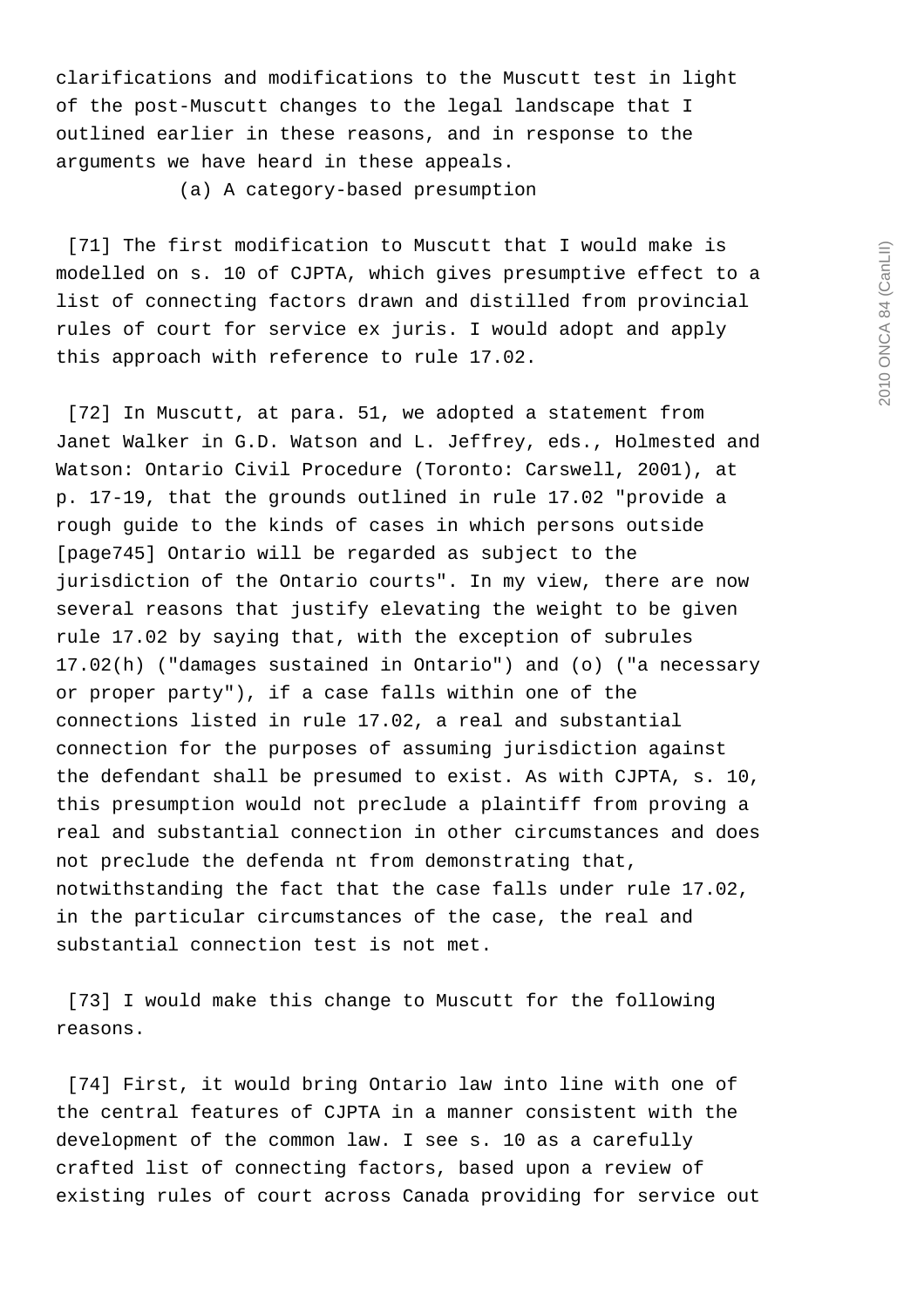clarifications and modifications to the Muscutt test in light of the post-Muscutt changes to the legal landscape that I outlined earlier in these reasons, and in response to the arguments we have heard in these appeals.

(a) A category-based presumption

[71] The first modification to Muscutt that I would make is modelled on s. 10 of CJPTA, which gives presumptive effect to a list of connecting factors drawn and distilled from provincial rules of court for service ex juris. I would adopt and apply this approach with reference to rule 17.02.

[72] In Muscutt, at para. 51, we adopted a statement from Janet Walker in G.D. Watson and L. Jeffrey, eds., Holmested and Watson: Ontario Civil Procedure (Toronto: Carswell, 2001), at p. 17-19, that the grounds outlined in rule 17.02 "provide a rough guide to the kinds of cases in which persons outside [page745] Ontario will be regarded as subject to the jurisdiction of the Ontario courts". In my view, there are now several reasons that justify elevating the weight to be given rule 17.02 by saying that, with the exception of subrules 17.02(h) ("damages sustained in Ontario") and (o) ("a necessary or proper party"), if a case falls within one of the connections listed in rule 17.02, a real and substantial connection for the purposes of assuming jurisdiction against the defendant shall be presumed to exist. As with CJPTA, s. 10, this presumption would not preclude a plaintiff from proving a real and substantial connection in other circumstances and does not preclude the defenda nt from demonstrating that, notwithstanding the fact that the case falls under rule 17.02, in the particular circumstances of the case, the real and substantial connection test is not met.

[73] I would make this change to Muscutt for the following reasons.

[74] First, it would bring Ontario law into line with one of the central features of CJPTA in a manner consistent with the development of the common law. I see s. 10 as a carefully crafted list of connecting factors, based upon a review of existing rules of court across Canada providing for service out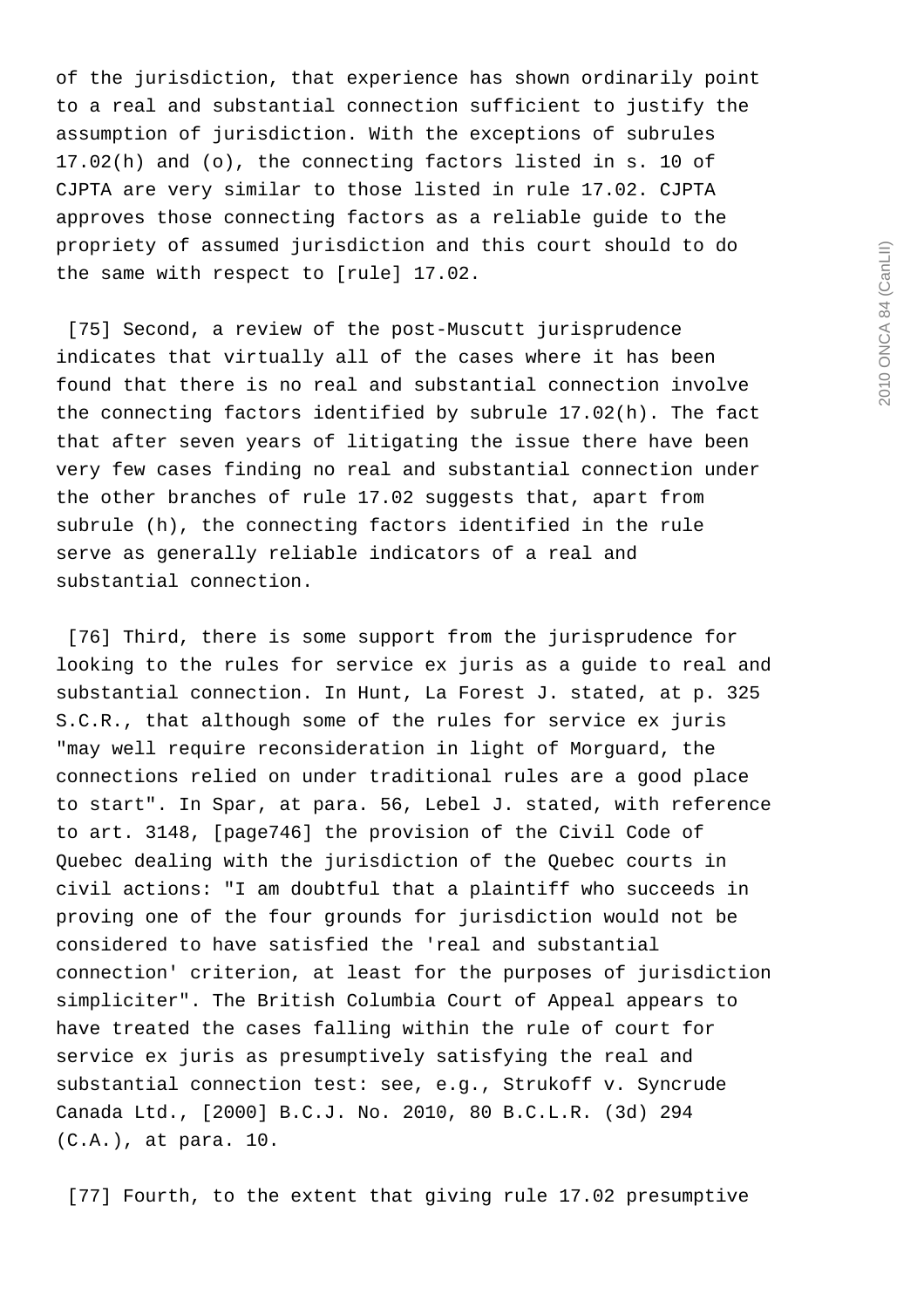of the jurisdiction, that experience has shown ordinarily point to a real and substantial connection sufficient to justify the assumption of jurisdiction. With the exceptions of subrules 17.02(h) and (o), the connecting factors listed in s. 10 of CJPTA are very similar to those listed in rule 17.02. CJPTA approves those connecting factors as a reliable guide to the propriety of assumed jurisdiction and this court should to do the same with respect to [rule] 17.02.

[75] Second, a review of the post-Muscutt jurisprudence indicates that virtually all of the cases where it has been found that there is no real and substantial connection involve the connecting factors identified by subrule 17.02(h). The fact that after seven years of litigating the issue there have been very few cases finding no real and substantial connection under the other branches of rule 17.02 suggests that, apart from subrule (h), the connecting factors identified in the rule serve as generally reliable indicators of a real and substantial connection.

[76] Third, there is some support from the jurisprudence for looking to the rules for service ex juris as a guide to real and substantial connection. In Hunt, La Forest J. stated, at p. 325 S.C.R., that although some of the rules for service ex juris "may well require reconsideration in light of Morguard, the connections relied on under traditional rules are a good place to start". In Spar, at para. 56, Lebel J. stated, with reference to art. 3148, [page746] the provision of the Civil Code of Quebec dealing with the jurisdiction of the Quebec courts in civil actions: "I am doubtful that a plaintiff who succeeds in proving one of the four grounds for jurisdiction would not be considered to have satisfied the 'real and substantial connection' criterion, at least for the purposes of jurisdiction simpliciter". The British Columbia Court of Appeal appears to have treated the cases falling within the rule of court for service ex juris as presumptively satisfying the real and substantial connection test: see, e.g., Strukoff v. Syncrude Canada Ltd., [2000] B.C.J. No. 2010, 80 B.C.L.R. (3d) 294 (C.A.), at para. 10.

[77] Fourth, to the extent that giving rule 17.02 presumptive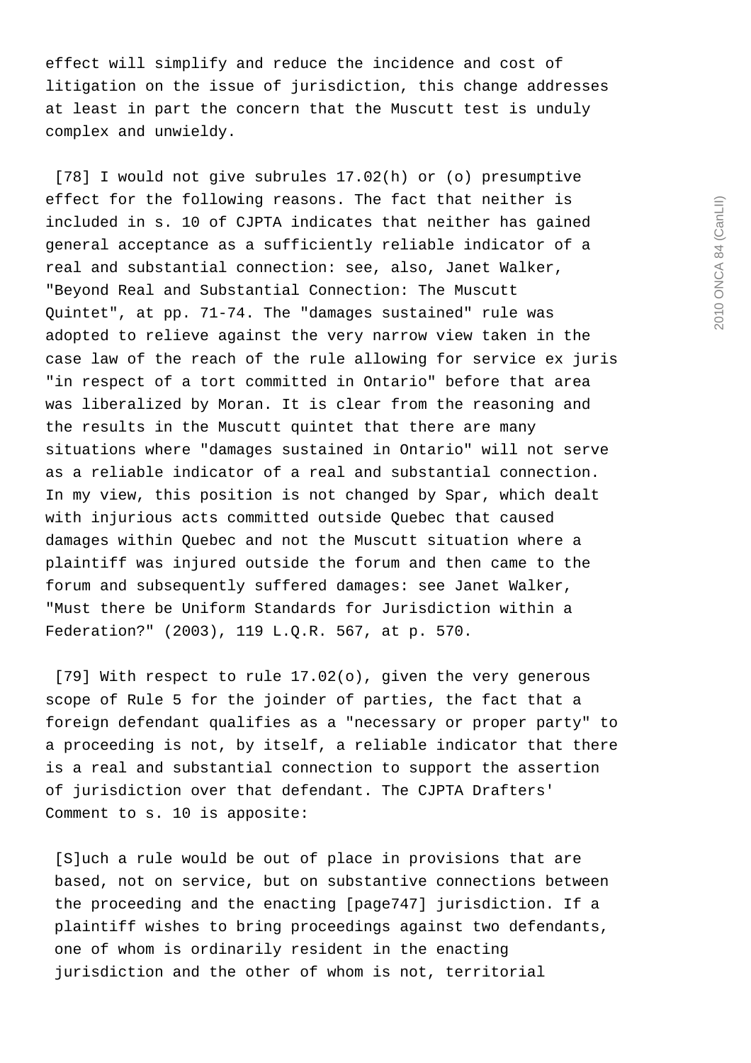effect will simplify and reduce the incidence and cost of litigation on the issue of jurisdiction, this change addresses at least in part the concern that the Muscutt test is unduly complex and unwieldy.

[78] I would not give subrules 17.02(h) or (o) presumptive effect for the following reasons. The fact that neither is included in s. 10 of CJPTA indicates that neither has gained general acceptance as a sufficiently reliable indicator of a real and substantial connection: see, also, Janet Walker, "Beyond Real and Substantial Connection: The Muscutt Quintet", at pp. 71-74. The "damages sustained" rule was adopted to relieve against the very narrow view taken in the case law of the reach of the rule allowing for service ex juris "in respect of a tort committed in Ontario" before that area was liberalized by Moran. It is clear from the reasoning and the results in the Muscutt quintet that there are many situations where "damages sustained in Ontario" will not serve as a reliable indicator of a real and substantial connection. In my view, this position is not changed by Spar, which dealt with injurious acts committed outside Quebec that caused damages within Quebec and not the Muscutt situation where a plaintiff was injured outside the forum and then came to the forum and subsequently suffered damages: see Janet Walker, "Must there be Uniform Standards for Jurisdiction within a Federation?" (2003), 119 L.Q.R. 567, at p. 570.

[79] With respect to rule 17.02(o), given the very generous scope of Rule 5 for the joinder of parties, the fact that a foreign defendant qualifies as a "necessary or proper party" to a proceeding is not, by itself, a reliable indicator that there is a real and substantial connection to support the assertion of jurisdiction over that defendant. The CJPTA Drafters' Comment to s. 10 is apposite:

> [S]uch a rule would be out of place in provisions that are based, not on service, but on substantive connections between the proceeding and the enacting [page747] jurisdiction. If a plaintiff wishes to bring proceedings against two defendants, one of whom is ordinarily resident in the enacting jurisdiction and the other of whom is not, territorial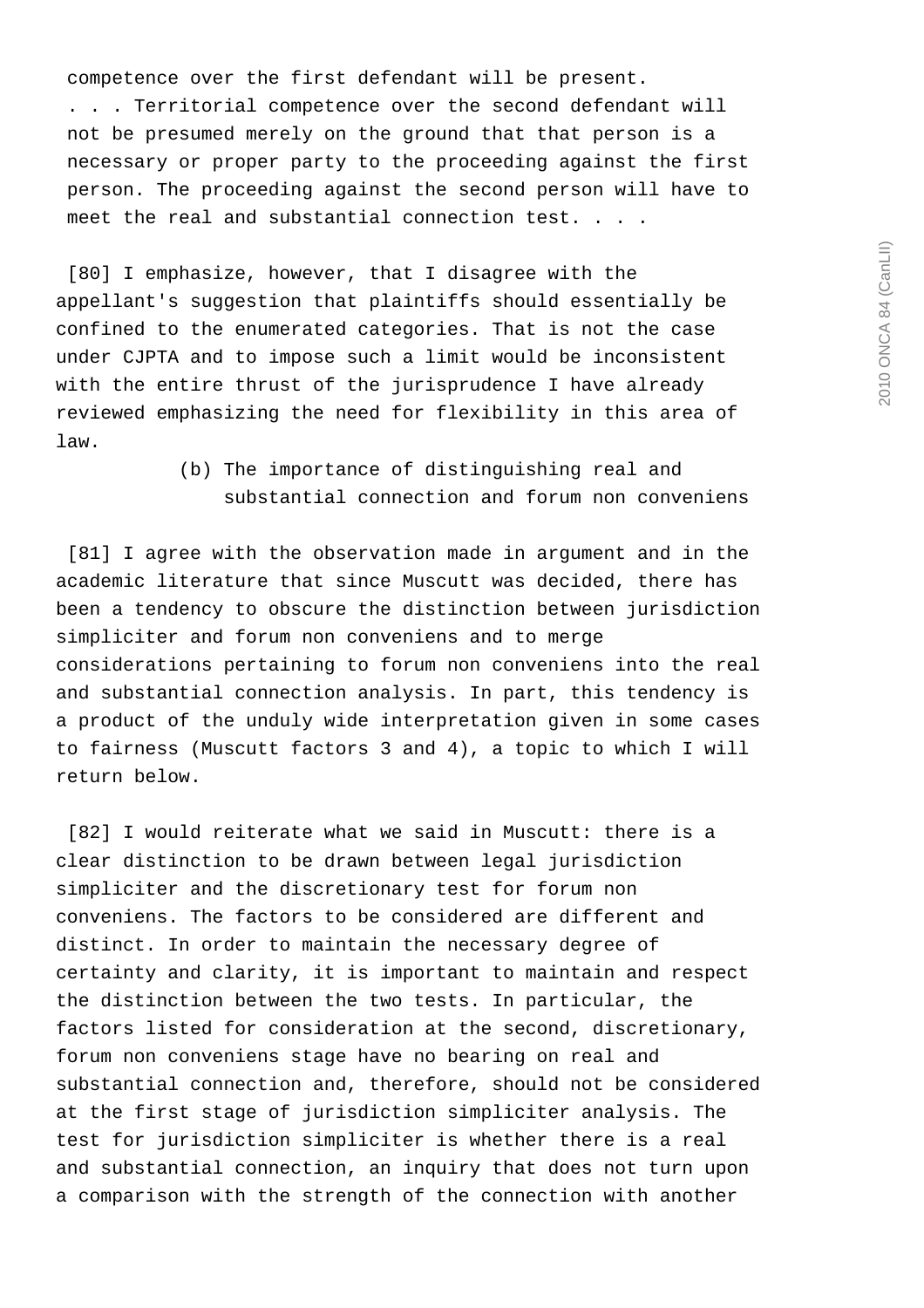competence over the first defendant will be present.
. . . Territorial competence over the second defendant will not be presumed merely on the ground that that person is a necessary or proper party to the proceeding against the first person. The proceeding against the second person will have to meet the real and substantial connection test. . . .

[80] I emphasize, however, that I disagree with the appellant's suggestion that plaintiffs should essentially be confined to the enumerated categories. That is not the case under CJPTA and to impose such a limit would be inconsistent with the entire thrust of the jurisprudence I have already reviewed emphasizing the need for flexibility in this area of law.

(b) The importance of distinguishing real and substantial connection and forum non conveniens

[81] I agree with the observation made in argument and in the academic literature that since Muscutt was decided, there has been a tendency to obscure the distinction between jurisdiction simpliciter and forum non conveniens and to merge considerations pertaining to forum non conveniens into the real and substantial connection analysis. In part, this tendency is a product of the unduly wide interpretation given in some cases to fairness (Muscutt factors 3 and 4), a topic to which I will return below.

[82] I would reiterate what we said in Muscutt: there is a clear distinction to be drawn between legal jurisdiction simpliciter and the discretionary test for forum non conveniens. The factors to be considered are different and distinct. In order to maintain the necessary degree of certainty and clarity, it is important to maintain and respect the distinction between the two tests. In particular, the factors listed for consideration at the second, discretionary, forum non conveniens stage have no bearing on real and substantial connection and, therefore, should not be considered at the first stage of jurisdiction simpliciter analysis. The test for jurisdiction simpliciter is whether there is a real and substantial connection, an inquiry that does not turn upon a comparison with the strength of the connection with another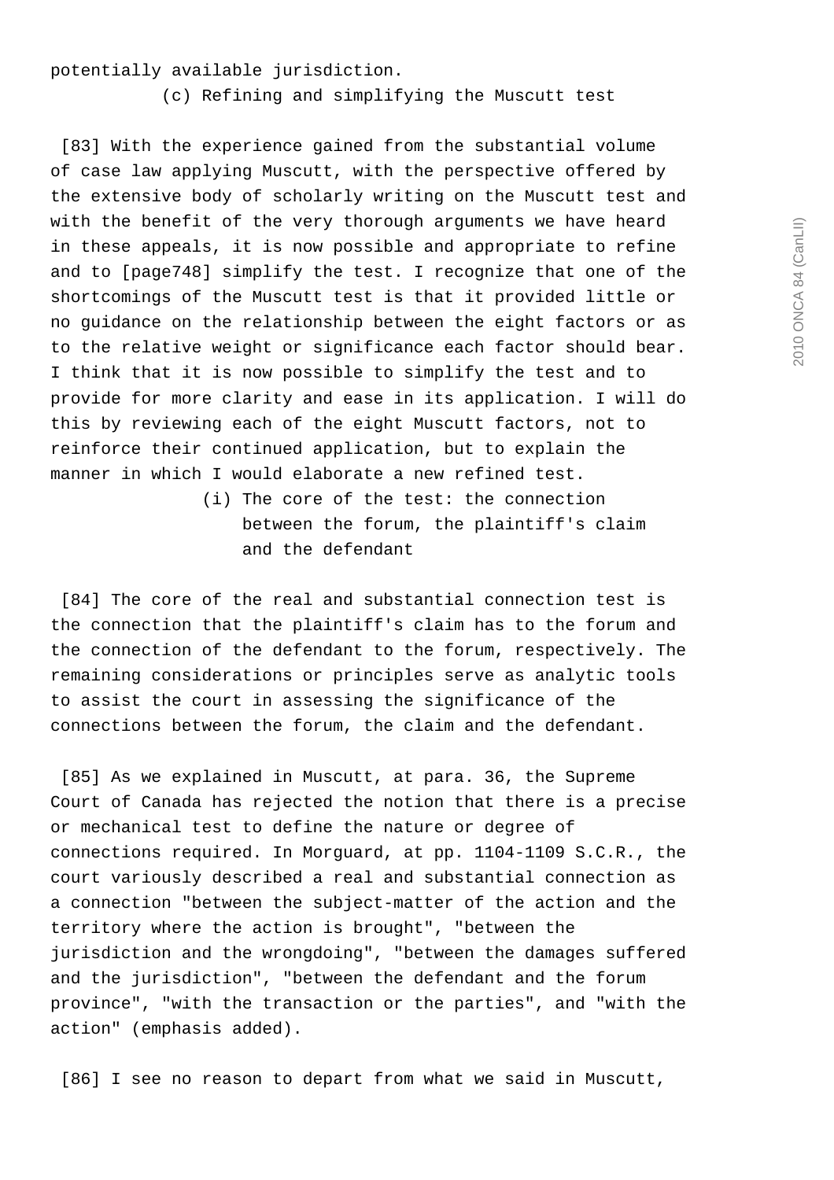potentially available jurisdiction.

(c) Refining and simplifying the Muscutt test

[83] With the experience gained from the substantial volume of case law applying Muscutt, with the perspective offered by the extensive body of scholarly writing on the Muscutt test and with the benefit of the very thorough arguments we have heard in these appeals, it is now possible and appropriate to refine and to [page748] simplify the test. I recognize that one of the shortcomings of the Muscutt test is that it provided little or no guidance on the relationship between the eight factors or as to the relative weight or significance each factor should bear. I think that it is now possible to simplify the test and to provide for more clarity and ease in its application. I will do this by reviewing each of the eight Muscutt factors, not to reinforce their continued application, but to explain the manner in which I would elaborate a new refined test.

(i) The core of the test: the connection between the forum, the plaintiff's claim and the defendant

[84] The core of the real and substantial connection test is the connection that the plaintiff's claim has to the forum and the connection of the defendant to the forum, respectively. The remaining considerations or principles serve as analytic tools to assist the court in assessing the significance of the connections between the forum, the claim and the defendant.

[85] As we explained in Muscutt, at para. 36, the Supreme Court of Canada has rejected the notion that there is a precise or mechanical test to define the nature or degree of connections required. In Morguard, at pp. 1104-1109 S.C.R., the court variously described a real and substantial connection as a connection "between the subject-matter of the action and the territory where the action is brought", "between the jurisdiction and the wrongdoing", "between the damages suffered and the jurisdiction", "between the defendant and the forum province", "with the transaction or the parties", and "with the action" (emphasis added).

[86] I see no reason to depart from what we said in Muscutt,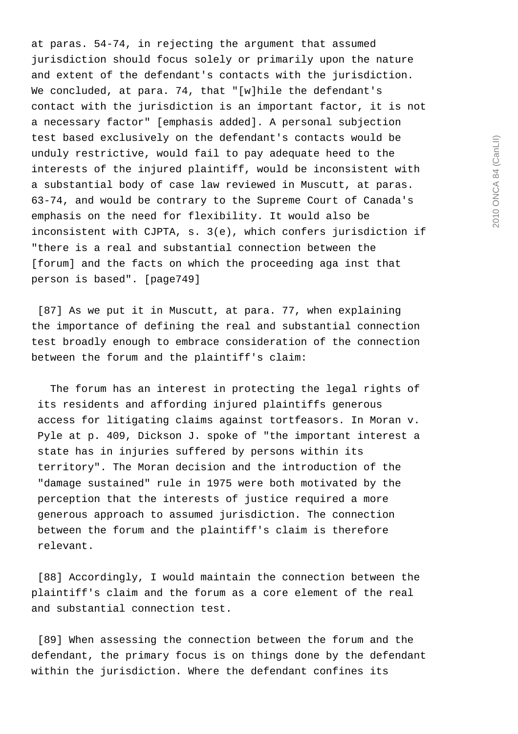at paras. 54-74, in rejecting the argument that assumed jurisdiction should focus solely or primarily upon the nature and extent of the defendant's contacts with the jurisdiction. We concluded, at para. 74, that "[w]hile the defendant's contact with the jurisdiction is an important factor, it is not a necessary factor" [emphasis added]. A personal subjection test based exclusively on the defendant's contacts would be unduly restrictive, would fail to pay adequate heed to the interests of the injured plaintiff, would be inconsistent with a substantial body of case law reviewed in Muscutt, at paras. 63-74, and would be contrary to the Supreme Court of Canada's emphasis on the need for flexibility. It would also be inconsistent with CJPTA, s. 3(e), which confers jurisdiction if "there is a real and substantial connection between the [forum] and the facts on which the proceeding aga inst that person is based". [page749]

[87] As we put it in Muscutt, at para. 77, when explaining the importance of defining the real and substantial connection test broadly enough to embrace consideration of the connection between the forum and the plaintiff's claim:

> The forum has an interest in protecting the legal rights of its residents and affording injured plaintiffs generous access for litigating claims against tortfeasors. In Moran v. Pyle at p. 409, Dickson J. spoke of "the important interest a state has in injuries suffered by persons within its territory". The Moran decision and the introduction of the "damage sustained" rule in 1975 were both motivated by the perception that the interests of justice required a more generous approach to assumed jurisdiction. The connection between the forum and the plaintiff's claim is therefore relevant.

[88] Accordingly, I would maintain the connection between the plaintiff's claim and the forum as a core element of the real and substantial connection test.

[89] When assessing the connection between the forum and the defendant, the primary focus is on things done by the defendant within the jurisdiction. Where the defendant confines its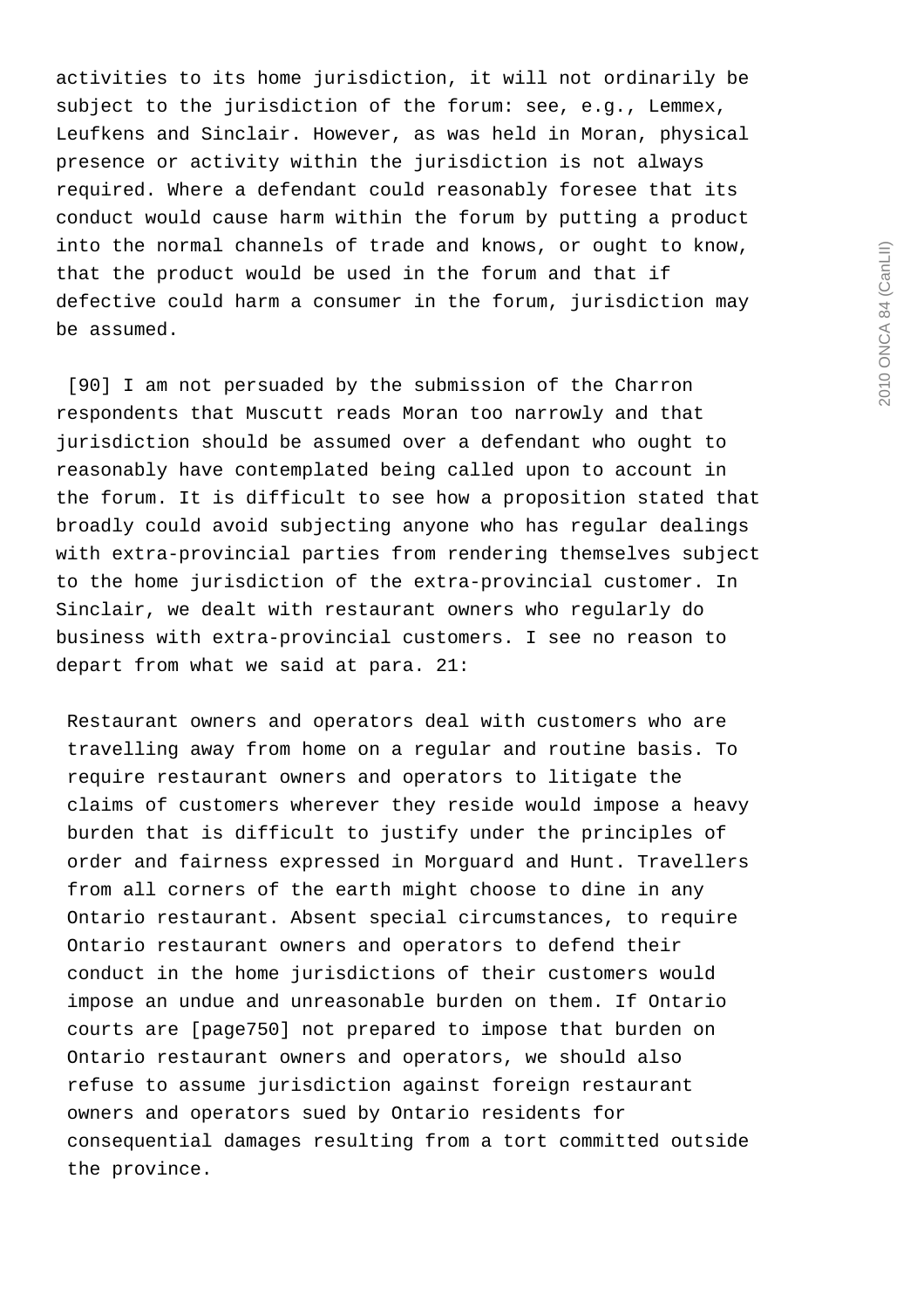activities to its home jurisdiction, it will not ordinarily be subject to the jurisdiction of the forum: see, e.g., Lemmex, Leufkens and Sinclair. However, as was held in Moran, physical presence or activity within the jurisdiction is not always required. Where a defendant could reasonably foresee that its conduct would cause harm within the forum by putting a product into the normal channels of trade and knows, or ought to know, that the product would be used in the forum and that if defective could harm a consumer in the forum, jurisdiction may be assumed.

[90] I am not persuaded by the submission of the Charron respondents that Muscutt reads Moran too narrowly and that jurisdiction should be assumed over a defendant who ought to reasonably have contemplated being called upon to account in the forum. It is difficult to see how a proposition stated that broadly could avoid subjecting anyone who has regular dealings with extra-provincial parties from rendering themselves subject to the home jurisdiction of the extra-provincial customer. In Sinclair, we dealt with restaurant owners who regularly do business with extra-provincial customers. I see no reason to depart from what we said at para. 21:

> Restaurant owners and operators deal with customers who are travelling away from home on a regular and routine basis. To require restaurant owners and operators to litigate the claims of customers wherever they reside would impose a heavy burden that is difficult to justify under the principles of order and fairness expressed in Morguard and Hunt. Travellers from all corners of the earth might choose to dine in any Ontario restaurant. Absent special circumstances, to require Ontario restaurant owners and operators to defend their conduct in the home jurisdictions of their customers would impose an undue and unreasonable burden on them. If Ontario courts are [page750] not prepared to impose that burden on Ontario restaurant owners and operators, we should also refuse to assume jurisdiction against foreign restaurant owners and operators sued by Ontario residents for consequential damages resulting from a tort committed outside the province.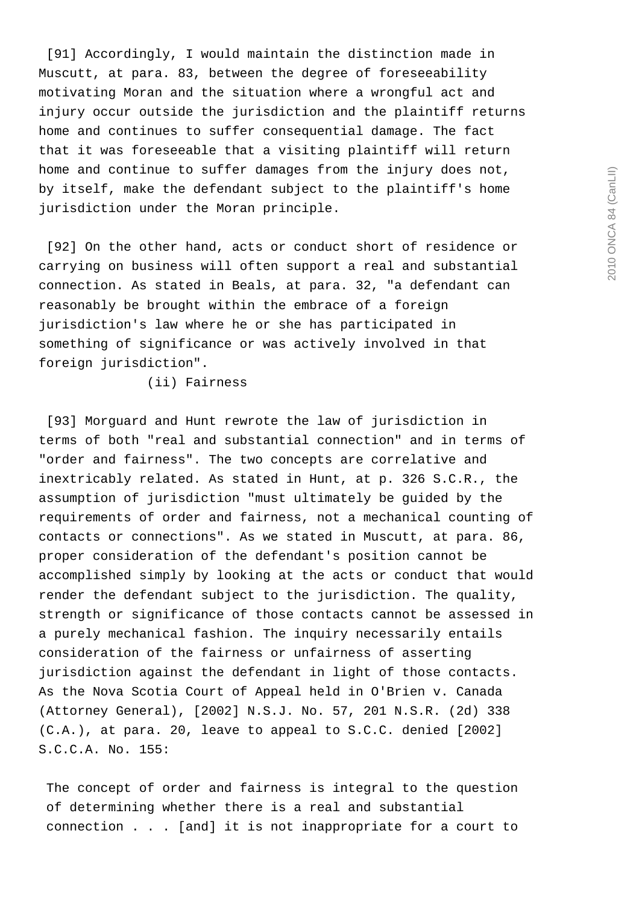[91] Accordingly, I would maintain the distinction made in Muscutt, at para. 83, between the degree of foreseeability motivating Moran and the situation where a wrongful act and injury occur outside the jurisdiction and the plaintiff returns home and continues to suffer consequential damage. The fact that it was foreseeable that a visiting plaintiff will return home and continue to suffer damages from the injury does not, by itself, make the defendant subject to the plaintiff's home jurisdiction under the Moran principle.

[92] On the other hand, acts or conduct short of residence or carrying on business will often support a real and substantial connection. As stated in Beals, at para. 32, "a defendant can reasonably be brought within the embrace of a foreign jurisdiction's law where he or she has participated in something of significance or was actively involved in that foreign jurisdiction".

(ii) Fairness

[93] Morguard and Hunt rewrote the law of jurisdiction in terms of both "real and substantial connection" and in terms of "order and fairness". The two concepts are correlative and inextricably related. As stated in Hunt, at p. 326 S.C.R., the assumption of jurisdiction "must ultimately be guided by the requirements of order and fairness, not a mechanical counting of contacts or connections". As we stated in Muscutt, at para. 86, proper consideration of the defendant's position cannot be accomplished simply by looking at the acts or conduct that would render the defendant subject to the jurisdiction. The quality, strength or significance of those contacts cannot be assessed in a purely mechanical fashion. The inquiry necessarily entails consideration of the fairness or unfairness of asserting jurisdiction against the defendant in light of those contacts. As the Nova Scotia Court of Appeal held in O'Brien v. Canada (Attorney General), [2002] N.S.J. No. 57, 201 N.S.R. (2d) 338 (C.A.), at para. 20, leave to appeal to S.C.C. denied [2002] S.C.C.A. No. 155:

> The concept of order and fairness is integral to the question of determining whether there is a real and substantial connection . . . [and] it is not inappropriate for a court to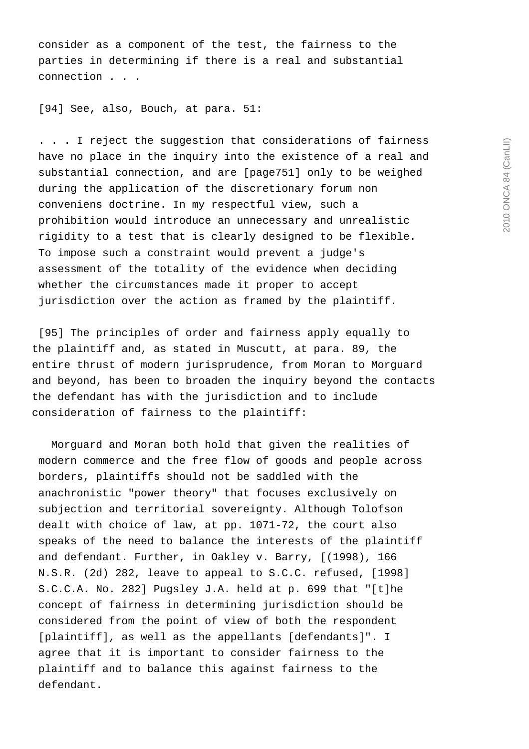consider as a component of the test, the fairness to the parties in determining if there is a real and substantial connection . . .

[94] See, also, Bouch, at para. 51:

> . . . I reject the suggestion that considerations of fairness have no place in the inquiry into the existence of a real and substantial connection, and are [page751] only to be weighed during the application of the discretionary forum non conveniens doctrine. In my respectful view, such a prohibition would introduce an unnecessary and unrealistic rigidity to a test that is clearly designed to be flexible. To impose such a constraint would prevent a judge's assessment of the totality of the evidence when deciding whether the circumstances made it proper to accept jurisdiction over the action as framed by the plaintiff.

[95] The principles of order and fairness apply equally to the plaintiff and, as stated in Muscutt, at para. 89, the entire thrust of modern jurisprudence, from Moran to Morguard and beyond, has been to broaden the inquiry beyond the contacts the defendant has with the jurisdiction and to include consideration of fairness to the plaintiff:

> Morguard and Moran both hold that given the realities of modern commerce and the free flow of goods and people across borders, plaintiffs should not be saddled with the anachronistic "power theory" that focuses exclusively on subjection and territorial sovereignty. Although Tolofson dealt with choice of law, at pp. 1071-72, the court also speaks of the need to balance the interests of the plaintiff and defendant. Further, in Oakley v. Barry, [(1998), 166 N.S.R. (2d) 282, leave to appeal to S.C.C. refused, [1998] S.C.C.A. No. 282] Pugsley J.A. held at p. 699 that "[t]he concept of fairness in determining jurisdiction should be considered from the point of view of both the respondent [plaintiff], as well as the appellants [defendants]". I agree that it is important to consider fairness to the plaintiff and to balance this against fairness to the defendant.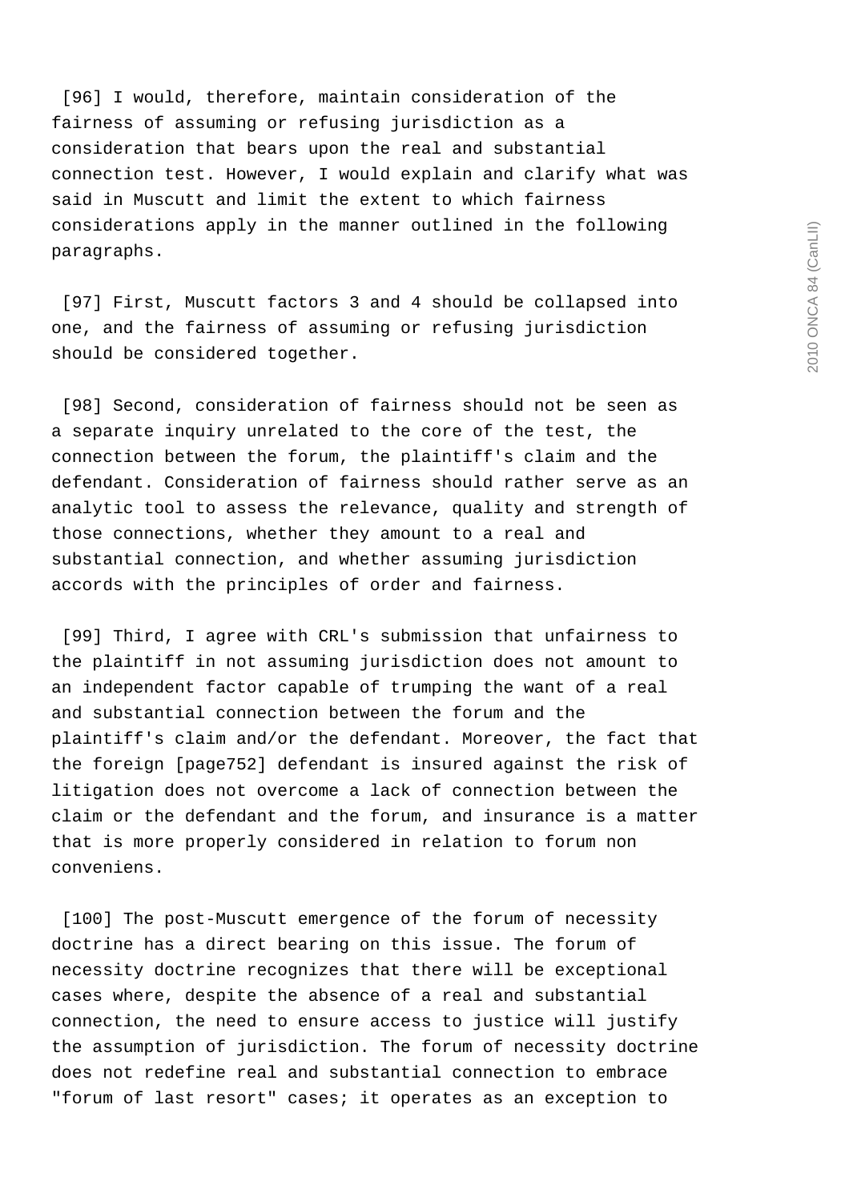[96] I would, therefore, maintain consideration of the fairness of assuming or refusing jurisdiction as a consideration that bears upon the real and substantial connection test. However, I would explain and clarify what was said in Muscutt and limit the extent to which fairness considerations apply in the manner outlined in the following paragraphs.

[97] First, Muscutt factors 3 and 4 should be collapsed into one, and the fairness of assuming or refusing jurisdiction should be considered together.

[98] Second, consideration of fairness should not be seen as a separate inquiry unrelated to the core of the test, the connection between the forum, the plaintiff's claim and the defendant. Consideration of fairness should rather serve as an analytic tool to assess the relevance, quality and strength of those connections, whether they amount to a real and substantial connection, and whether assuming jurisdiction accords with the principles of order and fairness.

[99] Third, I agree with CRL's submission that unfairness to the plaintiff in not assuming jurisdiction does not amount to an independent factor capable of trumping the want of a real and substantial connection between the forum and the plaintiff's claim and/or the defendant. Moreover, the fact that the foreign [page752] defendant is insured against the risk of litigation does not overcome a lack of connection between the claim or the defendant and the forum, and insurance is a matter that is more properly considered in relation to forum non conveniens.

[100] The post-Muscutt emergence of the forum of necessity doctrine has a direct bearing on this issue. The forum of necessity doctrine recognizes that there will be exceptional cases where, despite the absence of a real and substantial connection, the need to ensure access to justice will justify the assumption of jurisdiction. The forum of necessity doctrine does not redefine real and substantial connection to embrace "forum of last resort" cases; it operates as an exception to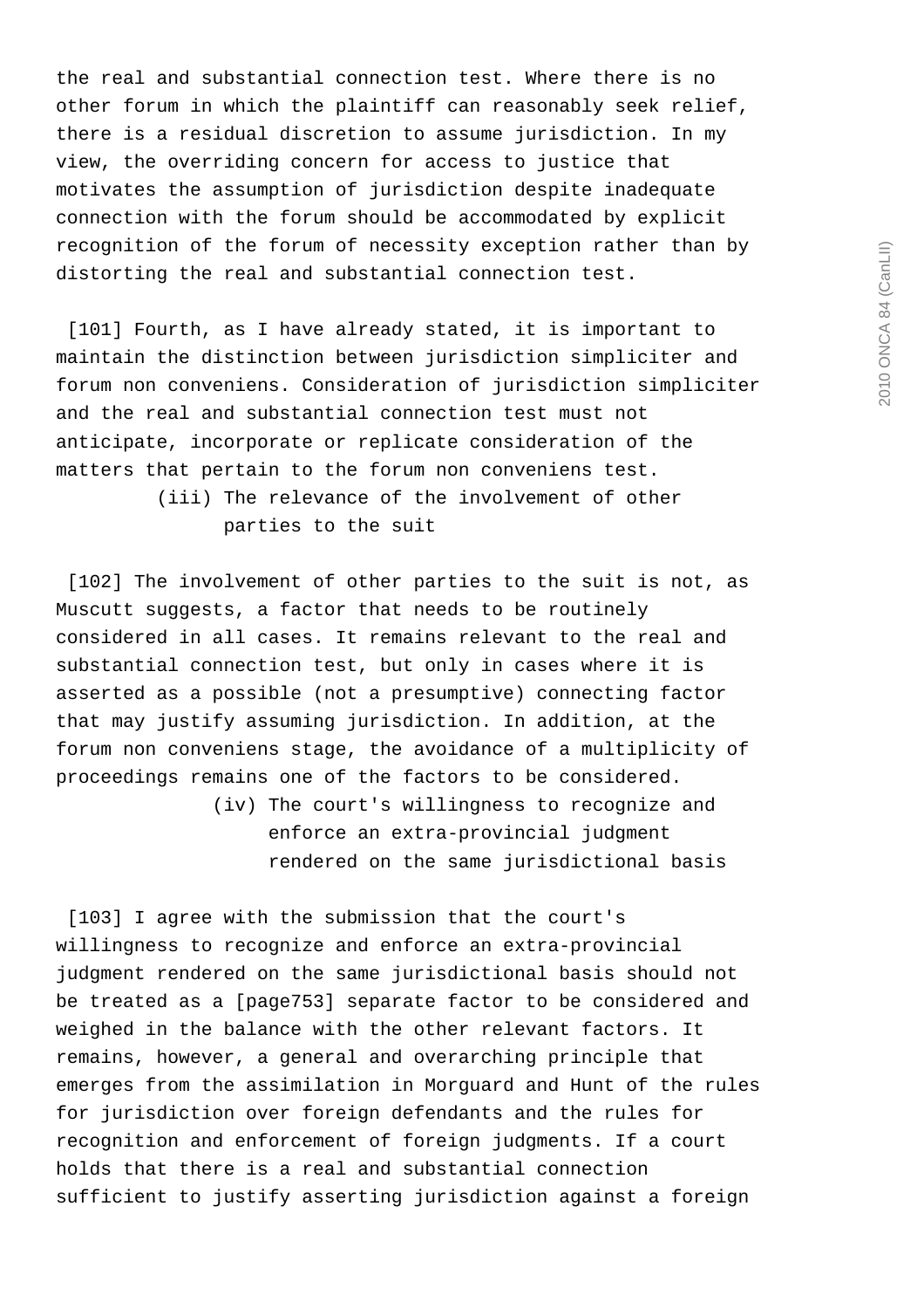the real and substantial connection test. Where there is no other forum in which the plaintiff can reasonably seek relief, there is a residual discretion to assume jurisdiction. In my view, the overriding concern for access to justice that motivates the assumption of jurisdiction despite inadequate connection with the forum should be accommodated by explicit recognition of the forum of necessity exception rather than by distorting the real and substantial connection test.

[101] Fourth, as I have already stated, it is important to maintain the distinction between jurisdiction simpliciter and forum non conveniens. Consideration of jurisdiction simpliciter and the real and substantial connection test must not anticipate, incorporate or replicate consideration of the matters that pertain to the forum non conveniens test.

(iii) The relevance of the involvement of other parties to the suit

[102] The involvement of other parties to the suit is not, as Muscutt suggests, a factor that needs to be routinely considered in all cases. It remains relevant to the real and substantial connection test, but only in cases where it is asserted as a possible (not a presumptive) connecting factor that may justify assuming jurisdiction. In addition, at the forum non conveniens stage, the avoidance of a multiplicity of proceedings remains one of the factors to be considered.

(iv) The court's willingness to recognize and enforce an extra-provincial judgment rendered on the same jurisdictional basis

[103] I agree with the submission that the court's willingness to recognize and enforce an extra-provincial judgment rendered on the same jurisdictional basis should not be treated as a [page753] separate factor to be considered and weighed in the balance with the other relevant factors. It remains, however, a general and overarching principle that emerges from the assimilation in Morguard and Hunt of the rules for jurisdiction over foreign defendants and the rules for recognition and enforcement of foreign judgments. If a court holds that there is a real and substantial connection sufficient to justify asserting jurisdiction against a foreign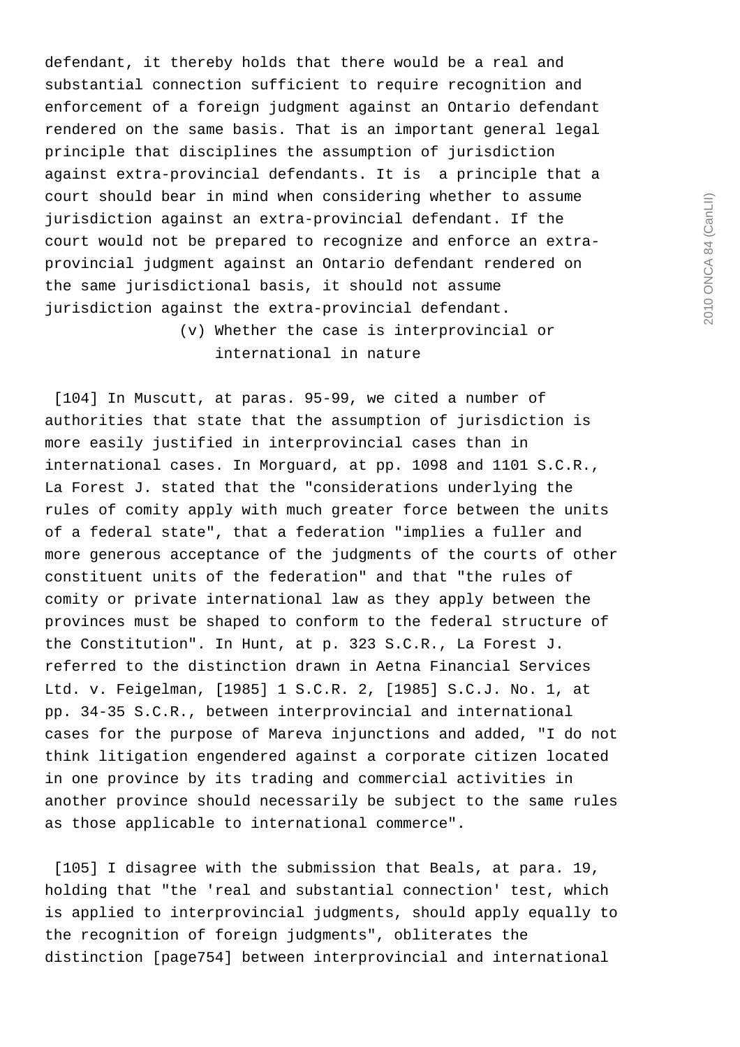defendant, it thereby holds that there would be a real and substantial connection sufficient to require recognition and enforcement of a foreign judgment against an Ontario defendant rendered on the same basis. That is an important general legal principle that disciplines the assumption of jurisdiction against extra-provincial defendants. It is a principle that a court should bear in mind when considering whether to assume jurisdiction against an extra-provincial defendant. If the court would not be prepared to recognize and enforce an extra-provincial judgment against an Ontario defendant rendered on the same jurisdictional basis, it should not assume jurisdiction against the extra-provincial defendant.

(v) Whether the case is interprovincial or international in nature

[104] In Muscutt, at paras. 95-99, we cited a number of authorities that state that the assumption of jurisdiction is more easily justified in interprovincial cases than in international cases. In Morguard, at pp. 1098 and 1101 S.C.R., La Forest J. stated that the "considerations underlying the rules of comity apply with much greater force between the units of a federal state", that a federation "implies a fuller and more generous acceptance of the judgments of the courts of other constituent units of the federation" and that "the rules of comity or private international law as they apply between the provinces must be shaped to conform to the federal structure of the Constitution". In Hunt, at p. 323 S.C.R., La Forest J. referred to the distinction drawn in Aetna Financial Services Ltd. v. Feigelman, [1985] 1 S.C.R. 2, [1985] S.C.J. No. 1, at pp. 34-35 S.C.R., between interprovincial and international cases for the purpose of Mareva injunctions and added, "I do not think litigation engendered against a corporate citizen located in one province by its trading and commercial activities in another province should necessarily be subject to the same rules as those applicable to international commerce".

[105] I disagree with the submission that Beals, at para. 19, holding that "the 'real and substantial connection' test, which is applied to interprovincial judgments, should apply equally to the recognition of foreign judgments", obliterates the distinction [page754] between interprovincial and international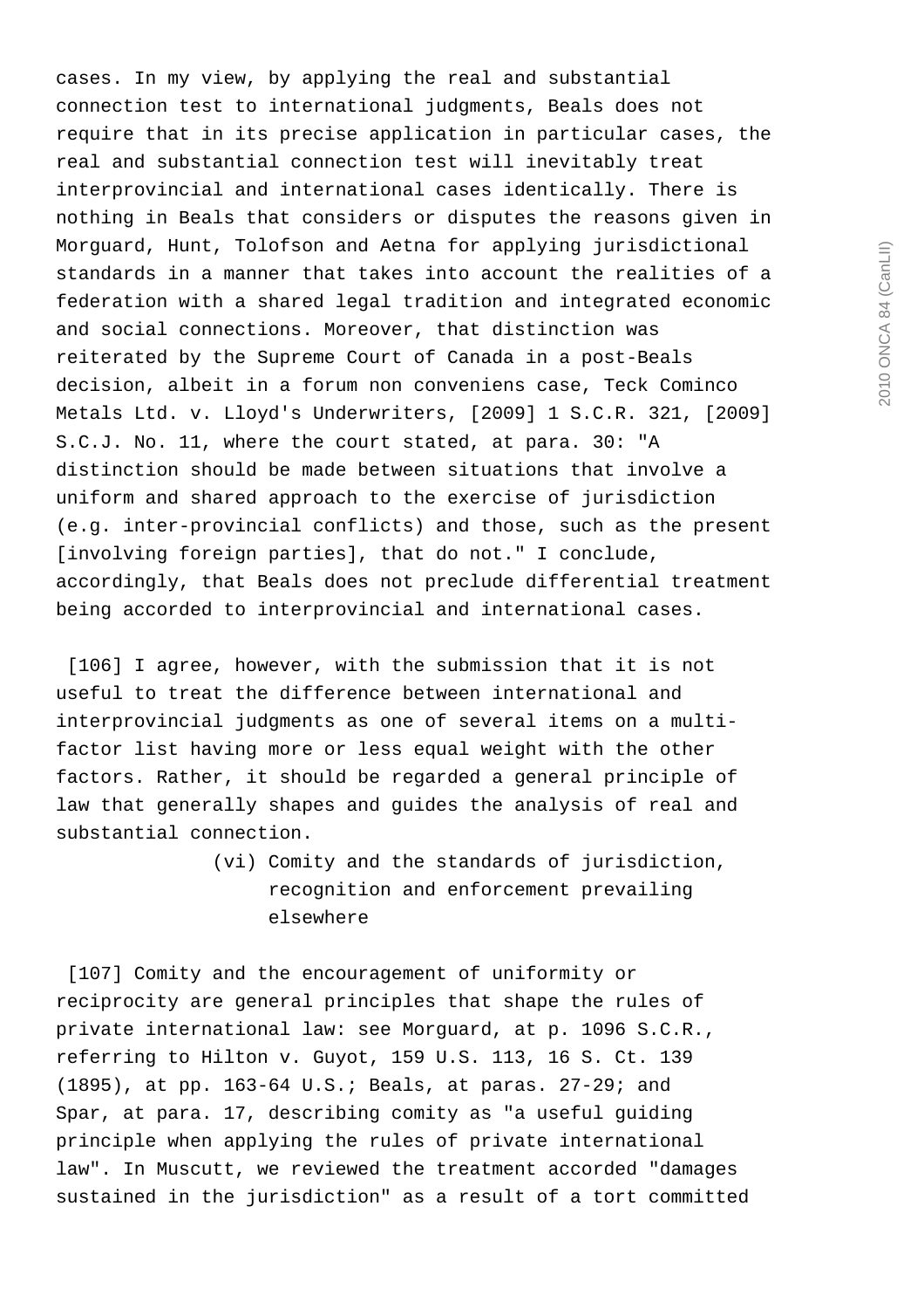cases. In my view, by applying the real and substantial connection test to international judgments, Beals does not require that in its precise application in particular cases, the real and substantial connection test will inevitably treat interprovincial and international cases identically. There is nothing in Beals that considers or disputes the reasons given in Morguard, Hunt, Tolofson and Aetna for applying jurisdictional standards in a manner that takes into account the realities of a federation with a shared legal tradition and integrated economic and social connections. Moreover, that distinction was reiterated by the Supreme Court of Canada in a post-Beals decision, albeit in a forum non conveniens case, Teck Cominco Metals Ltd. v. Lloyd's Underwriters, [2009] 1 S.C.R. 321, [2009] S.C.J. No. 11, where the court stated, at para. 30: "A distinction should be made between situations that involve a uniform and shared approach to the exercise of jurisdiction (e.g. inter-provincial conflicts) and those, such as the present [involving foreign parties], that do not." I conclude, accordingly, that Beals does not preclude differential treatment being accorded to interprovincial and international cases.

[106] I agree, however, with the submission that it is not useful to treat the difference between international and interprovincial judgments as one of several items on a multi-factor list having more or less equal weight with the other factors. Rather, it should be regarded a general principle of law that generally shapes and guides the analysis of real and substantial connection.

(vi) Comity and the standards of jurisdiction, recognition and enforcement prevailing elsewhere

[107] Comity and the encouragement of uniformity or reciprocity are general principles that shape the rules of private international law: see Morguard, at p. 1096 S.C.R., referring to Hilton v. Guyot, 159 U.S. 113, 16 S. Ct. 139 (1895), at pp. 163-64 U.S.; Beals, at paras. 27-29; and Spar, at para. 17, describing comity as "a useful guiding principle when applying the rules of private international law". In Muscutt, we reviewed the treatment accorded "damages sustained in the jurisdiction" as a result of a tort committed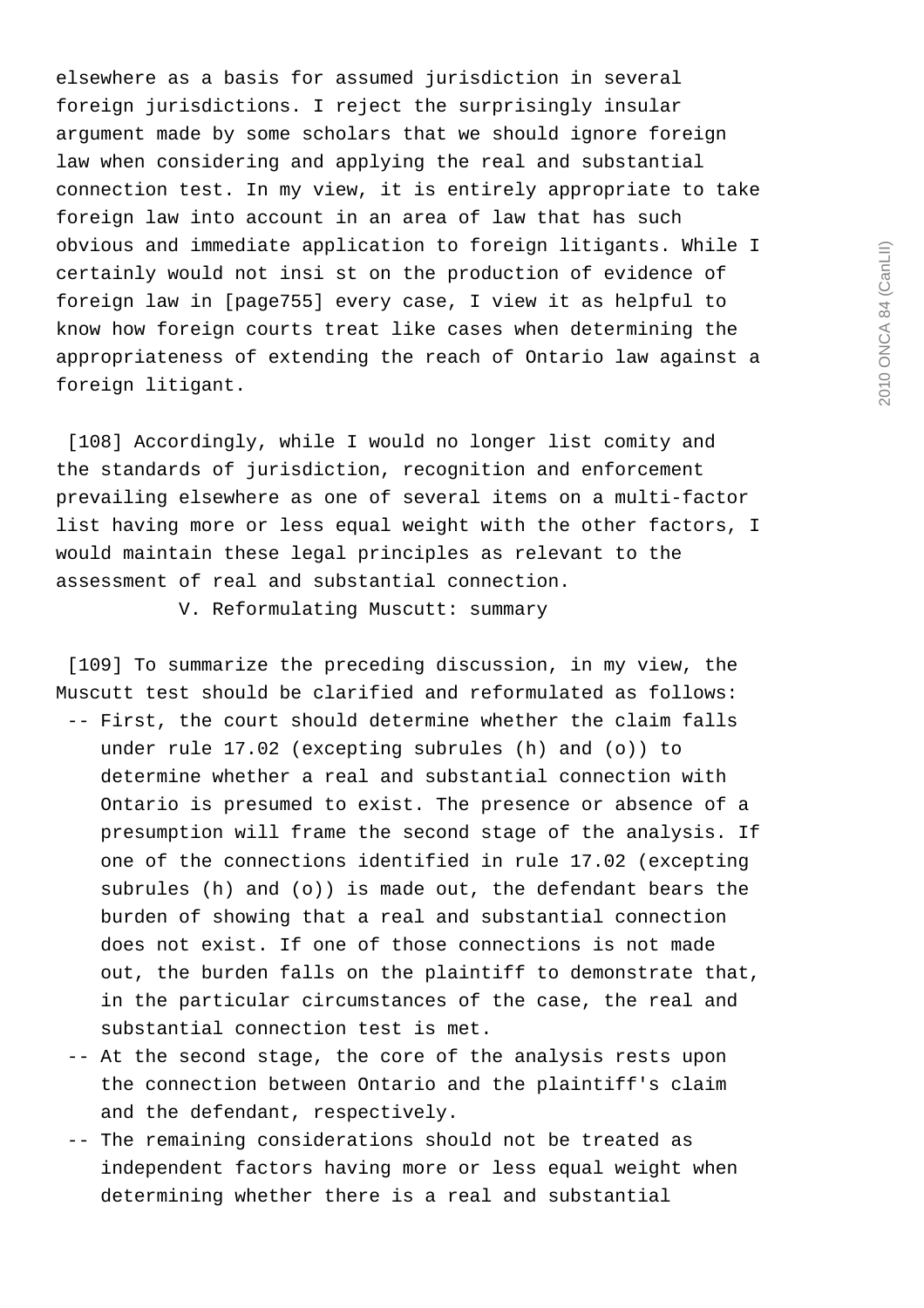elsewhere as a basis for assumed jurisdiction in several foreign jurisdictions. I reject the surprisingly insular argument made by some scholars that we should ignore foreign law when considering and applying the real and substantial connection test. In my view, it is entirely appropriate to take foreign law into account in an area of law that has such obvious and immediate application to foreign litigants. While I certainly would not insi st on the production of evidence of foreign law in [page755] every case, I view it as helpful to know how foreign courts treat like cases when determining the appropriateness of extending the reach of Ontario law against a foreign litigant.

[108] Accordingly, while I would no longer list comity and the standards of jurisdiction, recognition and enforcement prevailing elsewhere as one of several items on a multi-factor list having more or less equal weight with the other factors, I would maintain these legal principles as relevant to the assessment of real and substantial connection.

V. Reformulating Muscutt: summary

[109] To summarize the preceding discussion, in my view, the Muscutt test should be clarified and reformulated as follows:

-- First, the court should determine whether the claim falls under rule 17.02 (excepting subrules (h) and (o)) to determine whether a real and substantial connection with Ontario is presumed to exist. The presence or absence of a presumption will frame the second stage of the analysis. If one of the connections identified in rule 17.02 (excepting subrules (h) and (o)) is made out, the defendant bears the burden of showing that a real and substantial connection does not exist. If one of those connections is not made out, the burden falls on the plaintiff to demonstrate that, in the particular circumstances of the case, the real and substantial connection test is met.

-- At the second stage, the core of the analysis rests upon the connection between Ontario and the plaintiff's claim and the defendant, respectively.

-- The remaining considerations should not be treated as independent factors having more or less equal weight when determining whether there is a real and substantial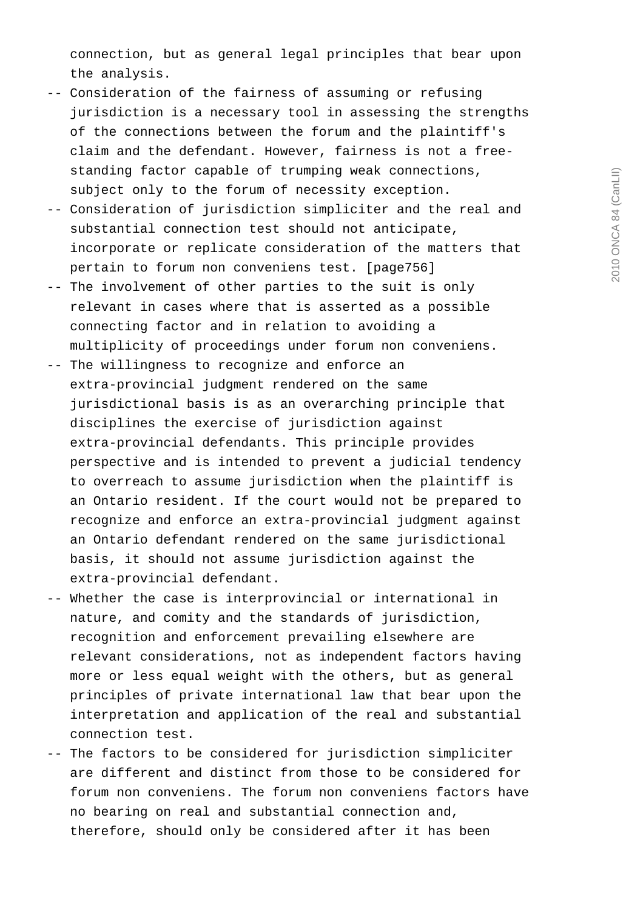connection, but as general legal principles that bear upon the analysis.

-- Consideration of the fairness of assuming or refusing jurisdiction is a necessary tool in assessing the strengths of the connections between the forum and the plaintiff's claim and the defendant. However, fairness is not a free-standing factor capable of trumping weak connections, subject only to the forum of necessity exception.

-- Consideration of jurisdiction simpliciter and the real and substantial connection test should not anticipate, incorporate or replicate consideration of the matters that pertain to forum non conveniens test. [page756]

-- The involvement of other parties to the suit is only relevant in cases where that is asserted as a possible connecting factor and in relation to avoiding a multiplicity of proceedings under forum non conveniens.

-- The willingness to recognize and enforce an extra-provincial judgment rendered on the same jurisdictional basis is as an overarching principle that disciplines the exercise of jurisdiction against extra-provincial defendants. This principle provides perspective and is intended to prevent a judicial tendency to overreach to assume jurisdiction when the plaintiff is an Ontario resident. If the court would not be prepared to recognize and enforce an extra-provincial judgment against an Ontario defendant rendered on the same jurisdictional basis, it should not assume jurisdiction against the extra-provincial defendant.

-- Whether the case is interprovincial or international in nature, and comity and the standards of jurisdiction, recognition and enforcement prevailing elsewhere are relevant considerations, not as independent factors having more or less equal weight with the others, but as general principles of private international law that bear upon the interpretation and application of the real and substantial connection test.

-- The factors to be considered for jurisdiction simpliciter are different and distinct from those to be considered for forum non conveniens. The forum non conveniens factors have no bearing on real and substantial connection and, therefore, should only be considered after it has been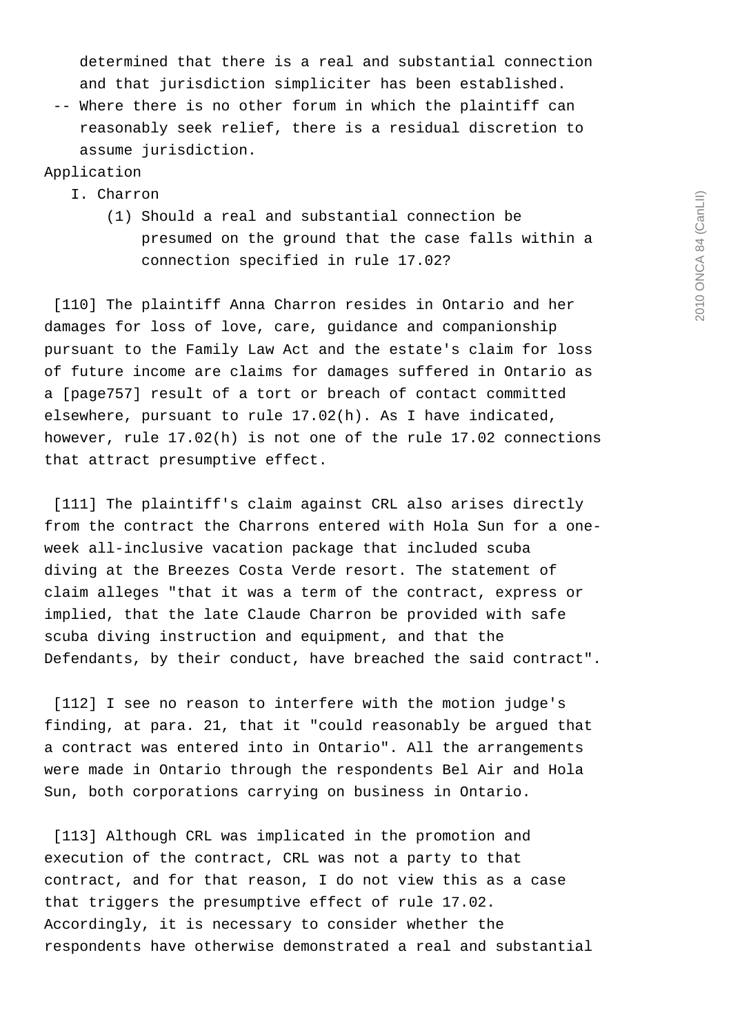determined that there is a real and substantial connection and that jurisdiction simpliciter has been established.

- Where there is no other forum in which the plaintiff can reasonably seek relief, there is a residual discretion to assume jurisdiction.

Application

I. Charron

(1) Should a real and substantial connection be presumed on the ground that the case falls within a connection specified in rule 17.02?

[110] The plaintiff Anna Charron resides in Ontario and her damages for loss of love, care, guidance and companionship pursuant to the Family Law Act and the estate's claim for loss of future income are claims for damages suffered in Ontario as a [page757] result of a tort or breach of contact committed elsewhere, pursuant to rule 17.02(h). As I have indicated, however, rule 17.02(h) is not one of the rule 17.02 connections that attract presumptive effect.

[111] The plaintiff's claim against CRL also arises directly from the contract the Charrons entered with Hola Sun for a one-week all-inclusive vacation package that included scuba diving at the Breezes Costa Verde resort. The statement of claim alleges "that it was a term of the contract, express or implied, that the late Claude Charron be provided with safe scuba diving instruction and equipment, and that the Defendants, by their conduct, have breached the said contract".

[112] I see no reason to interfere with the motion judge's finding, at para. 21, that it "could reasonably be argued that a contract was entered into in Ontario". All the arrangements were made in Ontario through the respondents Bel Air and Hola Sun, both corporations carrying on business in Ontario.

[113] Although CRL was implicated in the promotion and execution of the contract, CRL was not a party to that contract, and for that reason, I do not view this as a case that triggers the presumptive effect of rule 17.02. Accordingly, it is necessary to consider whether the respondents have otherwise demonstrated a real and substantial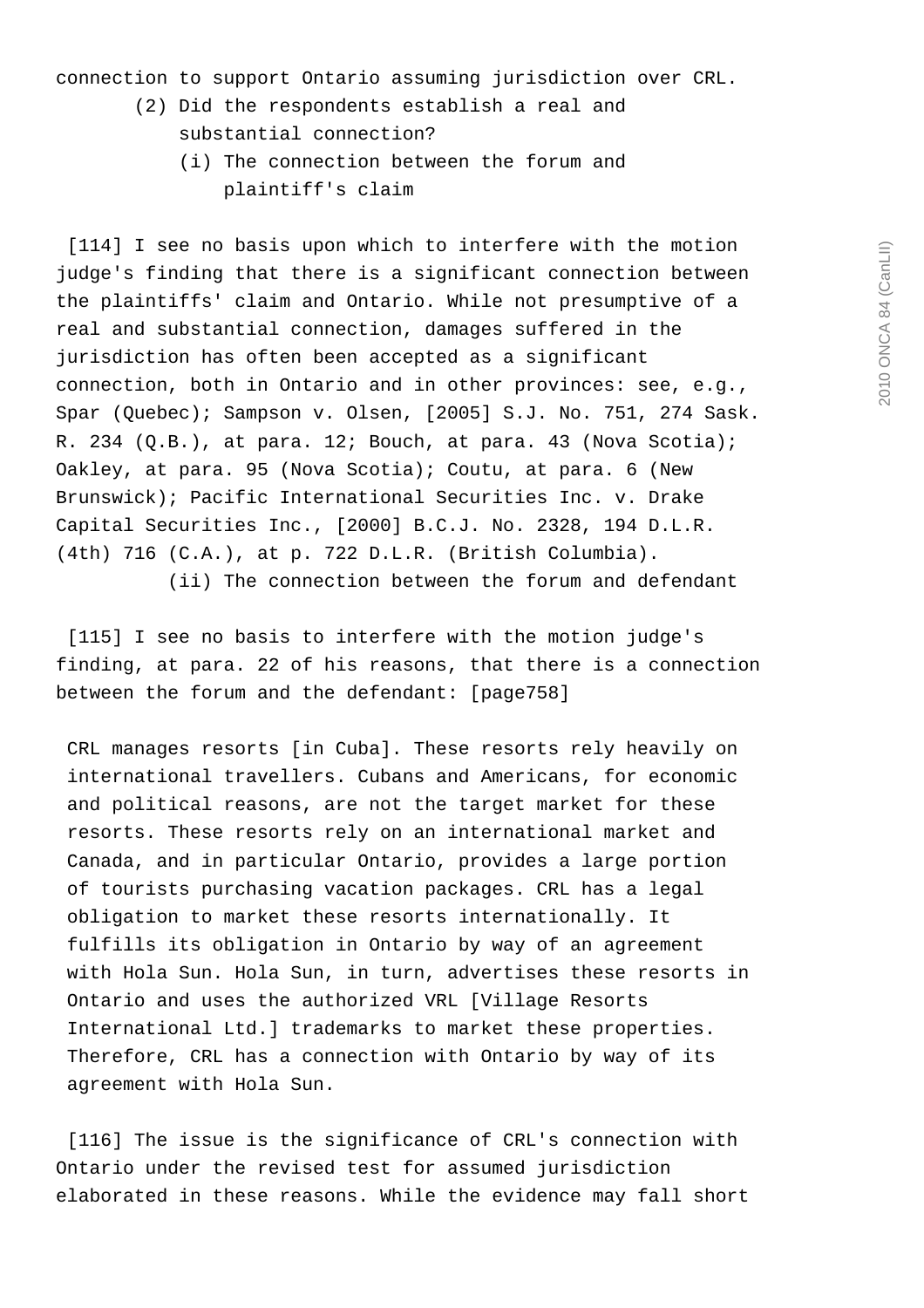connection to support Ontario assuming jurisdiction over CRL.

(2) Did the respondents establish a real and substantial connection?

(i) The connection between the forum and plaintiff's claim

[114] I see no basis upon which to interfere with the motion judge's finding that there is a significant connection between the plaintiffs' claim and Ontario. While not presumptive of a real and substantial connection, damages suffered in the jurisdiction has often been accepted as a significant connection, both in Ontario and in other provinces: see, e.g., Spar (Quebec); Sampson v. Olsen, [2005] S.J. No. 751, 274 Sask. R. 234 (Q.B.), at para. 12; Bouch, at para. 43 (Nova Scotia); Oakley, at para. 95 (Nova Scotia); Coutu, at para. 6 (New Brunswick); Pacific International Securities Inc. v. Drake Capital Securities Inc., [2000] B.C.J. No. 2328, 194 D.L.R. (4th) 716 (C.A.), at p. 722 D.L.R. (British Columbia).

(ii) The connection between the forum and defendant

[115] I see no basis to interfere with the motion judge's finding, at para. 22 of his reasons, that there is a connection between the forum and the defendant: [page758]

> CRL manages resorts [in Cuba]. These resorts rely heavily on international travellers. Cubans and Americans, for economic and political reasons, are not the target market for these resorts. These resorts rely on an international market and Canada, and in particular Ontario, provides a large portion of tourists purchasing vacation packages. CRL has a legal obligation to market these resorts internationally. It fulfills its obligation in Ontario by way of an agreement with Hola Sun. Hola Sun, in turn, advertises these resorts in Ontario and uses the authorized VRL [Village Resorts International Ltd.] trademarks to market these properties. Therefore, CRL has a connection with Ontario by way of its agreement with Hola Sun.

[116] The issue is the significance of CRL's connection with Ontario under the revised test for assumed jurisdiction elaborated in these reasons. While the evidence may fall short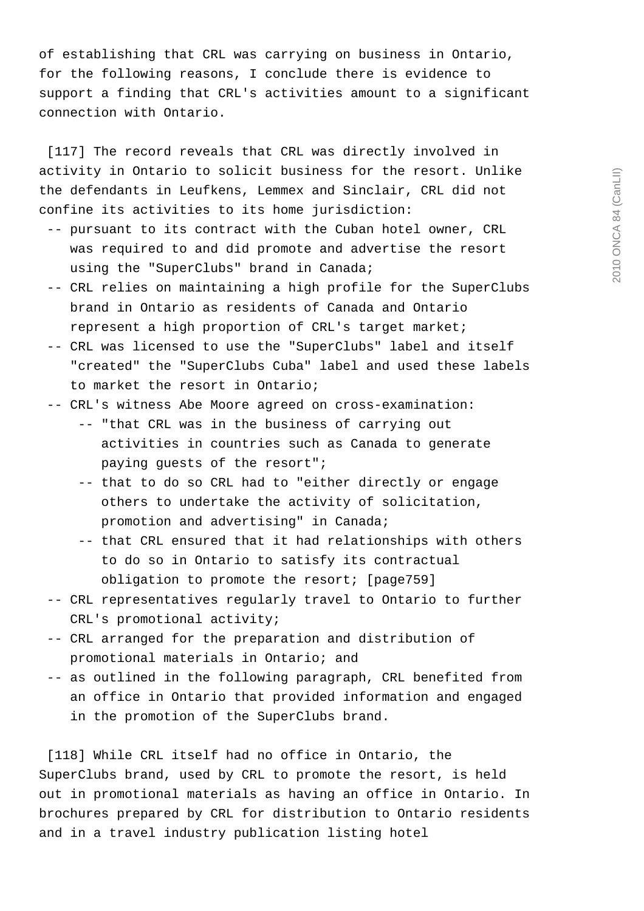of establishing that CRL was carrying on business in Ontario, for the following reasons, I conclude there is evidence to support a finding that CRL's activities amount to a significant connection with Ontario.

[117] The record reveals that CRL was directly involved in activity in Ontario to solicit business for the resort. Unlike the defendants in Leufkens, Lemmex and Sinclair, CRL did not confine its activities to its home jurisdiction:

- pursuant to its contract with the Cuban hotel owner, CRL was required to and did promote and advertise the resort using the "SuperClubs" brand in Canada;
- CRL relies on maintaining a high profile for the SuperClubs brand in Ontario as residents of Canada and Ontario represent a high proportion of CRL's target market;
- CRL was licensed to use the "SuperClubs" label and itself "created" the "SuperClubs Cuba" label and used these labels to market the resort in Ontario;
- CRL's witness Abe Moore agreed on cross-examination:
  - "that CRL was in the business of carrying out activities in countries such as Canada to generate paying guests of the resort";
  - that to do so CRL had to "either directly or engage others to undertake the activity of solicitation, promotion and advertising" in Canada;
  - that CRL ensured that it had relationships with others to do so in Ontario to satisfy its contractual obligation to promote the resort; [page759]
- CRL representatives regularly travel to Ontario to further CRL's promotional activity;
- CRL arranged for the preparation and distribution of promotional materials in Ontario; and
- as outlined in the following paragraph, CRL benefited from an office in Ontario that provided information and engaged in the promotion of the SuperClubs brand.

[118] While CRL itself had no office in Ontario, the SuperClubs brand, used by CRL to promote the resort, is held out in promotional materials as having an office in Ontario. In brochures prepared by CRL for distribution to Ontario residents and in a travel industry publication listing hotel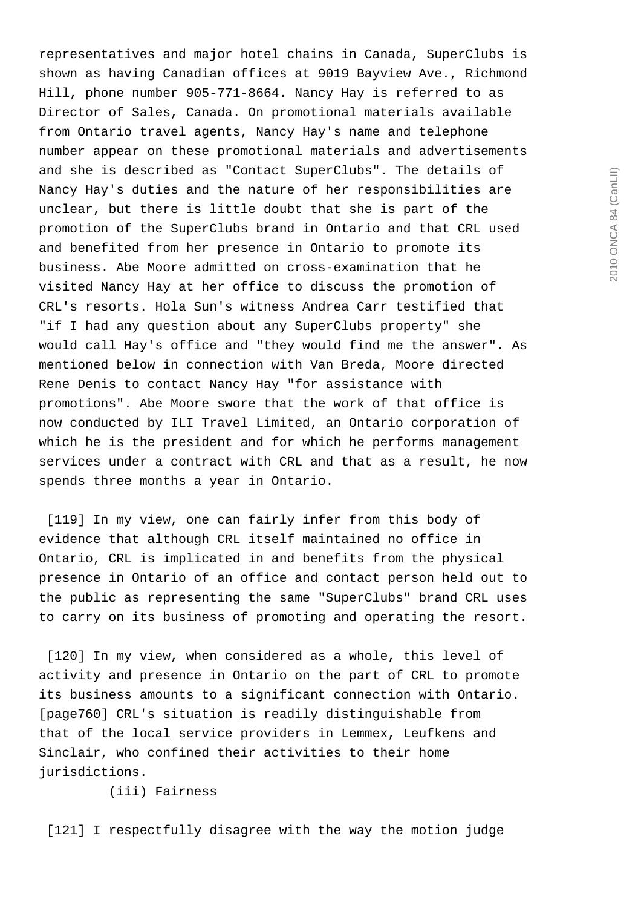representatives and major hotel chains in Canada, SuperClubs is shown as having Canadian offices at 9019 Bayview Ave., Richmond Hill, phone number 905-771-8664. Nancy Hay is referred to as Director of Sales, Canada. On promotional materials available from Ontario travel agents, Nancy Hay's name and telephone number appear on these promotional materials and advertisements and she is described as "Contact SuperClubs". The details of Nancy Hay's duties and the nature of her responsibilities are unclear, but there is little doubt that she is part of the promotion of the SuperClubs brand in Ontario and that CRL used and benefited from her presence in Ontario to promote its business. Abe Moore admitted on cross-examination that he visited Nancy Hay at her office to discuss the promotion of CRL's resorts. Hola Sun's witness Andrea Carr testified that "if I had any question about any SuperClubs property" she would call Hay's office and "they would find me the answer". As mentioned below in connection with Van Breda, Moore directed Rene Denis to contact Nancy Hay "for assistance with promotions". Abe Moore swore that the work of that office is now conducted by ILI Travel Limited, an Ontario corporation of which he is the president and for which he performs management services under a contract with CRL and that as a result, he now spends three months a year in Ontario.

[119] In my view, one can fairly infer from this body of evidence that although CRL itself maintained no office in Ontario, CRL is implicated in and benefits from the physical presence in Ontario of an office and contact person held out to the public as representing the same "SuperClubs" brand CRL uses to carry on its business of promoting and operating the resort.

[120] In my view, when considered as a whole, this level of activity and presence in Ontario on the part of CRL to promote its business amounts to a significant connection with Ontario. [page760] CRL's situation is readily distinguishable from that of the local service providers in Lemmex, Leufkens and Sinclair, who confined their activities to their home jurisdictions.

(iii) Fairness

[121] I respectfully disagree with the way the motion judge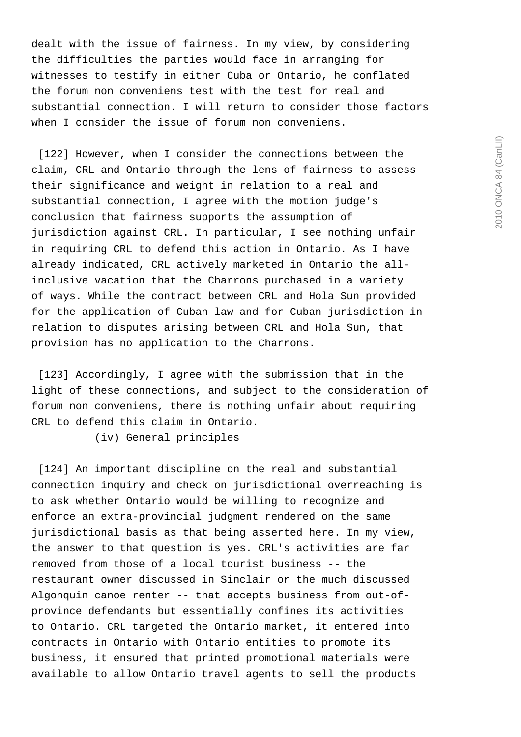dealt with the issue of fairness. In my view, by considering the difficulties the parties would face in arranging for witnesses to testify in either Cuba or Ontario, he conflated the forum non conveniens test with the test for real and substantial connection. I will return to consider those factors when I consider the issue of forum non conveniens.

[122] However, when I consider the connections between the claim, CRL and Ontario through the lens of fairness to assess their significance and weight in relation to a real and substantial connection, I agree with the motion judge's conclusion that fairness supports the assumption of jurisdiction against CRL. In particular, I see nothing unfair in requiring CRL to defend this action in Ontario. As I have already indicated, CRL actively marketed in Ontario the all-inclusive vacation that the Charrons purchased in a variety of ways. While the contract between CRL and Hola Sun provided for the application of Cuban law and for Cuban jurisdiction in relation to disputes arising between CRL and Hola Sun, that provision has no application to the Charrons.

[123] Accordingly, I agree with the submission that in the light of these connections, and subject to the consideration of forum non conveniens, there is nothing unfair about requiring CRL to defend this claim in Ontario.

(iv) General principles

[124] An important discipline on the real and substantial connection inquiry and check on jurisdictional overreaching is to ask whether Ontario would be willing to recognize and enforce an extra-provincial judgment rendered on the same jurisdictional basis as that being asserted here. In my view, the answer to that question is yes. CRL's activities are far removed from those of a local tourist business -- the restaurant owner discussed in Sinclair or the much discussed Algonquin canoe renter -- that accepts business from out-of-province defendants but essentially confines its activities to Ontario. CRL targeted the Ontario market, it entered into contracts in Ontario with Ontario entities to promote its business, it ensured that printed promotional materials were available to allow Ontario travel agents to sell the products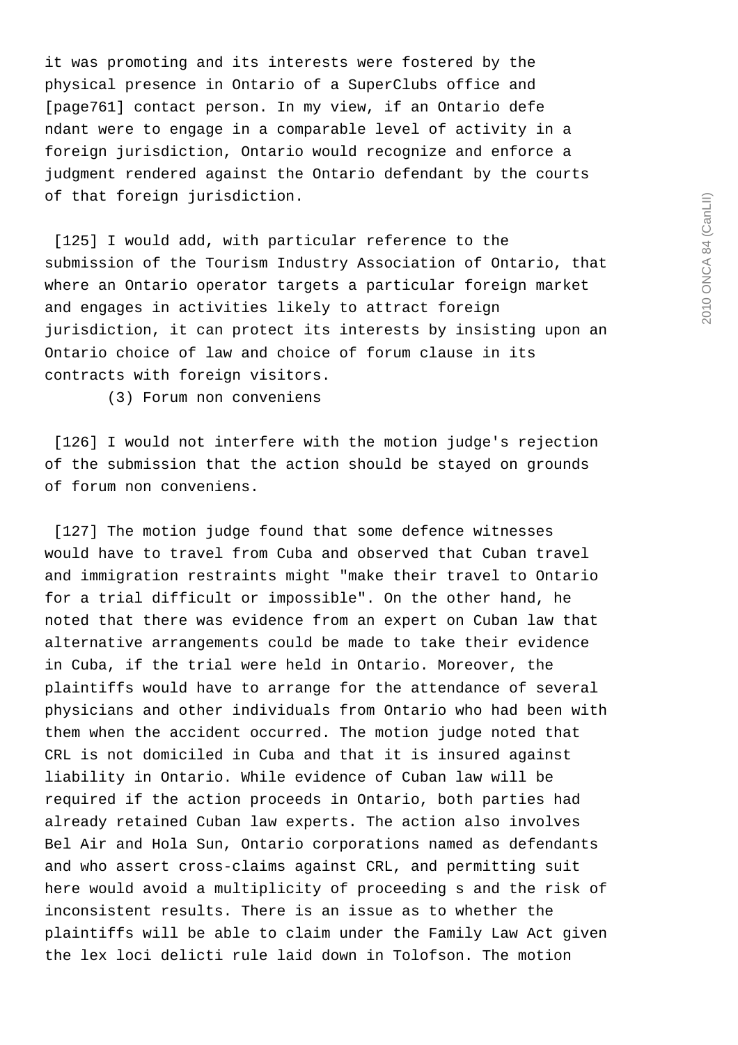it was promoting and its interests were fostered by the physical presence in Ontario of a SuperClubs office and [page761] contact person. In my view, if an Ontario defendant were to engage in a comparable level of activity in a foreign jurisdiction, Ontario would recognize and enforce a judgment rendered against the Ontario defendant by the courts of that foreign jurisdiction.

[125] I would add, with particular reference to the submission of the Tourism Industry Association of Ontario, that where an Ontario operator targets a particular foreign market and engages in activities likely to attract foreign jurisdiction, it can protect its interests by insisting upon an Ontario choice of law and choice of forum clause in its contracts with foreign visitors.

(3) Forum non conveniens

[126] I would not interfere with the motion judge's rejection of the submission that the action should be stayed on grounds of forum non conveniens.

[127] The motion judge found that some defence witnesses would have to travel from Cuba and observed that Cuban travel and immigration restraints might "make their travel to Ontario for a trial difficult or impossible". On the other hand, he noted that there was evidence from an expert on Cuban law that alternative arrangements could be made to take their evidence in Cuba, if the trial were held in Ontario. Moreover, the plaintiffs would have to arrange for the attendance of several physicians and other individuals from Ontario who had been with them when the accident occurred. The motion judge noted that CRL is not domiciled in Cuba and that it is insured against liability in Ontario. While evidence of Cuban law will be required if the action proceeds in Ontario, both parties had already retained Cuban law experts. The action also involves Bel Air and Hola Sun, Ontario corporations named as defendants and who assert cross-claims against CRL, and permitting suit here would avoid a multiplicity of proceeding s and the risk of inconsistent results. There is an issue as to whether the plaintiffs will be able to claim under the Family Law Act given the lex loci delicti rule laid down in Tolofson. The motion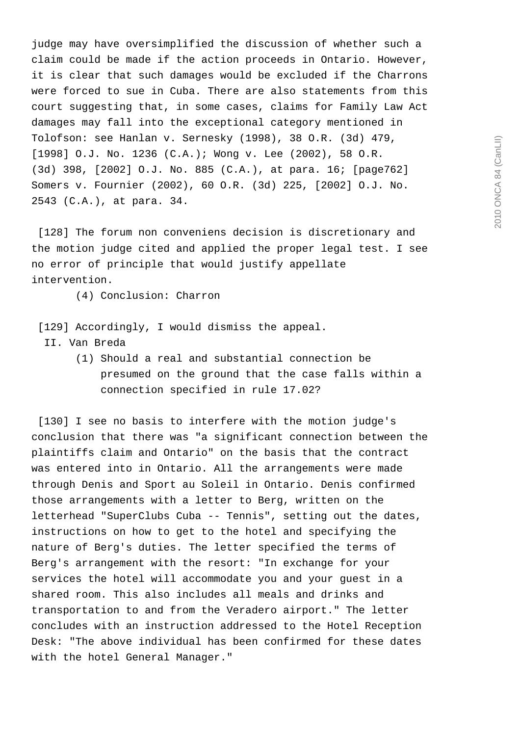judge may have oversimplified the discussion of whether such a claim could be made if the action proceeds in Ontario. However, it is clear that such damages would be excluded if the Charrons were forced to sue in Cuba. There are also statements from this court suggesting that, in some cases, claims for Family Law Act damages may fall into the exceptional category mentioned in Tolofson: see Hanlan v. Sernesky (1998), 38 O.R. (3d) 479, [1998] O.J. No. 1236 (C.A.); Wong v. Lee (2002), 58 O.R. (3d) 398, [2002] O.J. No. 885 (C.A.), at para. 16; [page762] Somers v. Fournier (2002), 60 O.R. (3d) 225, [2002] O.J. No. 2543 (C.A.), at para. 34.

[128] The forum non conveniens decision is discretionary and the motion judge cited and applied the proper legal test. I see no error of principle that would justify appellate intervention.

(4) Conclusion: Charron

[129] Accordingly, I would dismiss the appeal.

II. Van Breda

(1) Should a real and substantial connection be presumed on the ground that the case falls within a connection specified in rule 17.02?

[130] I see no basis to interfere with the motion judge's conclusion that there was "a significant connection between the plaintiffs claim and Ontario" on the basis that the contract was entered into in Ontario. All the arrangements were made through Denis and Sport au Soleil in Ontario. Denis confirmed those arrangements with a letter to Berg, written on the letterhead "SuperClubs Cuba -- Tennis", setting out the dates, instructions on how to get to the hotel and specifying the nature of Berg's duties. The letter specified the terms of Berg's arrangement with the resort: "In exchange for your services the hotel will accommodate you and your guest in a shared room. This also includes all meals and drinks and transportation to and from the Veradero airport." The letter concludes with an instruction addressed to the Hotel Reception Desk: "The above individual has been confirmed for these dates with the hotel General Manager."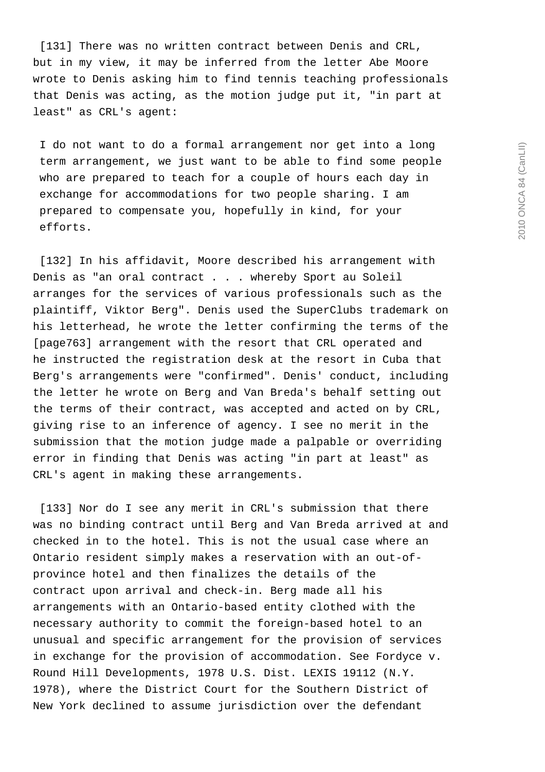[131] There was no written contract between Denis and CRL, but in my view, it may be inferred from the letter Abe Moore wrote to Denis asking him to find tennis teaching professionals that Denis was acting, as the motion judge put it, "in part at least" as CRL's agent:

> I do not want to do a formal arrangement nor get into a long term arrangement, we just want to be able to find some people who are prepared to teach for a couple of hours each day in exchange for accommodations for two people sharing. I am prepared to compensate you, hopefully in kind, for your efforts.

[132] In his affidavit, Moore described his arrangement with Denis as "an oral contract . . . whereby Sport au Soleil arranges for the services of various professionals such as the plaintiff, Viktor Berg". Denis used the SuperClubs trademark on his letterhead, he wrote the letter confirming the terms of the [page763] arrangement with the resort that CRL operated and he instructed the registration desk at the resort in Cuba that Berg's arrangements were "confirmed". Denis' conduct, including the letter he wrote on Berg and Van Breda's behalf setting out the terms of their contract, was accepted and acted on by CRL, giving rise to an inference of agency. I see no merit in the submission that the motion judge made a palpable or overriding error in finding that Denis was acting "in part at least" as CRL's agent in making these arrangements.

[133] Nor do I see any merit in CRL's submission that there was no binding contract until Berg and Van Breda arrived at and checked in to the hotel. This is not the usual case where an Ontario resident simply makes a reservation with an out-of-province hotel and then finalizes the details of the contract upon arrival and check-in. Berg made all his arrangements with an Ontario-based entity clothed with the necessary authority to commit the foreign-based hotel to an unusual and specific arrangement for the provision of services in exchange for the provision of accommodation. See Fordyce v. Round Hill Developments, 1978 U.S. Dist. LEXIS 19112 (N.Y. 1978), where the District Court for the Southern District of New York declined to assume jurisdiction over the defendant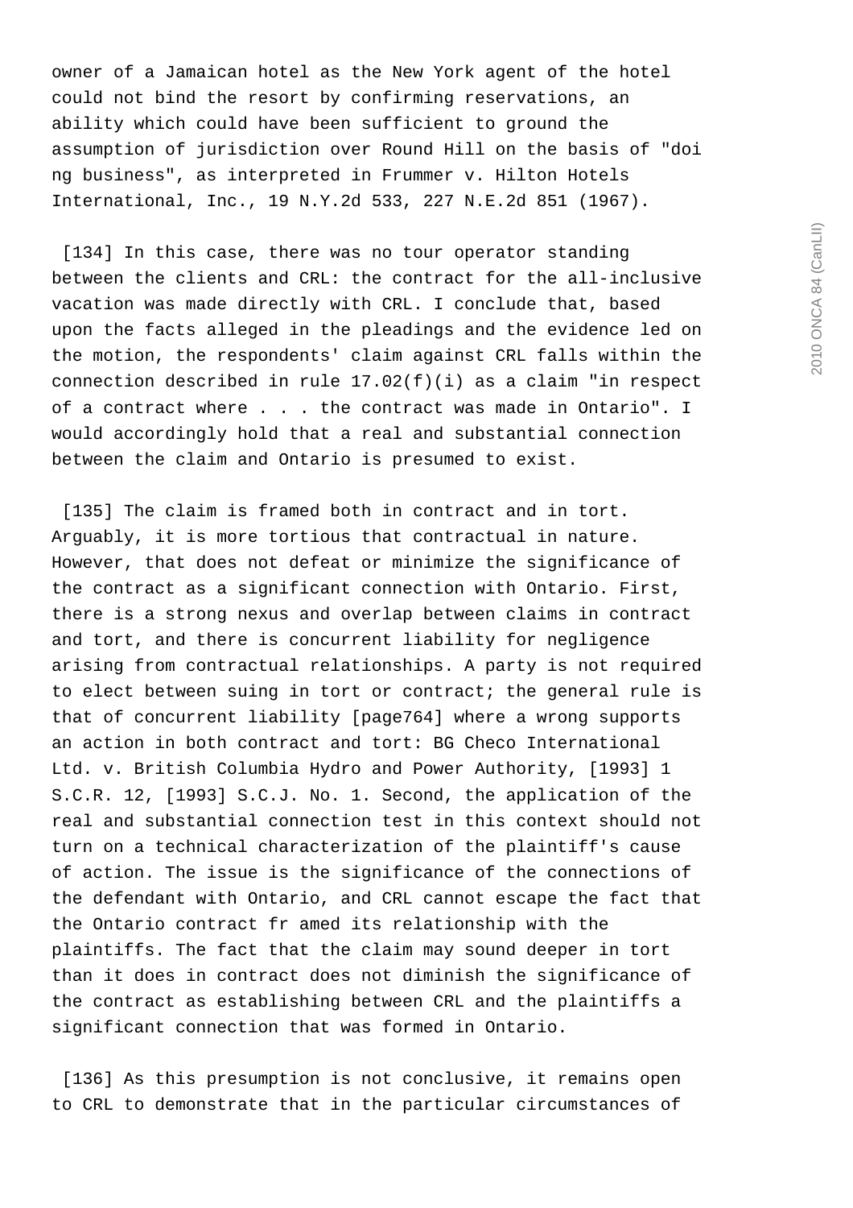owner of a Jamaican hotel as the New York agent of the hotel could not bind the resort by confirming reservations, an ability which could have been sufficient to ground the assumption of jurisdiction over Round Hill on the basis of "doi ng business", as interpreted in Frummer v. Hilton Hotels International, Inc., 19 N.Y.2d 533, 227 N.E.2d 851 (1967).

[134] In this case, there was no tour operator standing between the clients and CRL: the contract for the all-inclusive vacation was made directly with CRL. I conclude that, based upon the facts alleged in the pleadings and the evidence led on the motion, the respondents' claim against CRL falls within the connection described in rule 17.02(f)(i) as a claim "in respect of a contract where . . . the contract was made in Ontario". I would accordingly hold that a real and substantial connection between the claim and Ontario is presumed to exist.

[135] The claim is framed both in contract and in tort. Arguably, it is more tortious that contractual in nature. However, that does not defeat or minimize the significance of the contract as a significant connection with Ontario. First, there is a strong nexus and overlap between claims in contract and tort, and there is concurrent liability for negligence arising from contractual relationships. A party is not required to elect between suing in tort or contract; the general rule is that of concurrent liability [page764] where a wrong supports an action in both contract and tort: BG Checo International Ltd. v. British Columbia Hydro and Power Authority, [1993] 1 S.C.R. 12, [1993] S.C.J. No. 1. Second, the application of the real and substantial connection test in this context should not turn on a technical characterization of the plaintiff's cause of action. The issue is the significance of the connections of the defendant with Ontario, and CRL cannot escape the fact that the Ontario contract fr amed its relationship with the plaintiffs. The fact that the claim may sound deeper in tort than it does in contract does not diminish the significance of the contract as establishing between CRL and the plaintiffs a significant connection that was formed in Ontario.

[136] As this presumption is not conclusive, it remains open to CRL to demonstrate that in the particular circumstances of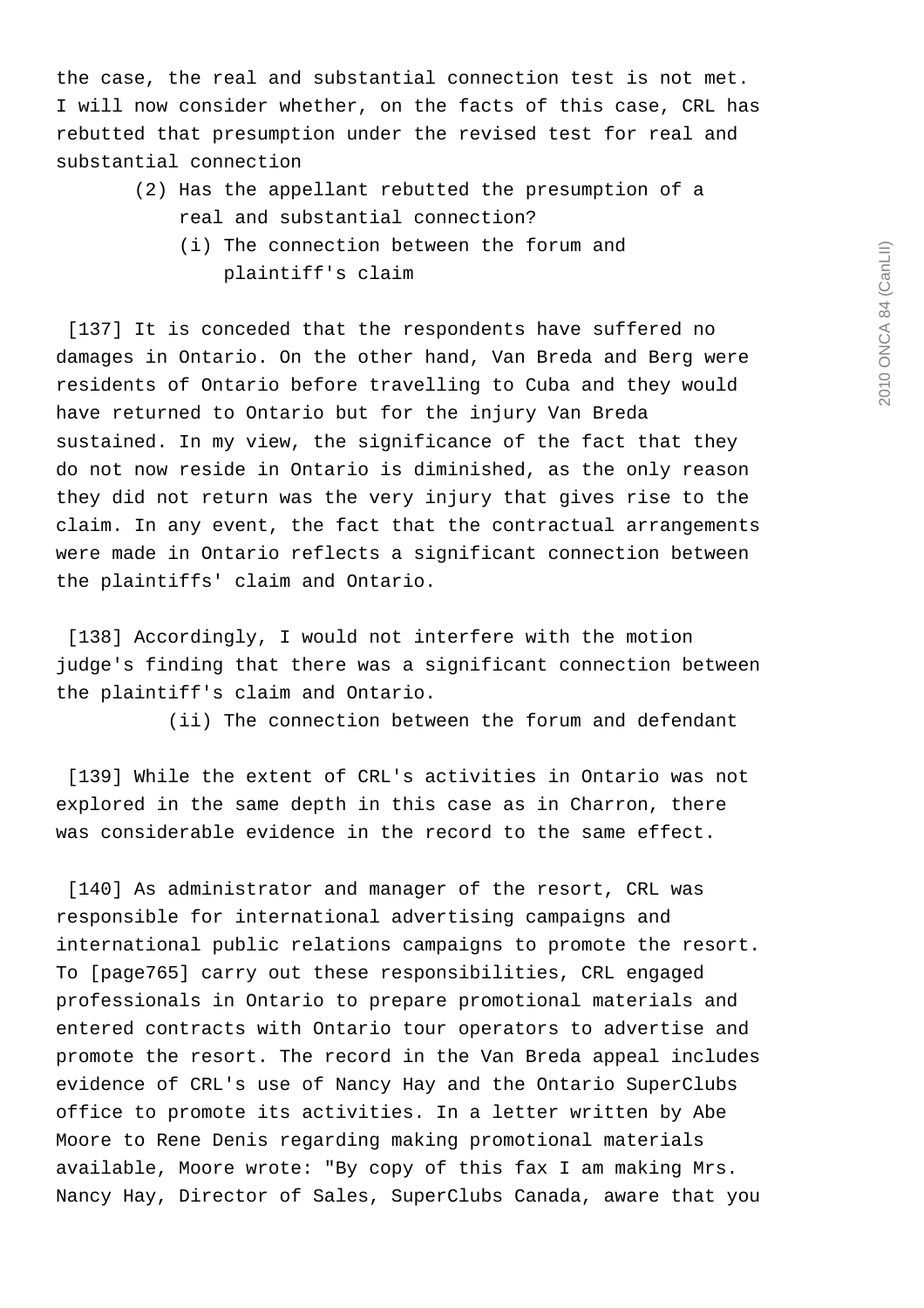the case, the real and substantial connection test is not met. I will now consider whether, on the facts of this case, CRL has rebutted that presumption under the revised test for real and substantial connection

(2) Has the appellant rebutted the presumption of a real and substantial connection?

(i) The connection between the forum and plaintiff's claim

[137] It is conceded that the respondents have suffered no damages in Ontario. On the other hand, Van Breda and Berg were residents of Ontario before travelling to Cuba and they would have returned to Ontario but for the injury Van Breda sustained. In my view, the significance of the fact that they do not now reside in Ontario is diminished, as the only reason they did not return was the very injury that gives rise to the claim. In any event, the fact that the contractual arrangements were made in Ontario reflects a significant connection between the plaintiffs' claim and Ontario.

[138] Accordingly, I would not interfere with the motion judge's finding that there was a significant connection between the plaintiff's claim and Ontario.

(ii) The connection between the forum and defendant

[139] While the extent of CRL's activities in Ontario was not explored in the same depth in this case as in Charron, there was considerable evidence in the record to the same effect.

[140] As administrator and manager of the resort, CRL was responsible for international advertising campaigns and international public relations campaigns to promote the resort. To [page765] carry out these responsibilities, CRL engaged professionals in Ontario to prepare promotional materials and entered contracts with Ontario tour operators to advertise and promote the resort. The record in the Van Breda appeal includes evidence of CRL's use of Nancy Hay and the Ontario SuperClubs office to promote its activities. In a letter written by Abe Moore to Rene Denis regarding making promotional materials available, Moore wrote: "By copy of this fax I am making Mrs. Nancy Hay, Director of Sales, SuperClubs Canada, aware that you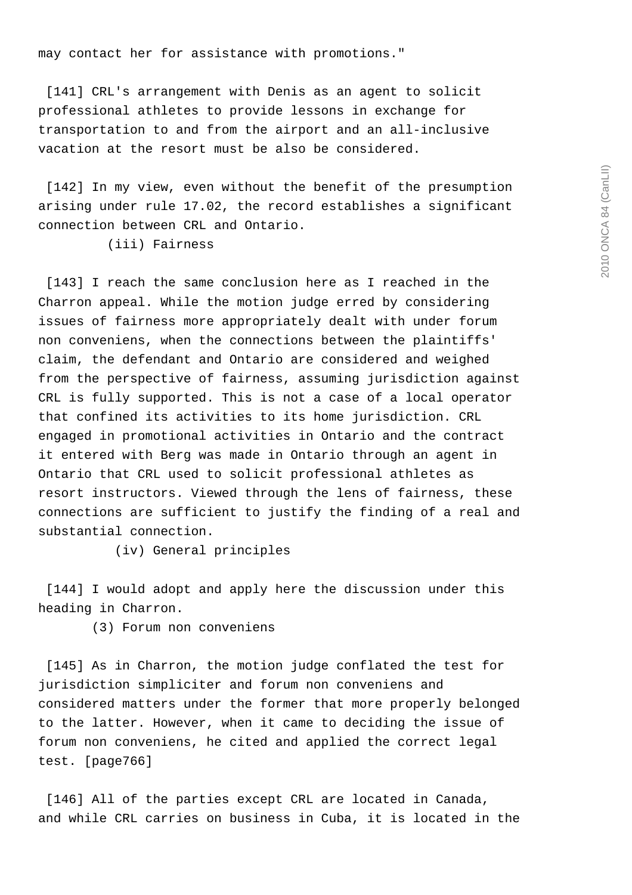may contact her for assistance with promotions."

[141] CRL's arrangement with Denis as an agent to solicit professional athletes to provide lessons in exchange for transportation to and from the airport and an all-inclusive vacation at the resort must be also be considered.

[142] In my view, even without the benefit of the presumption arising under rule 17.02, the record establishes a significant connection between CRL and Ontario.

(iii) Fairness

[143] I reach the same conclusion here as I reached in the Charron appeal. While the motion judge erred by considering issues of fairness more appropriately dealt with under forum non conveniens, when the connections between the plaintiffs' claim, the defendant and Ontario are considered and weighed from the perspective of fairness, assuming jurisdiction against CRL is fully supported. This is not a case of a local operator that confined its activities to its home jurisdiction. CRL engaged in promotional activities in Ontario and the contract it entered with Berg was made in Ontario through an agent in Ontario that CRL used to solicit professional athletes as resort instructors. Viewed through the lens of fairness, these connections are sufficient to justify the finding of a real and substantial connection.

(iv) General principles

[144] I would adopt and apply here the discussion under this heading in Charron.

(3) Forum non conveniens

[145] As in Charron, the motion judge conflated the test for jurisdiction simpliciter and forum non conveniens and considered matters under the former that more properly belonged to the latter. However, when it came to deciding the issue of forum non conveniens, he cited and applied the correct legal test. [page766]

[146] All of the parties except CRL are located in Canada, and while CRL carries on business in Cuba, it is located in the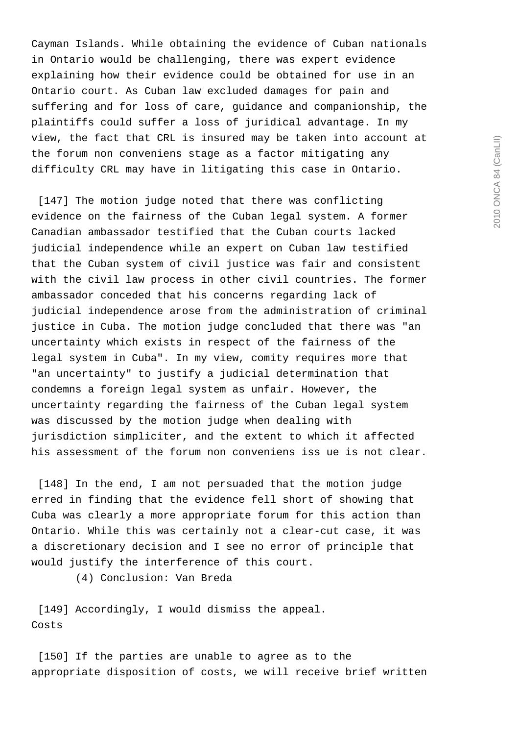Cayman Islands. While obtaining the evidence of Cuban nationals in Ontario would be challenging, there was expert evidence explaining how their evidence could be obtained for use in an Ontario court. As Cuban law excluded damages for pain and suffering and for loss of care, guidance and companionship, the plaintiffs could suffer a loss of juridical advantage. In my view, the fact that CRL is insured may be taken into account at the forum non conveniens stage as a factor mitigating any difficulty CRL may have in litigating this case in Ontario.

[147] The motion judge noted that there was conflicting evidence on the fairness of the Cuban legal system. A former Canadian ambassador testified that the Cuban courts lacked judicial independence while an expert on Cuban law testified that the Cuban system of civil justice was fair and consistent with the civil law process in other civil countries. The former ambassador conceded that his concerns regarding lack of judicial independence arose from the administration of criminal justice in Cuba. The motion judge concluded that there was "an uncertainty which exists in respect of the fairness of the legal system in Cuba". In my view, comity requires more that "an uncertainty" to justify a judicial determination that condemns a foreign legal system as unfair. However, the uncertainty regarding the fairness of the Cuban legal system was discussed by the motion judge when dealing with jurisdiction simpliciter, and the extent to which it affected his assessment of the forum non conveniens iss ue is not clear.

[148] In the end, I am not persuaded that the motion judge erred in finding that the evidence fell short of showing that Cuba was clearly a more appropriate forum for this action than Ontario. While this was certainly not a clear-cut case, it was a discretionary decision and I see no error of principle that would justify the interference of this court.

(4) Conclusion: Van Breda

[149] Accordingly, I would dismiss the appeal.

Costs

[150] If the parties are unable to agree as to the appropriate disposition of costs, we will receive brief written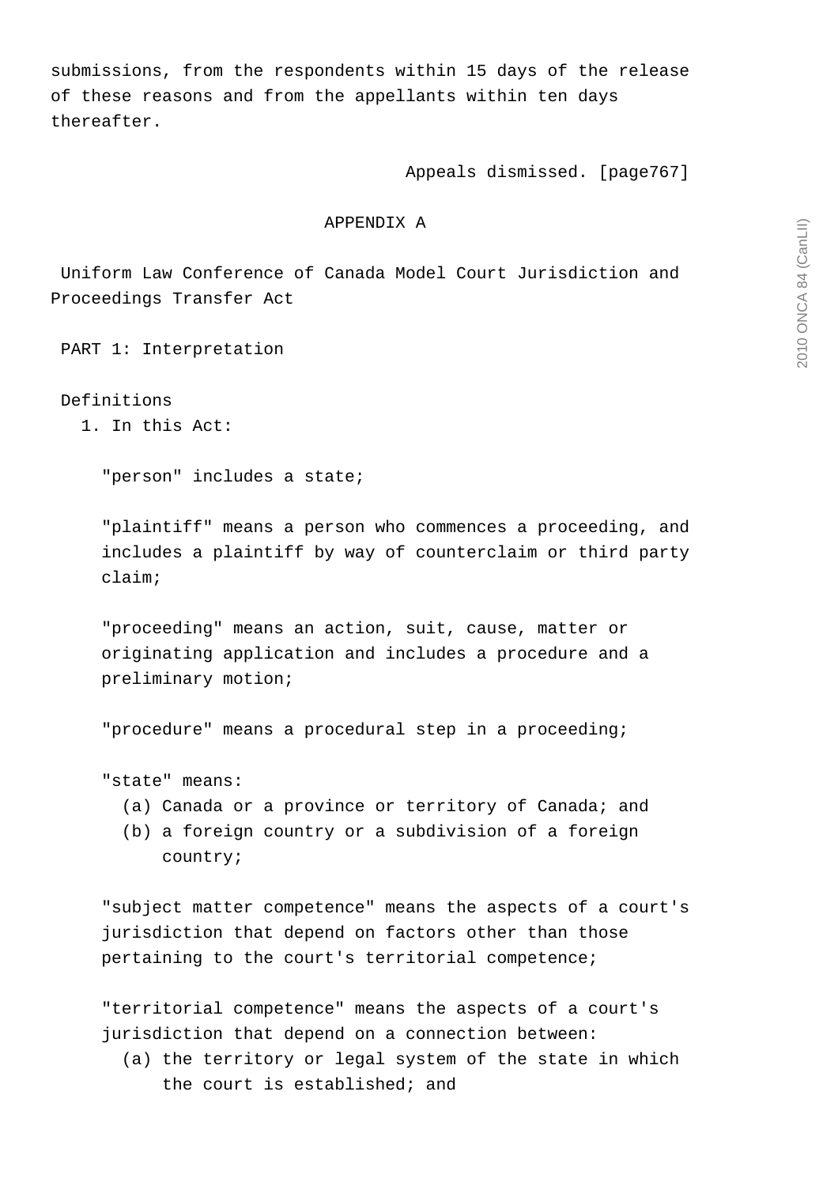submissions, from the respondents within 15 days of the release of these reasons and from the appellants within ten days thereafter.

Appeals dismissed. [page767]

## APPENDIX A

### Uniform Law Conference of Canada Model Court Jurisdiction and Proceedings Transfer Act

#### PART 1: Interpretation

Definitions

1. In this Act:

   "person" includes a state;

   "plaintiff" means a person who commences a proceeding, and includes a plaintiff by way of counterclaim or third party claim;

   "proceeding" means an action, suit, cause, matter or originating application and includes a procedure and a preliminary motion;

   "procedure" means a procedural step in a proceeding;

   "state" means:
   (a) Canada or a province or territory of Canada; and
   (b) a foreign country or a subdivision of a foreign country;

   "subject matter competence" means the aspects of a court's jurisdiction that depend on factors other than those pertaining to the court's territorial competence;

   "territorial competence" means the aspects of a court's jurisdiction that depend on a connection between:
   (a) the territory or legal system of the state in which the court is established; and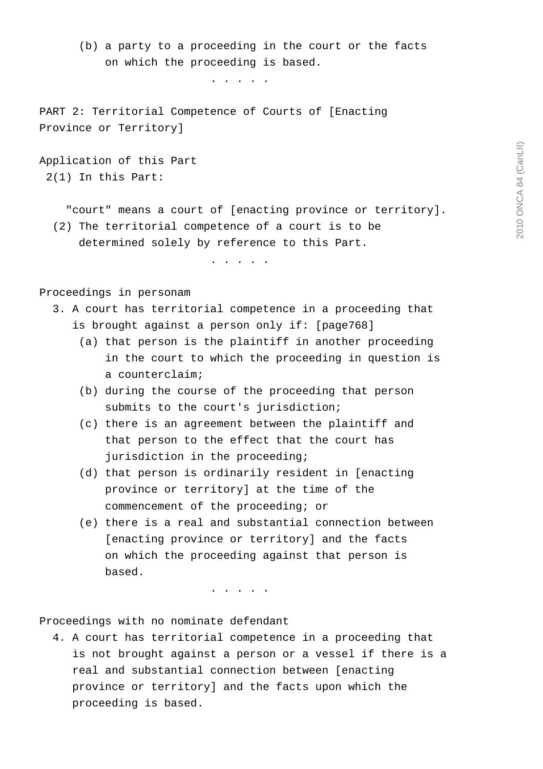(b) a party to a proceeding in the court or the facts on which the proceeding is based.

. . . . .

PART 2: Territorial Competence of Courts of [Enacting Province or Territory]

Application of this Part

2(1) In this Part:

"court" means a court of [enacting province or territory].

(2) The territorial competence of a court is to be determined solely by reference to this Part.

. . . . .

Proceedings in personam

3. A court has territorial competence in a proceeding that is brought against a person only if: [page768]

(a) that person is the plaintiff in another proceeding in the court to which the proceeding in question is a counterclaim;

(b) during the course of the proceeding that person submits to the court's jurisdiction;

(c) there is an agreement between the plaintiff and that person to the effect that the court has jurisdiction in the proceeding;

(d) that person is ordinarily resident in [enacting province or territory] at the time of the commencement of the proceeding; or

(e) there is a real and substantial connection between [enacting province or territory] and the facts on which the proceeding against that person is based.

. . . . .

Proceedings with no nominate defendant

4. A court has territorial competence in a proceeding that is not brought against a person or a vessel if there is a real and substantial connection between [enacting province or territory] and the facts upon which the proceeding is based.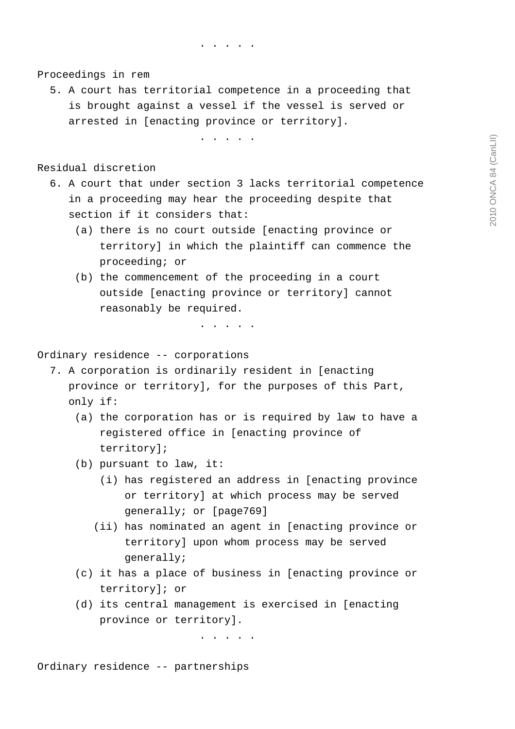. . . . .

Proceedings in rem

5. A court has territorial competence in a proceeding that is brought against a vessel if the vessel is served or arrested in [enacting province or territory].

. . . . .

Residual discretion

6. A court that under section 3 lacks territorial competence in a proceeding may hear the proceeding despite that section if it considers that:

   (a) there is no court outside [enacting province or territory] in which the plaintiff can commence the proceeding; or

   (b) the commencement of the proceeding in a court outside [enacting province or territory] cannot reasonably be required.

. . . . .

Ordinary residence -- corporations

7. A corporation is ordinarily resident in [enacting province or territory], for the purposes of this Part, only if:

   (a) the corporation has or is required by law to have a registered office in [enacting province of territory];

   (b) pursuant to law, it:

      (i) has registered an address in [enacting province or territory] at which process may be served generally; or [page769]

      (ii) has nominated an agent in [enacting province or territory] upon whom process may be served generally;

   (c) it has a place of business in [enacting province or territory]; or

   (d) its central management is exercised in [enacting province or territory].

. . . . .

Ordinary residence -- partnerships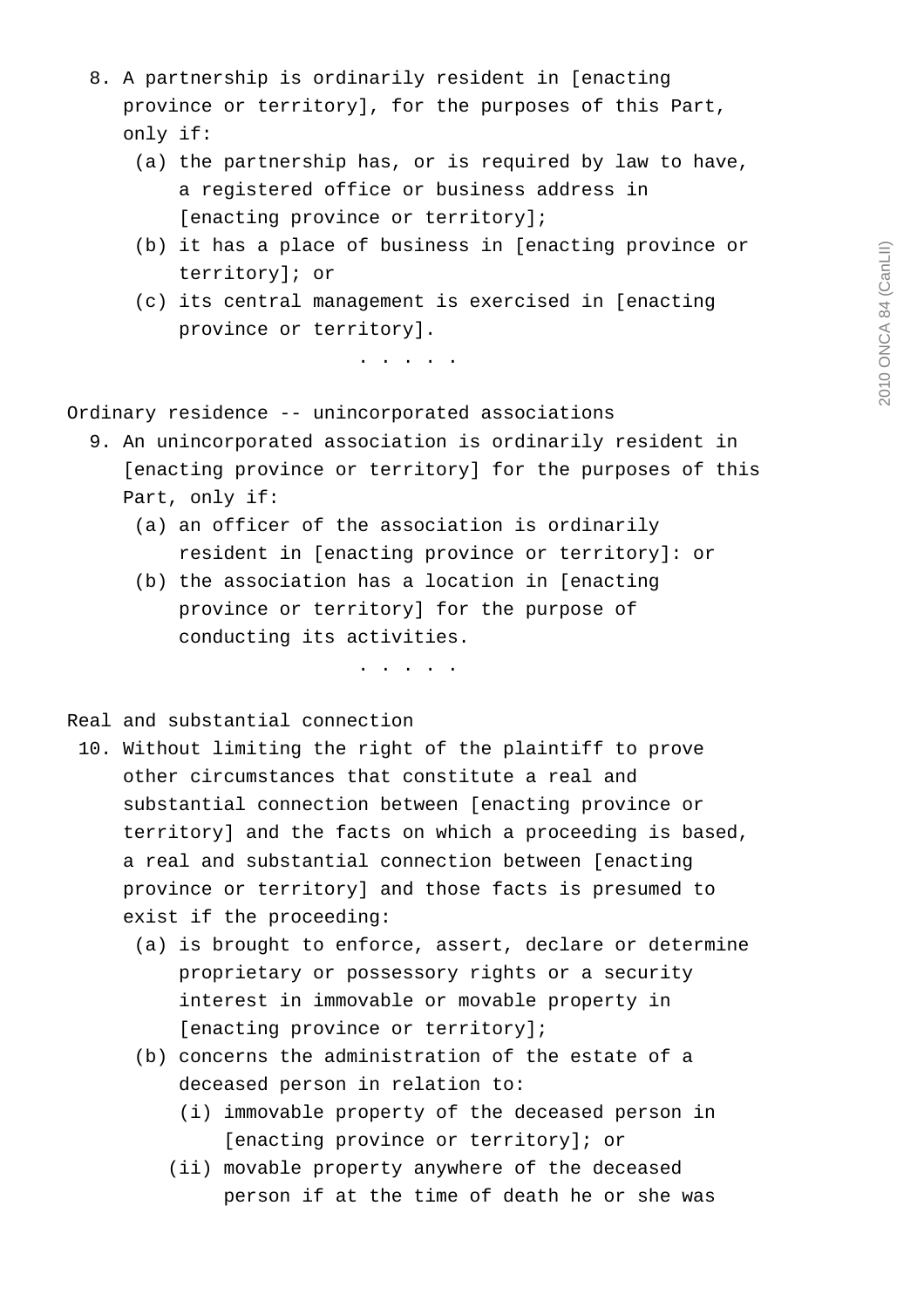8. A partnership is ordinarily resident in [enacting province or territory], for the purposes of this Part, only if:
   (a) the partnership has, or is required by law to have, a registered office or business address in [enacting province or territory];
   (b) it has a place of business in [enacting province or territory]; or
   (c) its central management is exercised in [enacting province or territory].

. . . . .

Ordinary residence -- unincorporated associations

9. An unincorporated association is ordinarily resident in [enacting province or territory] for the purposes of this Part, only if:
   (a) an officer of the association is ordinarily resident in [enacting province or territory]: or
   (b) the association has a location in [enacting province or territory] for the purpose of conducting its activities.

. . . . .

Real and substantial connection

10. Without limiting the right of the plaintiff to prove other circumstances that constitute a real and substantial connection between [enacting province or territory] and the facts on which a proceeding is based, a real and substantial connection between [enacting province or territory] and those facts is presumed to exist if the proceeding:
   (a) is brought to enforce, assert, declare or determine proprietary or possessory rights or a security interest in immovable or movable property in [enacting province or territory];
   (b) concerns the administration of the estate of a deceased person in relation to:
      (i) immovable property of the deceased person in [enacting province or territory]; or
      (ii) movable property anywhere of the deceased person if at the time of death he or she was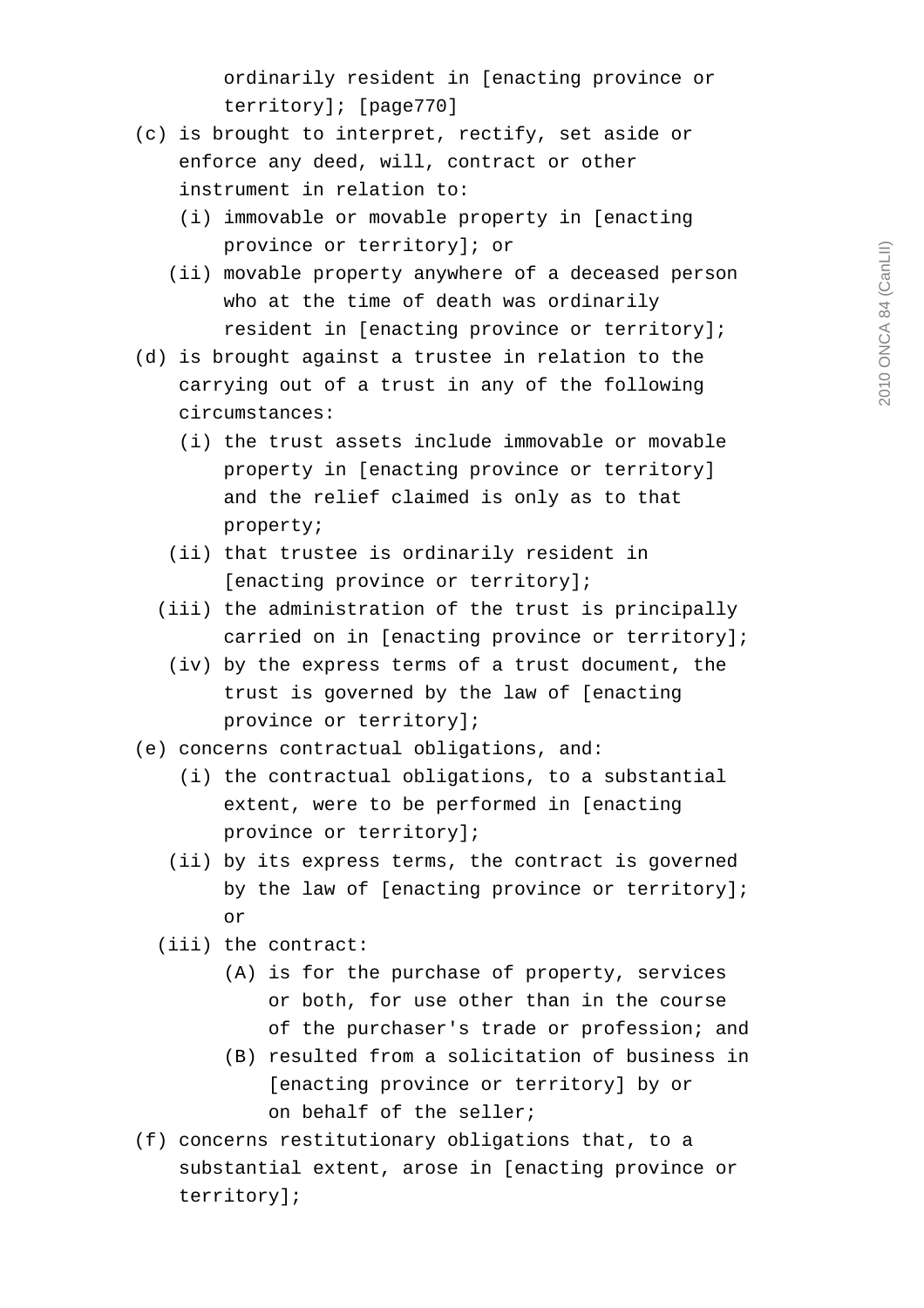ordinarily resident in [enacting province or territory]; [page770]

(c) is brought to interpret, rectify, set aside or enforce any deed, will, contract or other instrument in relation to:

  (i) immovable or movable property in [enacting province or territory]; or

  (ii) movable property anywhere of a deceased person who at the time of death was ordinarily resident in [enacting province or territory];

(d) is brought against a trustee in relation to the carrying out of a trust in any of the following circumstances:

  (i) the trust assets include immovable or movable property in [enacting province or territory] and the relief claimed is only as to that property;

  (ii) that trustee is ordinarily resident in [enacting province or territory];

  (iii) the administration of the trust is principally carried on in [enacting province or territory];

  (iv) by the express terms of a trust document, the trust is governed by the law of [enacting province or territory];

(e) concerns contractual obligations, and:

  (i) the contractual obligations, to a substantial extent, were to be performed in [enacting province or territory];

  (ii) by its express terms, the contract is governed by the law of [enacting province or territory]; or

  (iii) the contract:

    (A) is for the purchase of property, services or both, for use other than in the course of the purchaser's trade or profession; and

    (B) resulted from a solicitation of business in [enacting province or territory] by or on behalf of the seller;

(f) concerns restitutionary obligations that, to a substantial extent, arose in [enacting province or territory];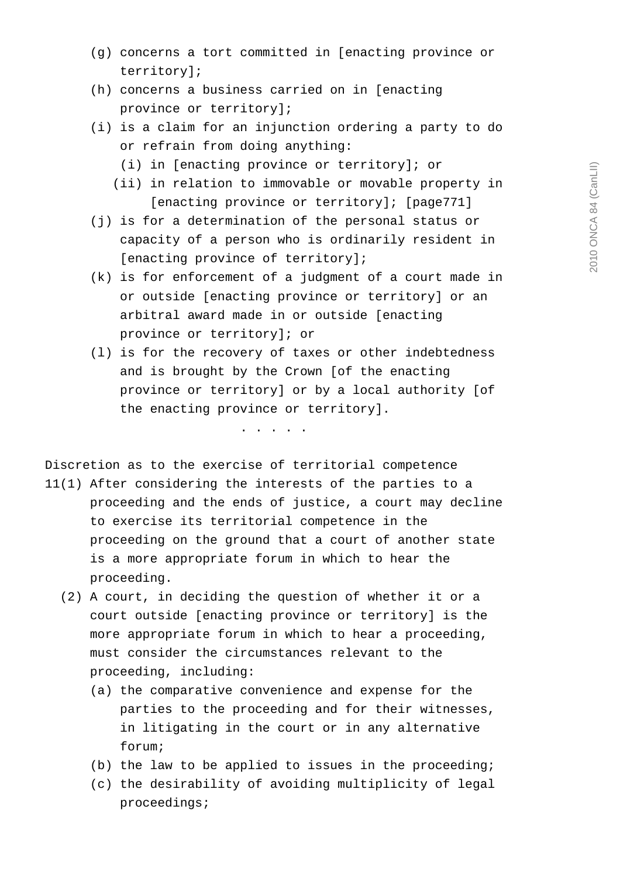(g) concerns a tort committed in [enacting province or territory];

(h) concerns a business carried on in [enacting province or territory];

(i) is a claim for an injunction ordering a party to do or refrain from doing anything:

  (i) in [enacting province or territory]; or

  (ii) in relation to immovable or movable property in [enacting province or territory]; [page771]

(j) is for a determination of the personal status or capacity of a person who is ordinarily resident in [enacting province of territory];

(k) is for enforcement of a judgment of a court made in or outside [enacting province or territory] or an arbitral award made in or outside [enacting province or territory]; or

(l) is for the recovery of taxes or other indebtedness and is brought by the Crown [of the enacting province or territory] or by a local authority [of the enacting province or territory].

. . . . .

Discretion as to the exercise of territorial competence

11(1) After considering the interests of the parties to a proceeding and the ends of justice, a court may decline to exercise its territorial competence in the proceeding on the ground that a court of another state is a more appropriate forum in which to hear the proceeding.

(2) A court, in deciding the question of whether it or a court outside [enacting province or territory] is the more appropriate forum in which to hear a proceeding, must consider the circumstances relevant to the proceeding, including:

(a) the comparative convenience and expense for the parties to the proceeding and for their witnesses, in litigating in the court or in any alternative forum;

(b) the law to be applied to issues in the proceeding;

(c) the desirability of avoiding multiplicity of legal proceedings;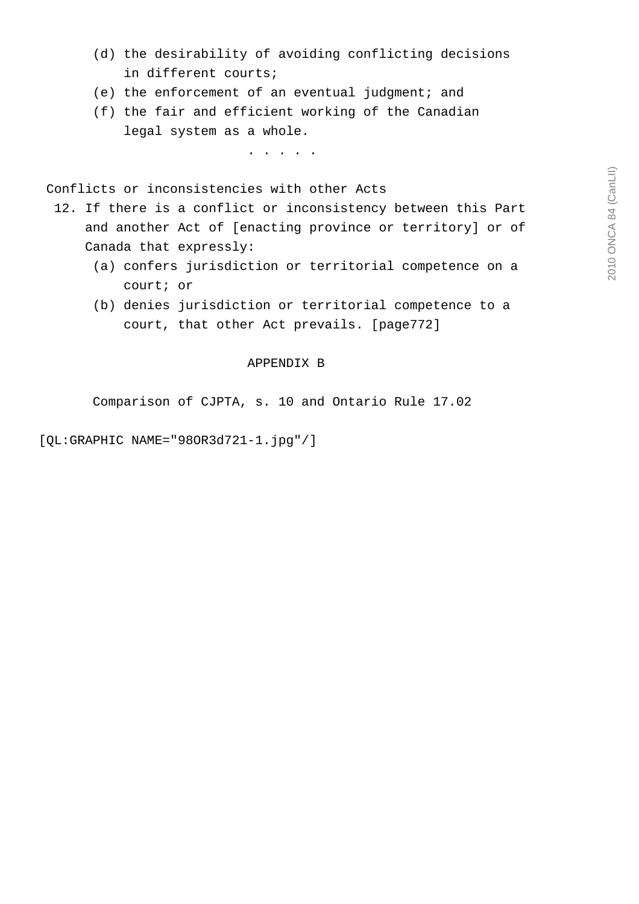(d) the desirability of avoiding conflicting decisions in different courts;

(e) the enforcement of an eventual judgment; and

(f) the fair and efficient working of the Canadian legal system as a whole.

. . . . .

Conflicts or inconsistencies with other Acts

12. If there is a conflict or inconsistency between this Part and another Act of [enacting province or territory] or of Canada that expressly:

(a) confers jurisdiction or territorial competence on a court; or

(b) denies jurisdiction or territorial competence to a court, that other Act prevails. [page772]

APPENDIX B

Comparison of CJPTA, s. 10 and Ontario Rule 17.02

[QL:GRAPHIC NAME="98OR3d721-1.jpg"/]